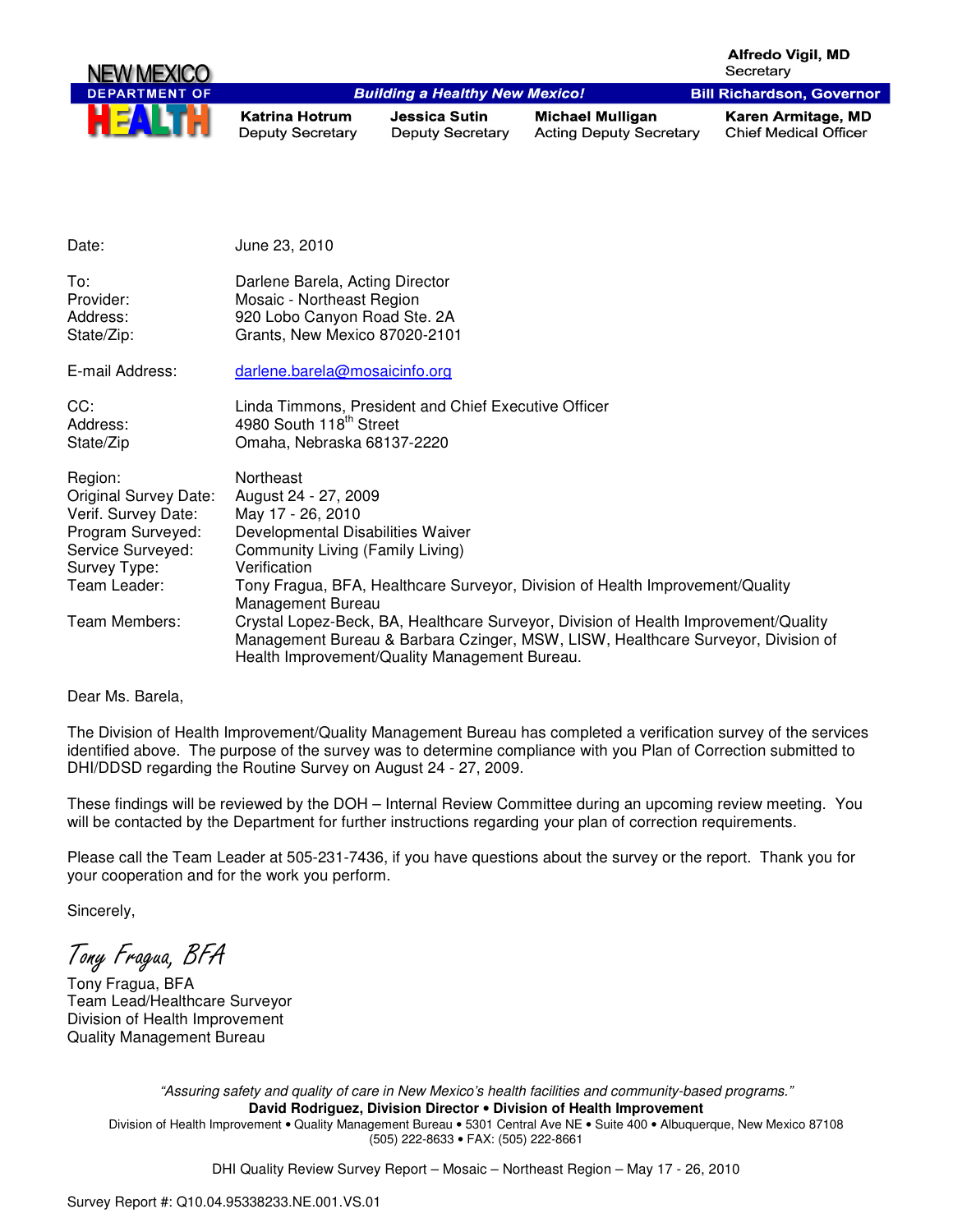**NEW MEXICO DEPARTMENT OF HEALTH**

*Building a Healthy New Mexico!*

**Alfredo Vigil, MD**
Secretary

**Bill Richardson, Governor**

| **Katrina Hotrum** | **Jessica Sutin** | **Michael Mulligan** | **Karen Armitage, MD** |
|---|---|---|---|
| Deputy Secretary | Deputy Secretary | Acting Deputy Secretary | Chief Medical Officer |

| | |
|---|---|
| Date: | June 23, 2010 |
| To: | Darlene Barela, Acting Director |
| Provider: | Mosaic - Northeast Region |
| Address: | 920 Lobo Canyon Road Ste. 2A |
| State/Zip: | Grants, New Mexico 87020-2101 |
| E-mail Address: | darlene.barela@mosaicinfo.org |
| CC: | Linda Timmons, President and Chief Executive Officer |
| Address: | 4980 South 118th Street |
| State/Zip | Omaha, Nebraska 68137-2220 |
| Region: | Northeast |
| Original Survey Date: | August 24 - 27, 2009 |
| Verif. Survey Date: | May 17 - 26, 2010 |
| Program Surveyed: | Developmental Disabilities Waiver |
| Service Surveyed: | Community Living (Family Living) |
| Survey Type: | Verification |
| Team Leader: | Tony Fragua, BFA, Healthcare Surveyor, Division of Health Improvement/Quality Management Bureau |
| Team Members: | Crystal Lopez-Beck, BA, Healthcare Surveyor, Division of Health Improvement/Quality Management Bureau & Barbara Czinger, MSW, LISW, Healthcare Surveyor, Division of Health Improvement/Quality Management Bureau. |

Dear Ms. Barela,

The Division of Health Improvement/Quality Management Bureau has completed a verification survey of the services identified above. The purpose of the survey was to determine compliance with you Plan of Correction submitted to DHI/DDSD regarding the Routine Survey on August 24 - 27, 2009.

These findings will be reviewed by the DOH – Internal Review Committee during an upcoming review meeting. You will be contacted by the Department for further instructions regarding your plan of correction requirements.

Please call the Team Leader at 505-231-7436, if you have questions about the survey or the report. Thank you for your cooperation and for the work you perform.

Sincerely,

*Tony Fragua, BFA*

Tony Fragua, BFA
Team Lead/Healthcare Surveyor
Division of Health Improvement
Quality Management Bureau

*"Assuring safety and quality of care in New Mexico's health facilities and community-based programs."*
**David Rodriguez, Division Director • Division of Health Improvement**
Division of Health Improvement • Quality Management Bureau • 5301 Central Ave NE • Suite 400 • Albuquerque, New Mexico 87108
(505) 222-8633 • FAX: (505) 222-8661

Survey Report #: Q10.04.95338233.NE.001.VS.01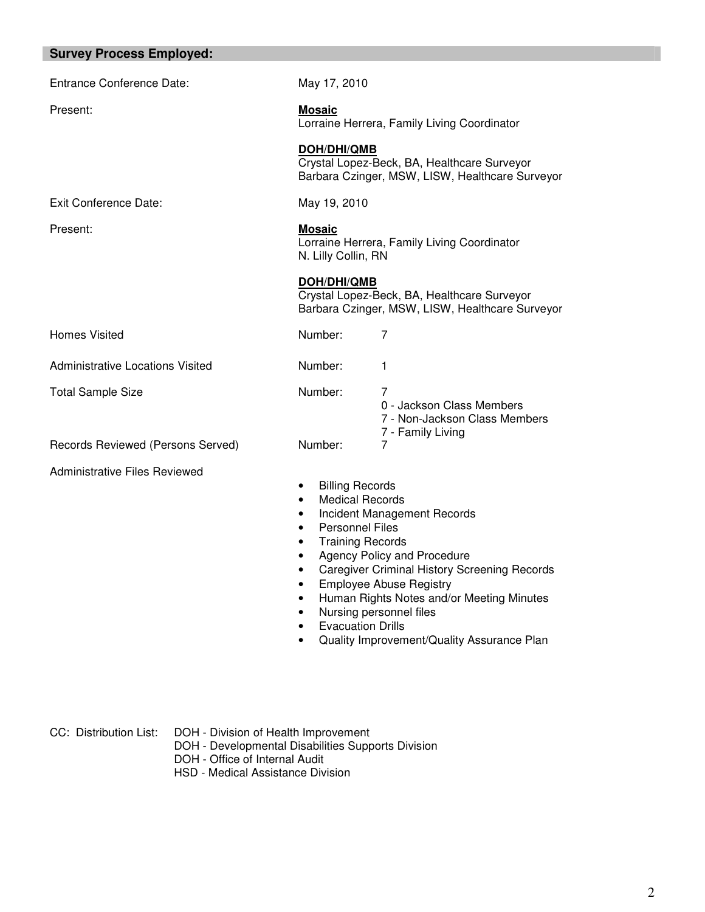## Survey Process Employed:

| | |
|---|---|
| Entrance Conference Date: | May 17, 2010 |
| Present: | **Mosaic**<br>Lorraine Herrera, Family Living Coordinator<br><br>**DOH/DHI/QMB**<br>Crystal Lopez-Beck, BA, Healthcare Surveyor<br>Barbara Czinger, MSW, LISW, Healthcare Surveyor |
| Exit Conference Date: | May 19, 2010 |
| Present: | **Mosaic**<br>Lorraine Herrera, Family Living Coordinator<br>N. Lilly Collin, RN<br><br>**DOH/DHI/QMB**<br>Crystal Lopez-Beck, BA, Healthcare Surveyor<br>Barbara Czinger, MSW, LISW, Healthcare Surveyor |
| Homes Visited | Number: 7 |
| Administrative Locations Visited | Number: 1 |
| Total Sample Size | Number: 7<br>0 - Jackson Class Members<br>7 - Non-Jackson Class Members<br>7 - Family Living |
| Records Reviewed (Persons Served) | Number: 7 |

Administrative Files Reviewed

- Billing Records
- Medical Records
- Incident Management Records
- Personnel Files
- Training Records
- Agency Policy and Procedure
- Caregiver Criminal History Screening Records
- Employee Abuse Registry
- Human Rights Notes and/or Meeting Minutes
- Nursing personnel files
- Evacuation Drills
- Quality Improvement/Quality Assurance Plan

CC: Distribution List:
DOH - Division of Health Improvement
DOH - Developmental Disabilities Supports Division
DOH - Office of Internal Audit
HSD - Medical Assistance Division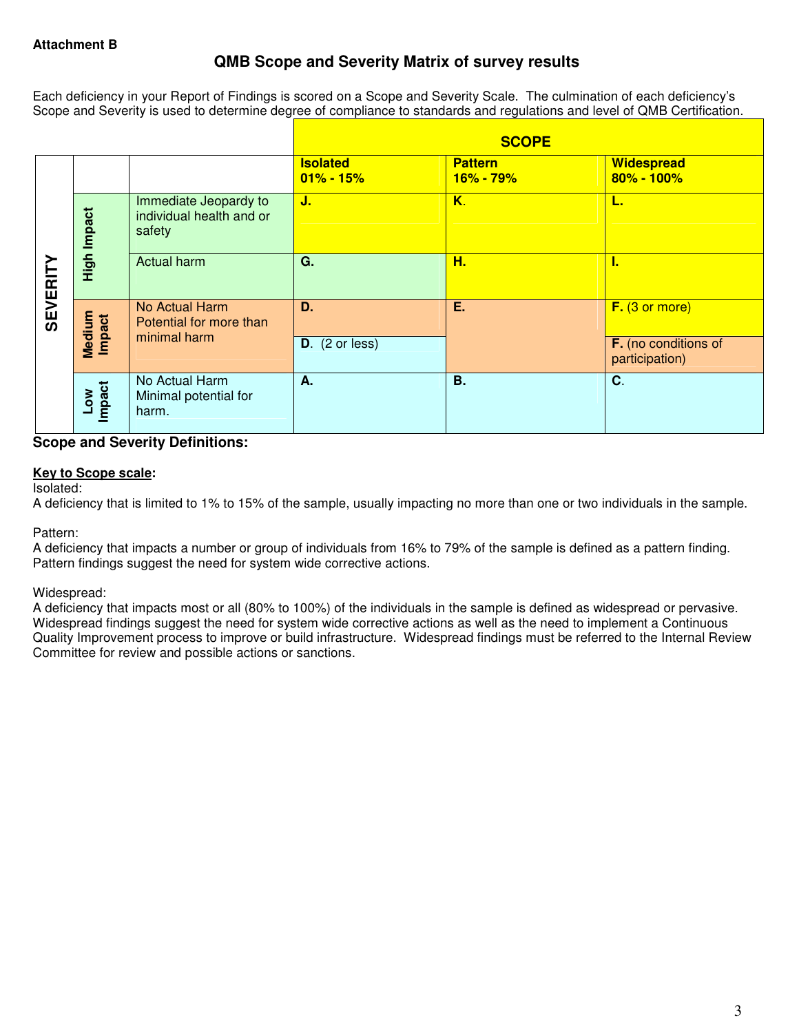**Attachment B**

## QMB Scope and Severity Matrix of survey results

Each deficiency in your Report of Findings is scored on a Scope and Severity Scale. The culmination of each deficiency's Scope and Severity is used to determine degree of compliance to standards and regulations and level of QMB Certification.

| | | | SCOPE | | |
|---|---|---|---|---|---|
| | | | **Isolated 01% - 15%** | **Pattern 16% - 79%** | **Widespread 80% - 100%** |
| **SEVERITY** | **High Impact** | Immediate Jeopardy to individual health and or safety | **J.** | **K.** | **L.** |
| | **High Impact** | Actual harm | **G.** | **H.** | **I.** |
| | **Medium Impact** | No Actual Harm Potential for more than minimal harm | **D.** | **E.** | **F.** (3 or more) |
| | **Medium Impact** | | **D.** (2 or less) | | **F.** (no conditions of participation) |
| | **Low Impact** | No Actual Harm Minimal potential for harm. | **A.** | **B.** | **C.** |

### Scope and Severity Definitions:

**Key to Scope scale:**

Isolated:
A deficiency that is limited to 1% to 15% of the sample, usually impacting no more than one or two individuals in the sample.

Pattern:
A deficiency that impacts a number or group of individuals from 16% to 79% of the sample is defined as a pattern finding. Pattern findings suggest the need for system wide corrective actions.

Widespread:
A deficiency that impacts most or all (80% to 100%) of the individuals in the sample is defined as widespread or pervasive. Widespread findings suggest the need for system wide corrective actions as well as the need to implement a Continuous Quality Improvement process to improve or build infrastructure. Widespread findings must be referred to the Internal Review Committee for review and possible actions or sanctions.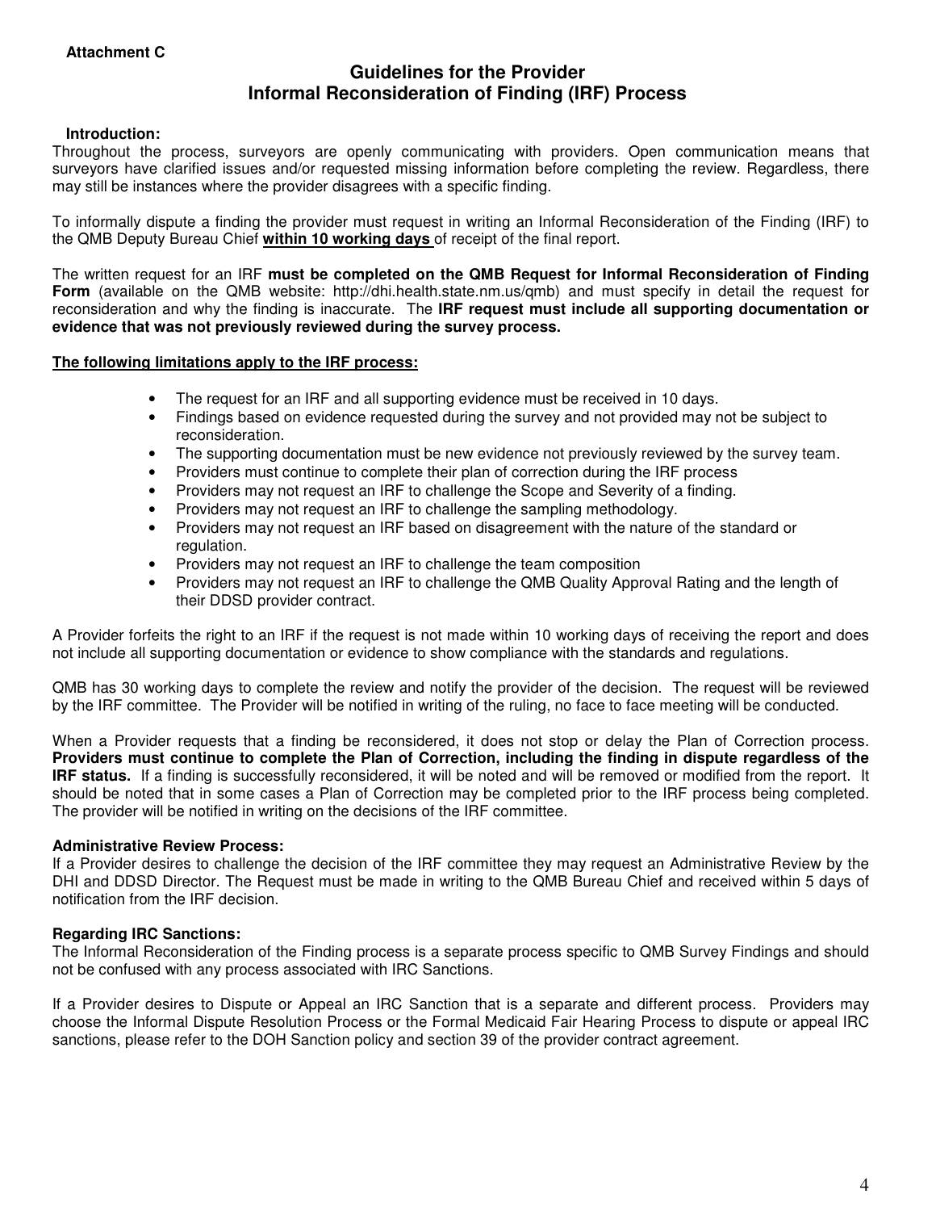**Attachment C**

# Guidelines for the Provider Informal Reconsideration of Finding (IRF) Process

**Introduction:**

Throughout the process, surveyors are openly communicating with providers. Open communication means that surveyors have clarified issues and/or requested missing information before completing the review. Regardless, there may still be instances where the provider disagrees with a specific finding.

To informally dispute a finding the provider must request in writing an Informal Reconsideration of the Finding (IRF) to the QMB Deputy Bureau Chief **<u>within 10 working days</u>** of receipt of the final report.

The written request for an IRF **must be completed on the QMB Request for Informal Reconsideration of Finding Form** (available on the QMB website: http://dhi.health.state.nm.us/qmb) and must specify in detail the request for reconsideration and why the finding is inaccurate. The **IRF request must include all supporting documentation or evidence that was not previously reviewed during the survey process.**

**<u>The following limitations apply to the IRF process:</u>**

- The request for an IRF and all supporting evidence must be received in 10 days.
- Findings based on evidence requested during the survey and not provided may not be subject to reconsideration.
- The supporting documentation must be new evidence not previously reviewed by the survey team.
- Providers must continue to complete their plan of correction during the IRF process
- Providers may not request an IRF to challenge the Scope and Severity of a finding.
- Providers may not request an IRF to challenge the sampling methodology.
- Providers may not request an IRF based on disagreement with the nature of the standard or regulation.
- Providers may not request an IRF to challenge the team composition
- Providers may not request an IRF to challenge the QMB Quality Approval Rating and the length of their DDSD provider contract.

A Provider forfeits the right to an IRF if the request is not made within 10 working days of receiving the report and does not include all supporting documentation or evidence to show compliance with the standards and regulations.

QMB has 30 working days to complete the review and notify the provider of the decision. The request will be reviewed by the IRF committee. The Provider will be notified in writing of the ruling, no face to face meeting will be conducted.

When a Provider requests that a finding be reconsidered, it does not stop or delay the Plan of Correction process. **Providers must continue to complete the Plan of Correction, including the finding in dispute regardless of the IRF status.** If a finding is successfully reconsidered, it will be noted and will be removed or modified from the report. It should be noted that in some cases a Plan of Correction may be completed prior to the IRF process being completed. The provider will be notified in writing on the decisions of the IRF committee.

**Administrative Review Process:**

If a Provider desires to challenge the decision of the IRF committee they may request an Administrative Review by the DHI and DDSD Director. The Request must be made in writing to the QMB Bureau Chief and received within 5 days of notification from the IRF decision.

**Regarding IRC Sanctions:**

The Informal Reconsideration of the Finding process is a separate process specific to QMB Survey Findings and should not be confused with any process associated with IRC Sanctions.

If a Provider desires to Dispute or Appeal an IRC Sanction that is a separate and different process. Providers may choose the Informal Dispute Resolution Process or the Formal Medicaid Fair Hearing Process to dispute or appeal IRC sanctions, please refer to the DOH Sanction policy and section 39 of the provider contract agreement.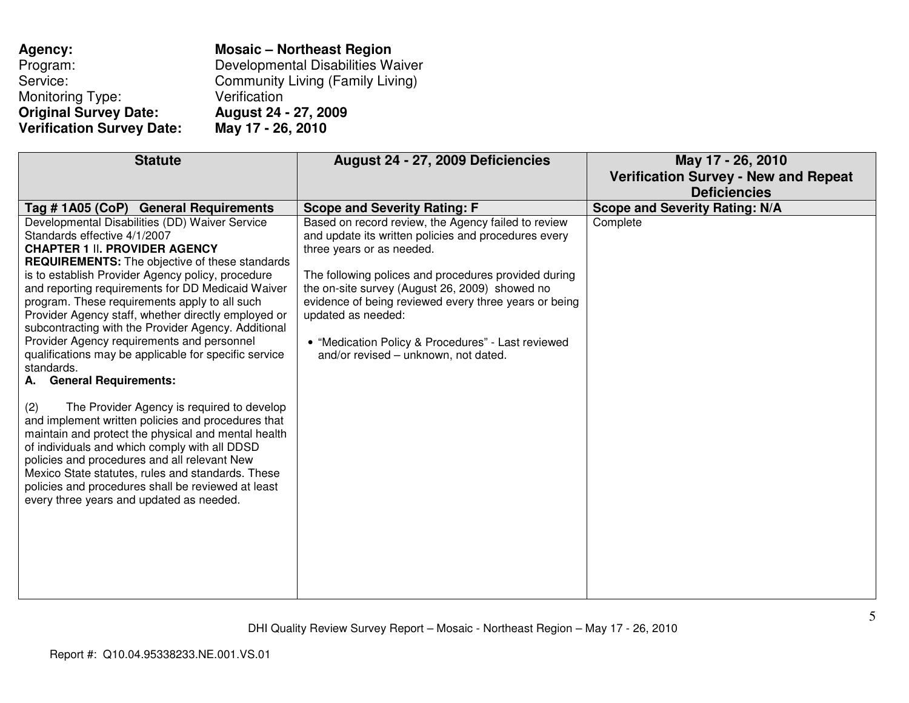**Agency:** **Mosaic – Northeast Region**
Program: Developmental Disabilities Waiver
Service: Community Living (Family Living)
Monitoring Type: Verification
**Original Survey Date:** **August 24 - 27, 2009**
**Verification Survey Date:** **May 17 - 26, 2010**

| Statute | August 24 - 27, 2009 Deficiencies | May 17 - 26, 2010 Verification Survey - New and Repeat Deficiencies |
|---|---|---|
| **Tag # 1A05 (CoP) General Requirements** | **Scope and Severity Rating: F** | **Scope and Severity Rating: N/A** |
| Developmental Disabilities (DD) Waiver Service Standards effective 4/1/2007<br>**CHAPTER 1 II. PROVIDER AGENCY REQUIREMENTS:** The objective of these standards is to establish Provider Agency policy, procedure and reporting requirements for DD Medicaid Waiver program. These requirements apply to all such Provider Agency staff, whether directly employed or subcontracting with the Provider Agency. Additional Provider Agency requirements and personnel qualifications may be applicable for specific service standards.<br>**A. General Requirements:**<br><br>(2) The Provider Agency is required to develop and implement written policies and procedures that maintain and protect the physical and mental health of individuals and which comply with all DDSD policies and procedures and all relevant New Mexico State statutes, rules and standards. These policies and procedures shall be reviewed at least every three years and updated as needed. | Based on record review, the Agency failed to review and update its written policies and procedures every three years or as needed.<br><br>The following polices and procedures provided during the on-site survey (August 26, 2009) showed no evidence of being reviewed every three years or being updated as needed:<br><br>• "Medication Policy & Procedures" - Last reviewed and/or revised – unknown, not dated. | Complete |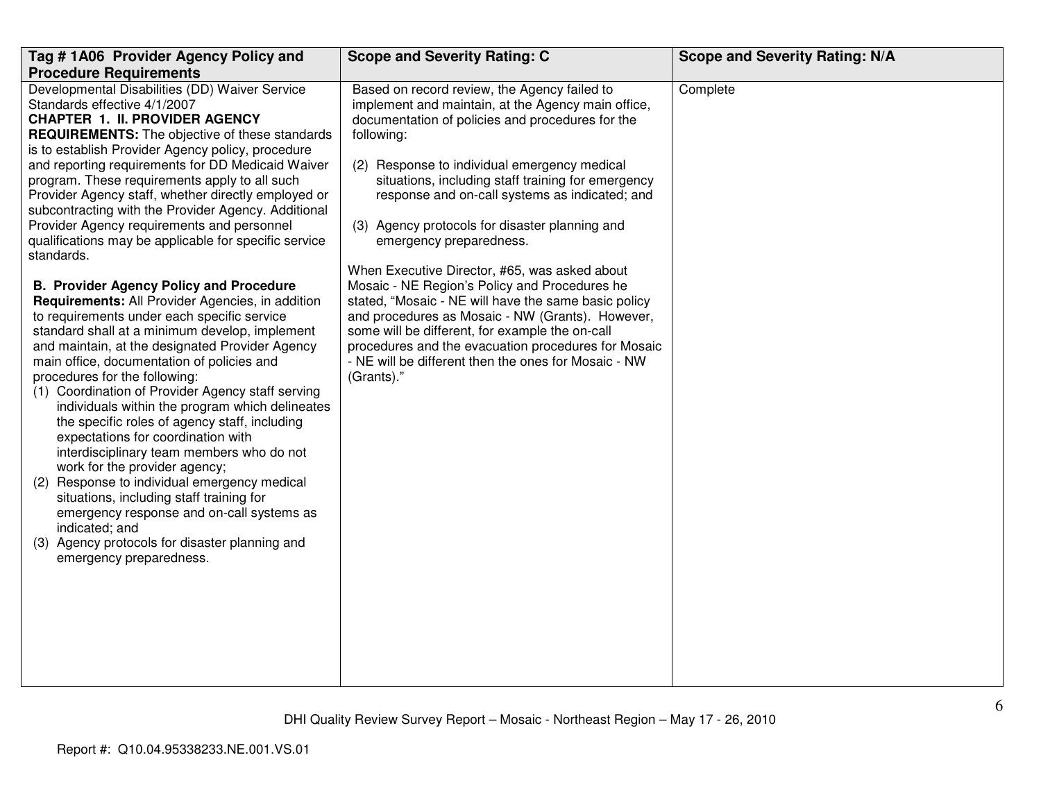| Tag # 1A06 Provider Agency Policy and Procedure Requirements | Scope and Severity Rating: C | Scope and Severity Rating: N/A |
|---|---|---|
| Developmental Disabilities (DD) Waiver Service Standards effective 4/1/2007<br>**CHAPTER 1. II. PROVIDER AGENCY REQUIREMENTS:** The objective of these standards is to establish Provider Agency policy, procedure and reporting requirements for DD Medicaid Waiver program. These requirements apply to all such Provider Agency staff, whether directly employed or subcontracting with the Provider Agency. Additional Provider Agency requirements and personnel qualifications may be applicable for specific service standards.<br><br>**B. Provider Agency Policy and Procedure Requirements:** All Provider Agencies, in addition to requirements under each specific service standard shall at a minimum develop, implement and maintain, at the designated Provider Agency main office, documentation of policies and procedures for the following:<br>(1) Coordination of Provider Agency staff serving individuals within the program which delineates the specific roles of agency staff, including expectations for coordination with interdisciplinary team members who do not work for the provider agency;<br>(2) Response to individual emergency medical situations, including staff training for emergency response and on-call systems as indicated; and<br>(3) Agency protocols for disaster planning and emergency preparedness. | Based on record review, the Agency failed to implement and maintain, at the Agency main office, documentation of policies and procedures for the following:<br><br>(2) Response to individual emergency medical situations, including staff training for emergency response and on-call systems as indicated; and<br><br>(3) Agency protocols for disaster planning and emergency preparedness.<br><br>When Executive Director, #65, was asked about Mosaic - NE Region's Policy and Procedures he stated, "Mosaic - NE will have the same basic policy and procedures as Mosaic - NW (Grants). However, some will be different, for example the on-call procedures and the evacuation procedures for Mosaic - NE will be different then the ones for Mosaic - NW (Grants)." | Complete |

DHI Quality Review Survey Report – Mosaic - Northeast Region – May 17 - 26, 2010

Report #: Q10.04.95338233.NE.001.VS.01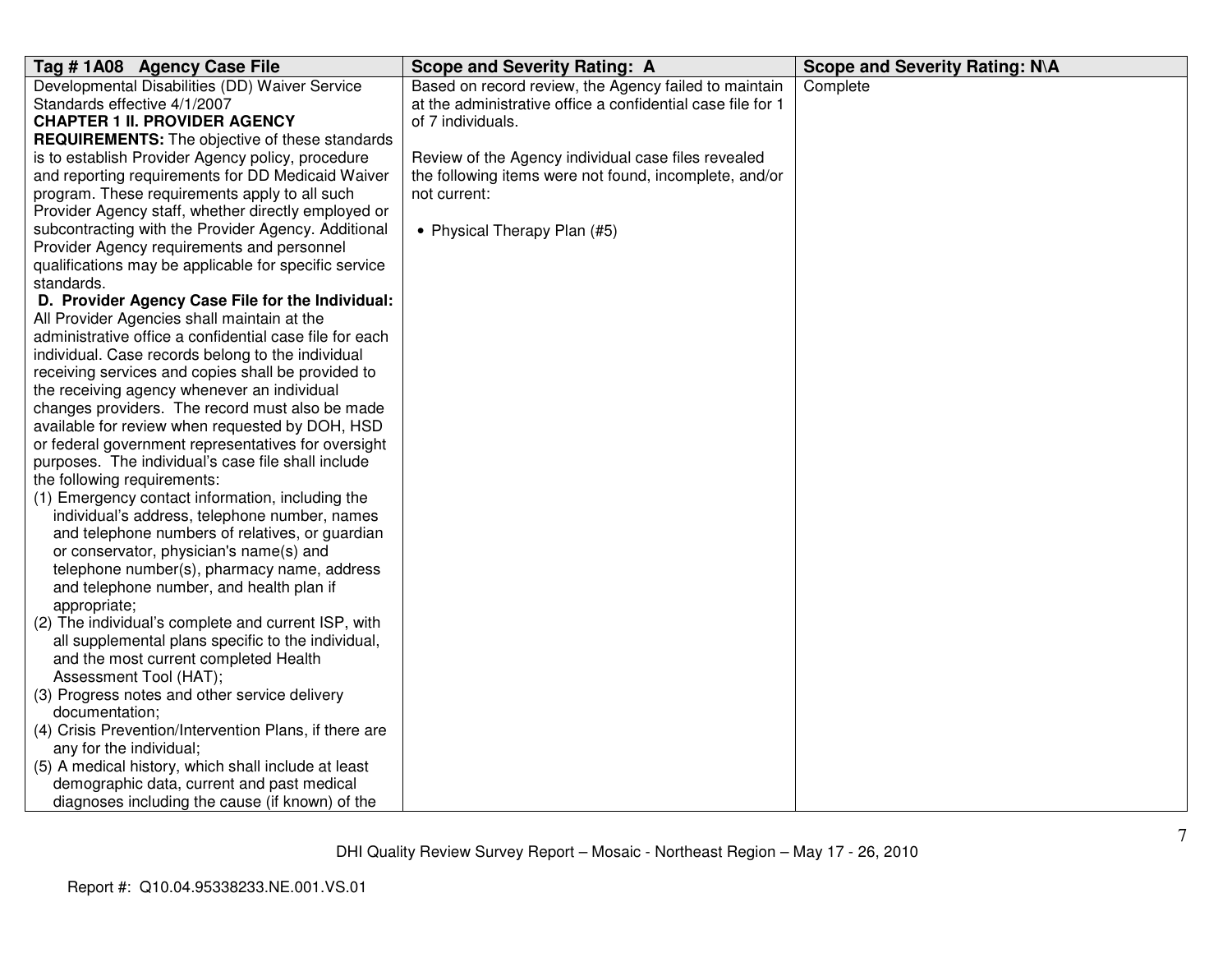| Tag # 1A08 Agency Case File | Scope and Severity Rating: A | Scope and Severity Rating: N\A |
| --- | --- | --- |
| Developmental Disabilities (DD) Waiver Service Standards effective 4/1/2007<br>**CHAPTER 1 II. PROVIDER AGENCY REQUIREMENTS:** The objective of these standards is to establish Provider Agency policy, procedure and reporting requirements for DD Medicaid Waiver program. These requirements apply to all such Provider Agency staff, whether directly employed or subcontracting with the Provider Agency. Additional Provider Agency requirements and personnel qualifications may be applicable for specific service standards.<br>**D. Provider Agency Case File for the Individual:** All Provider Agencies shall maintain at the administrative office a confidential case file for each individual. Case records belong to the individual receiving services and copies shall be provided to the receiving agency whenever an individual changes providers. The record must also be made available for review when requested by DOH, HSD or federal government representatives for oversight purposes. The individual's case file shall include the following requirements:<br>(1) Emergency contact information, including the individual's address, telephone number, names and telephone numbers of relatives, or guardian or conservator, physician's name(s) and telephone number(s), pharmacy name, address and telephone number, and health plan if appropriate;<br>(2) The individual's complete and current ISP, with all supplemental plans specific to the individual, and the most current completed Health Assessment Tool (HAT);<br>(3) Progress notes and other service delivery documentation;<br>(4) Crisis Prevention/Intervention Plans, if there are any for the individual;<br>(5) A medical history, which shall include at least demographic data, current and past medical diagnoses including the cause (if known) of the | Based on record review, the Agency failed to maintain at the administrative office a confidential case file for 1 of 7 individuals.<br><br>Review of the Agency individual case files revealed the following items were not found, incomplete, and/or not current:<br><br>• Physical Therapy Plan (#5) | Complete |

DHI Quality Review Survey Report – Mosaic - Northeast Region – May 17 - 26, 2010

Report #: Q10.04.95338233.NE.001.VS.01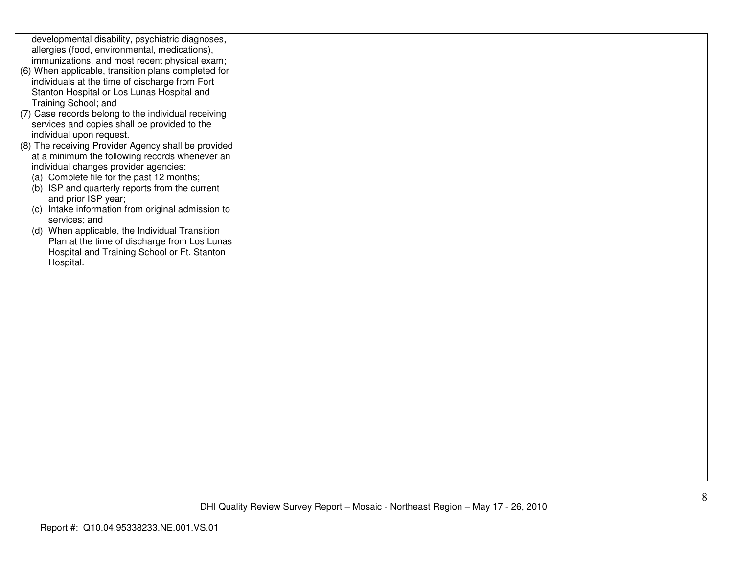| | | |
|---|---|---|
| developmental disability, psychiatric diagnoses, allergies (food, environmental, medications), immunizations, and most recent physical exam;<br>(6) When applicable, transition plans completed for individuals at the time of discharge from Fort Stanton Hospital or Los Lunas Hospital and Training School; and<br>(7) Case records belong to the individual receiving services and copies shall be provided to the individual upon request.<br>(8) The receiving Provider Agency shall be provided at a minimum the following records whenever an individual changes provider agencies:<br>(a) Complete file for the past 12 months;<br>(b) ISP and quarterly reports from the current and prior ISP year;<br>(c) Intake information from original admission to services; and<br>(d) When applicable, the Individual Transition Plan at the time of discharge from Los Lunas Hospital and Training School or Ft. Stanton Hospital. | | |

DHI Quality Review Survey Report – Mosaic - Northeast Region – May 17 - 26, 2010

Report #: Q10.04.95338233.NE.001.VS.01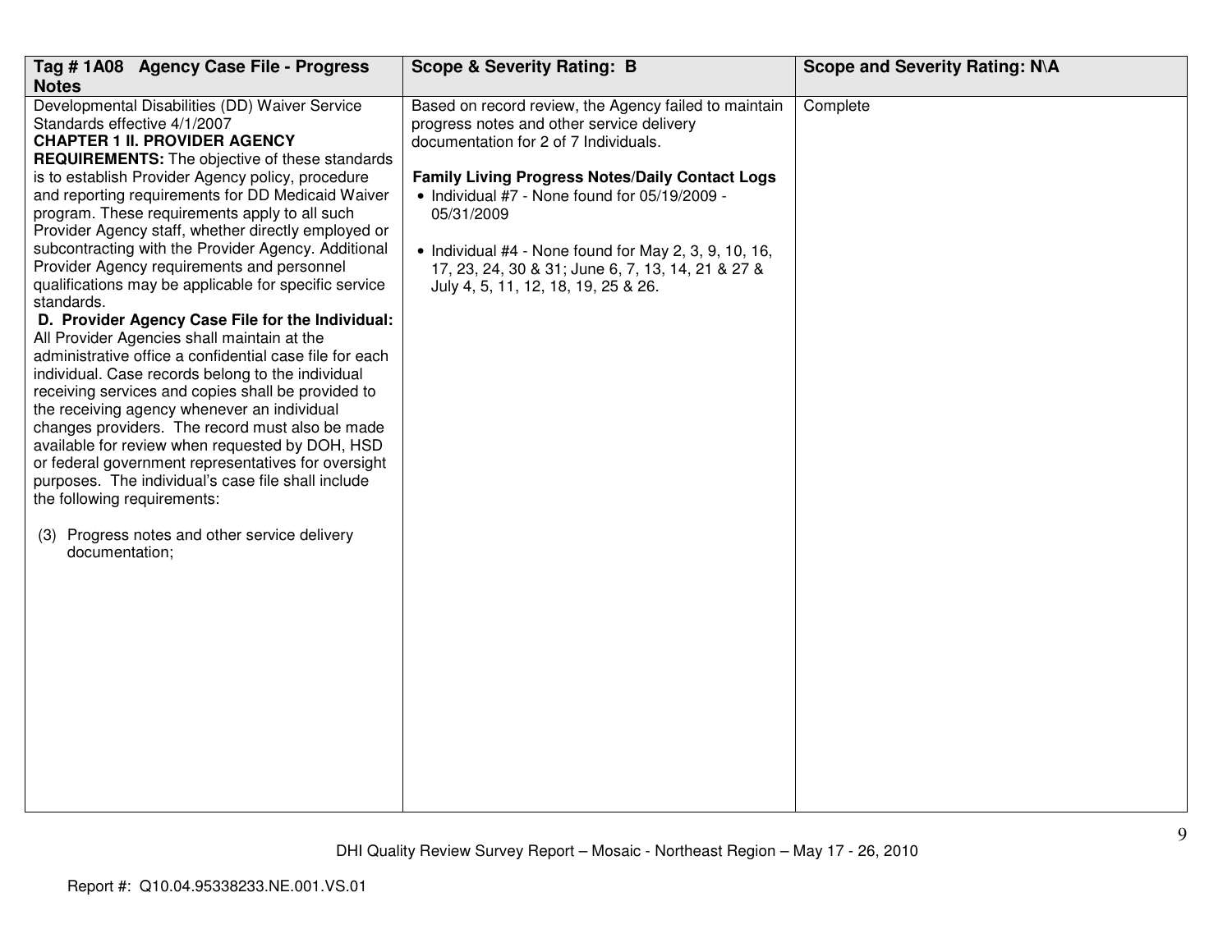| Tag # 1A08 Agency Case File - Progress Notes | Scope & Severity Rating: B | Scope and Severity Rating: N\A |
|---|---|---|
| Developmental Disabilities (DD) Waiver Service Standards effective 4/1/2007<br>**CHAPTER 1 II. PROVIDER AGENCY REQUIREMENTS:** The objective of these standards is to establish Provider Agency policy, procedure and reporting requirements for DD Medicaid Waiver program. These requirements apply to all such Provider Agency staff, whether directly employed or subcontracting with the Provider Agency. Additional Provider Agency requirements and personnel qualifications may be applicable for specific service standards.<br>**D. Provider Agency Case File for the Individual:** All Provider Agencies shall maintain at the administrative office a confidential case file for each individual. Case records belong to the individual receiving services and copies shall be provided to the receiving agency whenever an individual changes providers. The record must also be made available for review when requested by DOH, HSD or federal government representatives for oversight purposes. The individual's case file shall include the following requirements:<br><br>(3) Progress notes and other service delivery documentation; | Based on record review, the Agency failed to maintain progress notes and other service delivery documentation for 2 of 7 Individuals.<br><br>**Family Living Progress Notes/Daily Contact Logs**<br>• Individual #7 - None found for 05/19/2009 - 05/31/2009<br><br>• Individual #4 - None found for May 2, 3, 9, 10, 16, 17, 23, 24, 30 & 31; June 6, 7, 13, 14, 21 & 27 & July 4, 5, 11, 12, 18, 19, 25 & 26. | Complete |

DHI Quality Review Survey Report – Mosaic - Northeast Region – May 17 - 26, 2010

Report #: Q10.04.95338233.NE.001.VS.01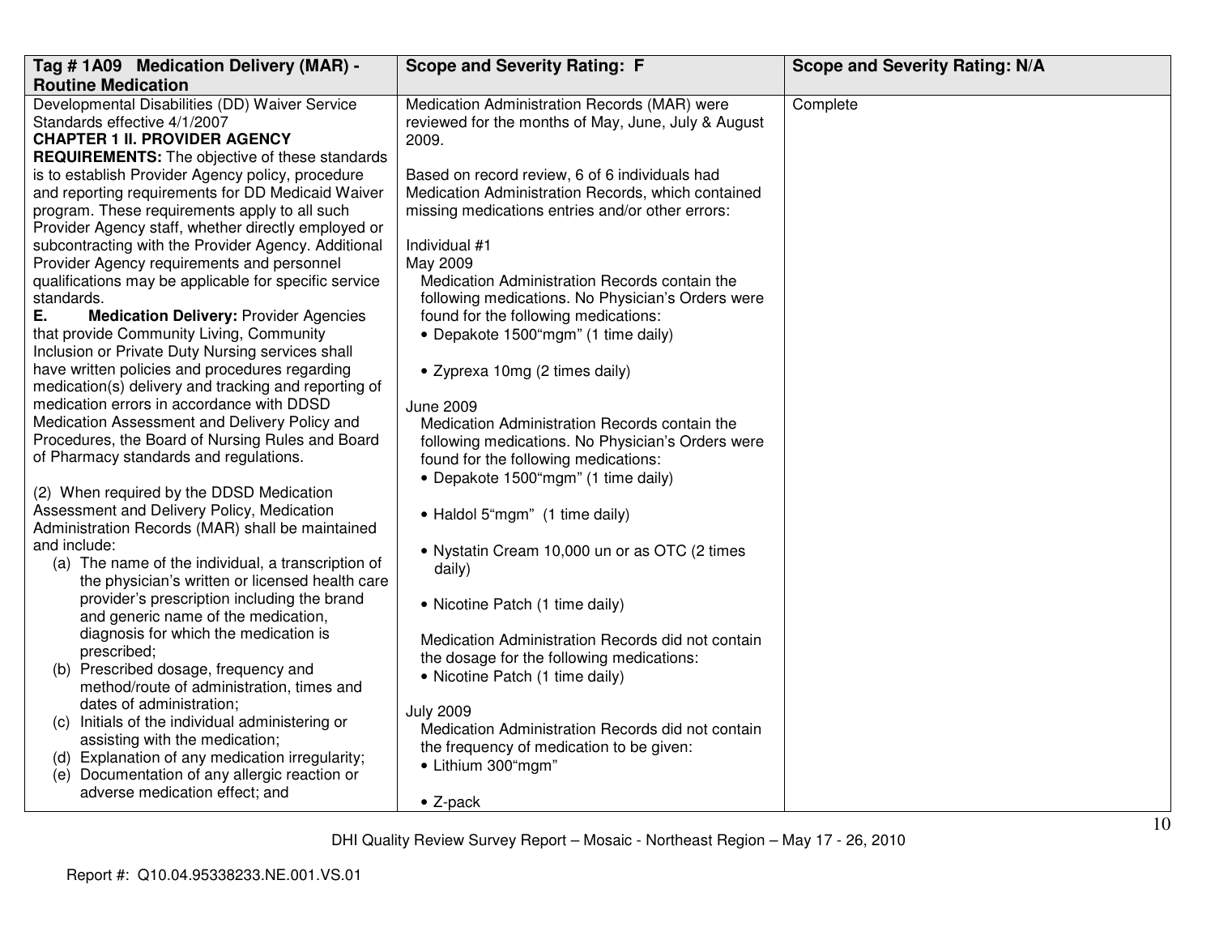| Tag # 1A09 Medication Delivery (MAR) - Routine Medication | Scope and Severity Rating: F | Scope and Severity Rating: N/A |
|---|---|---|
| Developmental Disabilities (DD) Waiver Service Standards effective 4/1/2007<br>**CHAPTER 1 II. PROVIDER AGENCY REQUIREMENTS:** The objective of these standards is to establish Provider Agency policy, procedure and reporting requirements for DD Medicaid Waiver program. These requirements apply to all such Provider Agency staff, whether directly employed or subcontracting with the Provider Agency. Additional Provider Agency requirements and personnel qualifications may be applicable for specific service standards.<br>**E. Medication Delivery:** Provider Agencies that provide Community Living, Community Inclusion or Private Duty Nursing services shall have written policies and procedures regarding medication(s) delivery and tracking and reporting of medication errors in accordance with DDSD Medication Assessment and Delivery Policy and Procedures, the Board of Nursing Rules and Board of Pharmacy standards and regulations.<br><br>(2) When required by the DDSD Medication Assessment and Delivery Policy, Medication Administration Records (MAR) shall be maintained and include:<br>(a) The name of the individual, a transcription of the physician's written or licensed health care provider's prescription including the brand and generic name of the medication, diagnosis for which the medication is prescribed;<br>(b) Prescribed dosage, frequency and method/route of administration, times and dates of administration;<br>(c) Initials of the individual administering or assisting with the medication;<br>(d) Explanation of any medication irregularity;<br>(e) Documentation of any allergic reaction or adverse medication effect; and | Medication Administration Records (MAR) were reviewed for the months of May, June, July & August 2009.<br><br>Based on record review, 6 of 6 individuals had Medication Administration Records, which contained missing medications entries and/or other errors:<br><br>Individual #1<br>May 2009<br>Medication Administration Records contain the following medications. No Physician's Orders were found for the following medications:<br>• Depakote 1500"mgm" (1 time daily)<br><br>• Zyprexa 10mg (2 times daily)<br><br>June 2009<br>Medication Administration Records contain the following medications. No Physician's Orders were found for the following medications:<br>• Depakote 1500"mgm" (1 time daily)<br><br>• Haldol 5"mgm" (1 time daily)<br><br>• Nystatin Cream 10,000 un or as OTC (2 times daily)<br><br>• Nicotine Patch (1 time daily)<br><br>Medication Administration Records did not contain the dosage for the following medications:<br>• Nicotine Patch (1 time daily)<br><br>July 2009<br>Medication Administration Records did not contain the frequency of medication to be given:<br>• Lithium 300"mgm"<br><br>• Z-pack | Complete |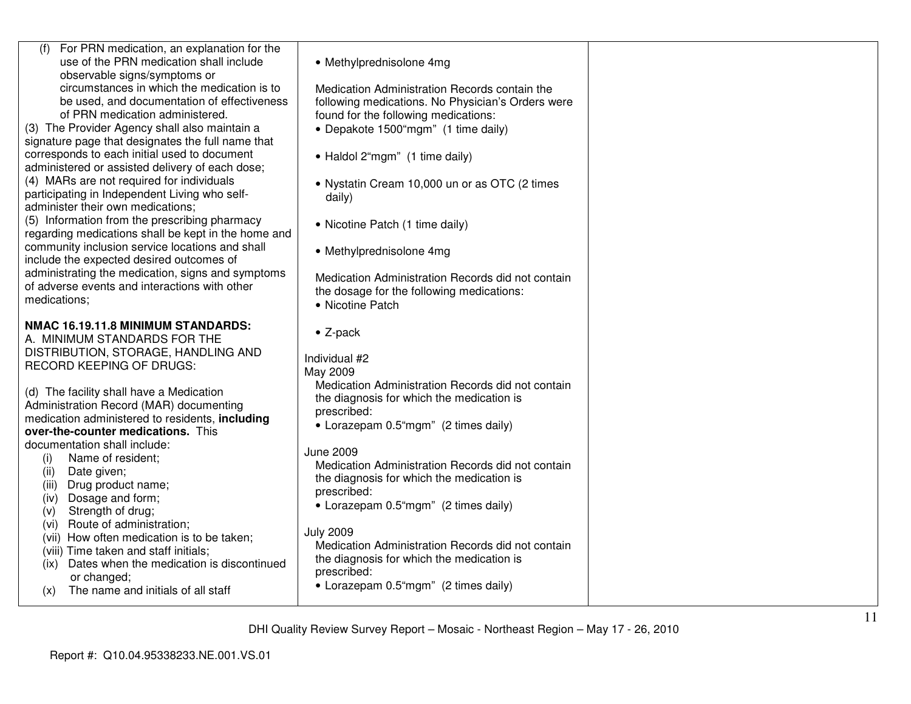| | | |
|---|---|---|
| (f) For PRN medication, an explanation for the use of the PRN medication shall include observable signs/symptoms or circumstances in which the medication is to be used, and documentation of effectiveness of PRN medication administered.<br>(3) The Provider Agency shall also maintain a signature page that designates the full name that corresponds to each initial used to document administered or assisted delivery of each dose;<br>(4) MARs are not required for individuals participating in Independent Living who self-administer their own medications;<br>(5) Information from the prescribing pharmacy regarding medications shall be kept in the home and community inclusion service locations and shall include the expected desired outcomes of administrating the medication, signs and symptoms of adverse events and interactions with other medications;<br><br>**NMAC 16.19.11.8 MINIMUM STANDARDS:**<br>A. MINIMUM STANDARDS FOR THE DISTRIBUTION, STORAGE, HANDLING AND RECORD KEEPING OF DRUGS:<br><br>(d) The facility shall have a Medication Administration Record (MAR) documenting medication administered to residents, **including over-the-counter medications.** This documentation shall include:<br>(i) Name of resident;<br>(ii) Date given;<br>(iii) Drug product name;<br>(iv) Dosage and form;<br>(v) Strength of drug;<br>(vi) Route of administration;<br>(vii) How often medication is to be taken;<br>(viii) Time taken and staff initials;<br>(ix) Dates when the medication is discontinued or changed;<br>(x) The name and initials of all staff | • Methylprednisolone 4mg<br><br>Medication Administration Records contain the following medications. No Physician's Orders were found for the following medications:<br>• Depakote 1500"mgm" (1 time daily)<br><br>• Haldol 2"mgm" (1 time daily)<br><br>• Nystatin Cream 10,000 un or as OTC (2 times daily)<br><br>• Nicotine Patch (1 time daily)<br><br>• Methylprednisolone 4mg<br><br>Medication Administration Records did not contain the dosage for the following medications:<br>• Nicotine Patch<br><br>• Z-pack<br><br>Individual #2<br>May 2009<br>Medication Administration Records did not contain the diagnosis for which the medication is prescribed:<br>• Lorazepam 0.5"mgm" (2 times daily)<br><br>June 2009<br>Medication Administration Records did not contain the diagnosis for which the medication is prescribed:<br>• Lorazepam 0.5"mgm" (2 times daily)<br><br>July 2009<br>Medication Administration Records did not contain the diagnosis for which the medication is prescribed:<br>• Lorazepam 0.5"mgm" (2 times daily) | |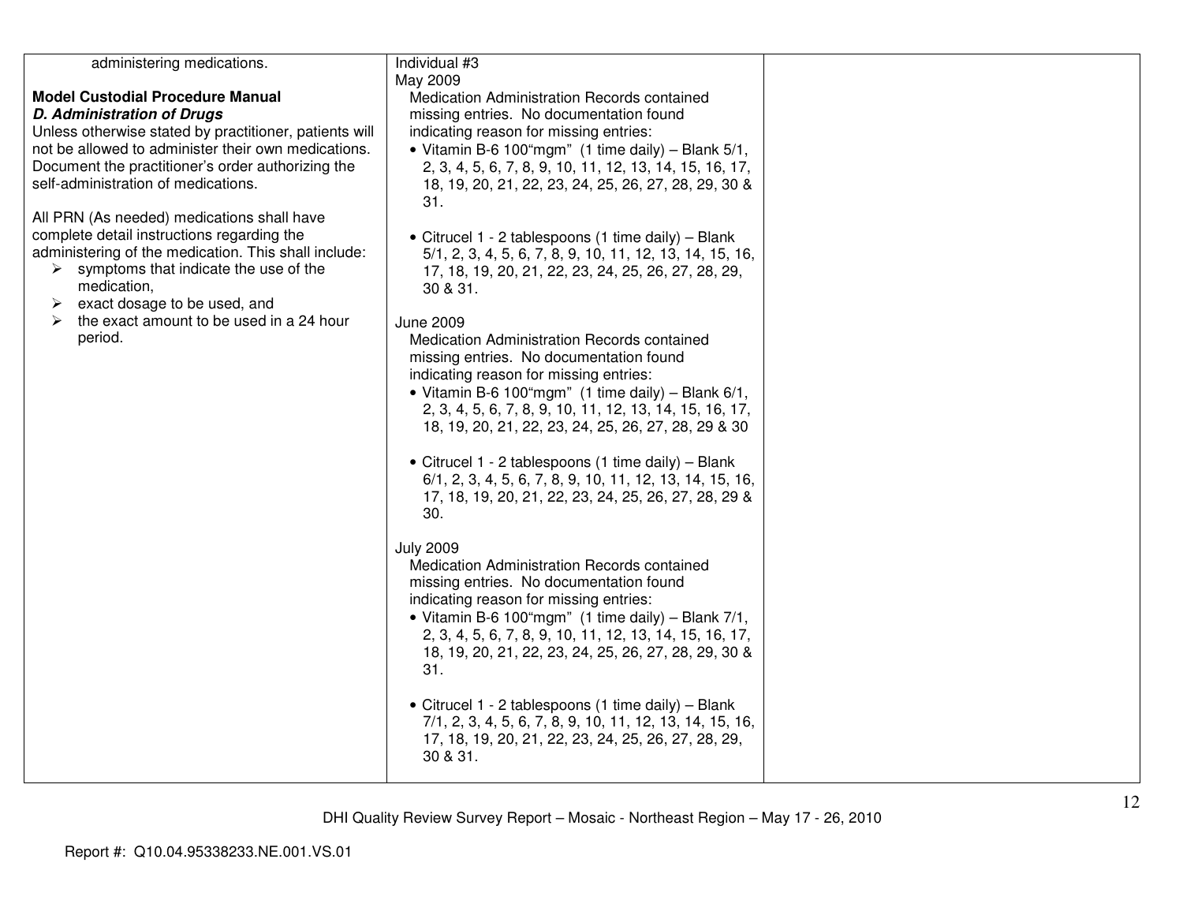| | | |
|---|---|---|
| administering medications.<br><br>**Model Custodial Procedure Manual**<br>***D. Administration of Drugs***<br>Unless otherwise stated by practitioner, patients will not be allowed to administer their own medications. Document the practitioner's order authorizing the self-administration of medications.<br><br>All PRN (As needed) medications shall have complete detail instructions regarding the administering of the medication. This shall include:<br>➢ symptoms that indicate the use of the medication,<br>➢ exact dosage to be used, and<br>➢ the exact amount to be used in a 24 hour period. | Individual #3<br>May 2009<br>Medication Administration Records contained missing entries. No documentation found indicating reason for missing entries:<br>• Vitamin B-6 100"mgm" (1 time daily) – Blank 5/1, 2, 3, 4, 5, 6, 7, 8, 9, 10, 11, 12, 13, 14, 15, 16, 17, 18, 19, 20, 21, 22, 23, 24, 25, 26, 27, 28, 29, 30 & 31.<br><br>• Citrucel 1 - 2 tablespoons (1 time daily) – Blank 5/1, 2, 3, 4, 5, 6, 7, 8, 9, 10, 11, 12, 13, 14, 15, 16, 17, 18, 19, 20, 21, 22, 23, 24, 25, 26, 27, 28, 29, 30 & 31.<br><br>June 2009<br>Medication Administration Records contained missing entries. No documentation found indicating reason for missing entries:<br>• Vitamin B-6 100"mgm" (1 time daily) – Blank 6/1, 2, 3, 4, 5, 6, 7, 8, 9, 10, 11, 12, 13, 14, 15, 16, 17, 18, 19, 20, 21, 22, 23, 24, 25, 26, 27, 28, 29 & 30<br><br>• Citrucel 1 - 2 tablespoons (1 time daily) – Blank 6/1, 2, 3, 4, 5, 6, 7, 8, 9, 10, 11, 12, 13, 14, 15, 16, 17, 18, 19, 20, 21, 22, 23, 24, 25, 26, 27, 28, 29 & 30.<br><br>July 2009<br>Medication Administration Records contained missing entries. No documentation found indicating reason for missing entries:<br>• Vitamin B-6 100"mgm" (1 time daily) – Blank 7/1, 2, 3, 4, 5, 6, 7, 8, 9, 10, 11, 12, 13, 14, 15, 16, 17, 18, 19, 20, 21, 22, 23, 24, 25, 26, 27, 28, 29, 30 & 31.<br><br>• Citrucel 1 - 2 tablespoons (1 time daily) – Blank 7/1, 2, 3, 4, 5, 6, 7, 8, 9, 10, 11, 12, 13, 14, 15, 16, 17, 18, 19, 20, 21, 22, 23, 24, 25, 26, 27, 28, 29, 30 & 31. | |

DHI Quality Review Survey Report – Mosaic - Northeast Region – May 17 - 26, 2010

Report #: Q10.04.95338233.NE.001.VS.01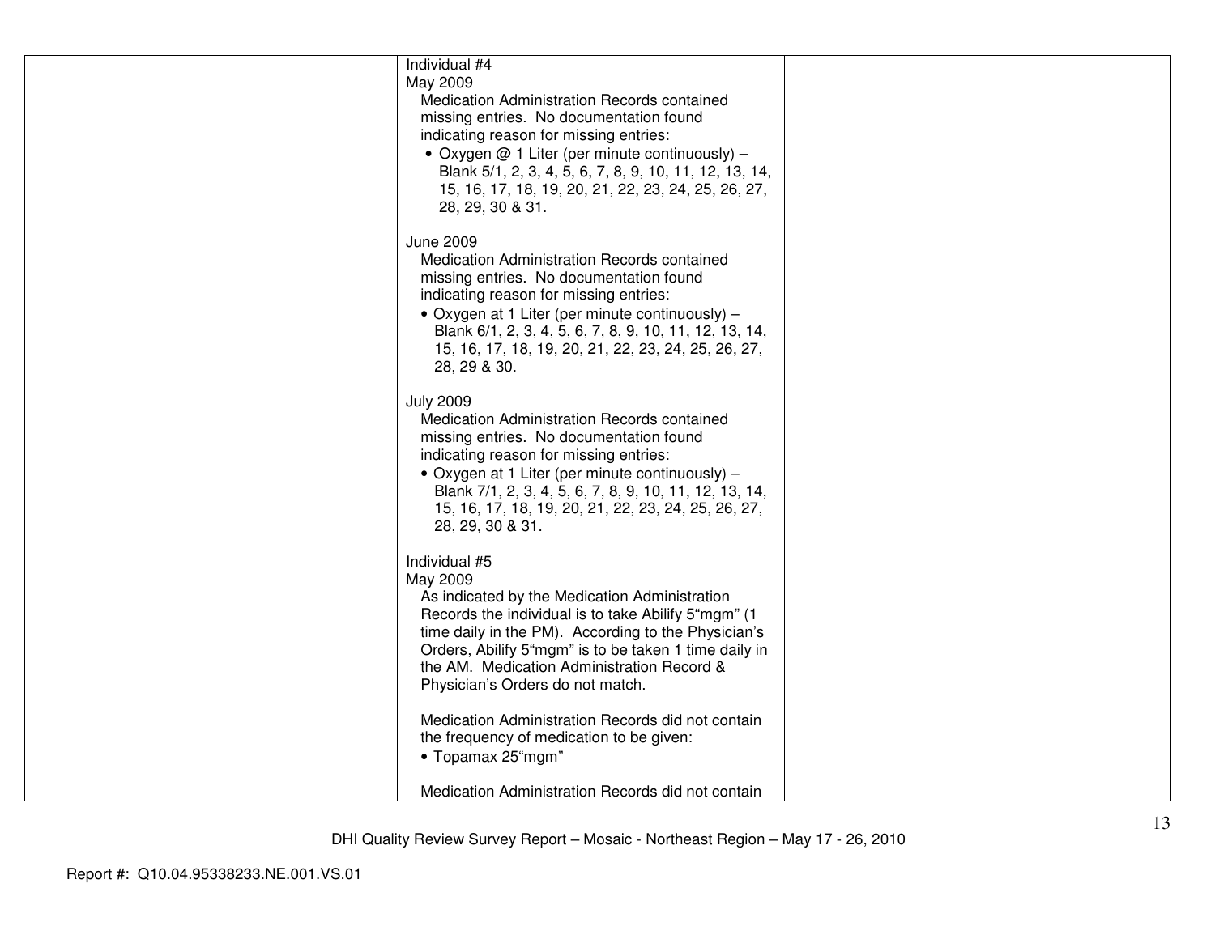| | | |
|---|---|---|
| | Individual #4<br>May 2009<br>Medication Administration Records contained missing entries. No documentation found indicating reason for missing entries:<br>• Oxygen @ 1 Liter (per minute continuously) – Blank 5/1, 2, 3, 4, 5, 6, 7, 8, 9, 10, 11, 12, 13, 14, 15, 16, 17, 18, 19, 20, 21, 22, 23, 24, 25, 26, 27, 28, 29, 30 & 31.<br><br>June 2009<br>Medication Administration Records contained missing entries. No documentation found indicating reason for missing entries:<br>• Oxygen at 1 Liter (per minute continuously) – Blank 6/1, 2, 3, 4, 5, 6, 7, 8, 9, 10, 11, 12, 13, 14, 15, 16, 17, 18, 19, 20, 21, 22, 23, 24, 25, 26, 27, 28, 29 & 30.<br><br>July 2009<br>Medication Administration Records contained missing entries. No documentation found indicating reason for missing entries:<br>• Oxygen at 1 Liter (per minute continuously) – Blank 7/1, 2, 3, 4, 5, 6, 7, 8, 9, 10, 11, 12, 13, 14, 15, 16, 17, 18, 19, 20, 21, 22, 23, 24, 25, 26, 27, 28, 29, 30 & 31.<br><br>Individual #5<br>May 2009<br>As indicated by the Medication Administration Records the individual is to take Abilify 5"mgm" (1 time daily in the PM). According to the Physician's Orders, Abilify 5"mgm" is to be taken 1 time daily in the AM. Medication Administration Record & Physician's Orders do not match.<br><br>Medication Administration Records did not contain the frequency of medication to be given:<br>• Topamax 25"mgm"<br><br>Medication Administration Records did not contain | |

DHI Quality Review Survey Report – Mosaic - Northeast Region – May 17 - 26, 2010

Report #: Q10.04.95338233.NE.001.VS.01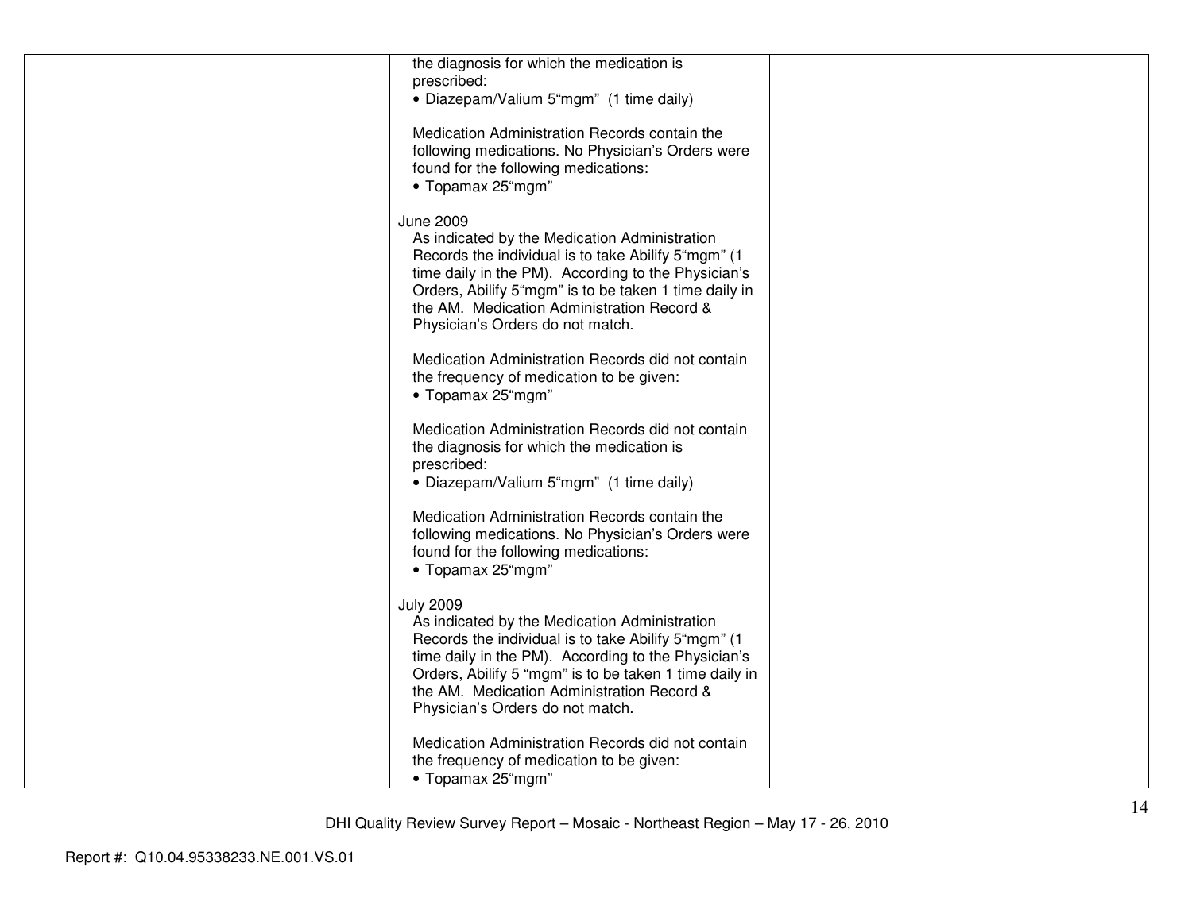| | | |
|---|---|---|
| | the diagnosis for which the medication is prescribed:<br>• Diazepam/Valium 5"mgm" (1 time daily)<br><br>Medication Administration Records contain the following medications. No Physician's Orders were found for the following medications:<br>• Topamax 25"mgm"<br><br>June 2009<br>As indicated by the Medication Administration Records the individual is to take Abilify 5"mgm" (1 time daily in the PM). According to the Physician's Orders, Abilify 5"mgm" is to be taken 1 time daily in the AM. Medication Administration Record & Physician's Orders do not match.<br><br>Medication Administration Records did not contain the frequency of medication to be given:<br>• Topamax 25"mgm"<br><br>Medication Administration Records did not contain the diagnosis for which the medication is prescribed:<br>• Diazepam/Valium 5"mgm" (1 time daily)<br><br>Medication Administration Records contain the following medications. No Physician's Orders were found for the following medications:<br>• Topamax 25"mgm"<br><br>July 2009<br>As indicated by the Medication Administration Records the individual is to take Abilify 5"mgm" (1 time daily in the PM). According to the Physician's Orders, Abilify 5 "mgm" is to be taken 1 time daily in the AM. Medication Administration Record & Physician's Orders do not match.<br><br>Medication Administration Records did not contain the frequency of medication to be given:<br>• Topamax 25"mgm" | |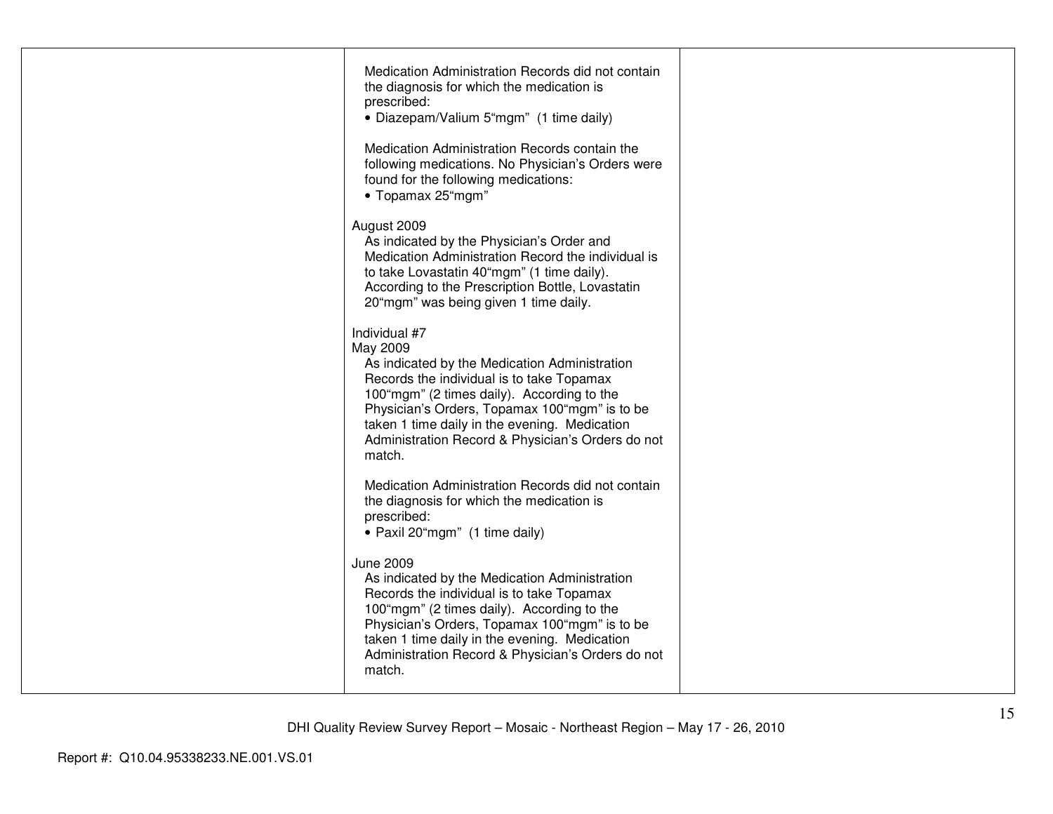| | | |
|---|---|---|
| | Medication Administration Records did not contain the diagnosis for which the medication is prescribed:<br>• Diazepam/Valium 5"mgm" (1 time daily)<br><br>Medication Administration Records contain the following medications. No Physician's Orders were found for the following medications:<br>• Topamax 25"mgm"<br><br>August 2009<br>As indicated by the Physician's Order and Medication Administration Record the individual is to take Lovastatin 40"mgm" (1 time daily). According to the Prescription Bottle, Lovastatin 20"mgm" was being given 1 time daily.<br><br>Individual #7<br>May 2009<br>As indicated by the Medication Administration Records the individual is to take Topamax 100"mgm" (2 times daily). According to the Physician's Orders, Topamax 100"mgm" is to be taken 1 time daily in the evening. Medication Administration Record & Physician's Orders do not match.<br><br>Medication Administration Records did not contain the diagnosis for which the medication is prescribed:<br>• Paxil 20"mgm" (1 time daily)<br><br>June 2009<br>As indicated by the Medication Administration Records the individual is to take Topamax 100"mgm" (2 times daily). According to the Physician's Orders, Topamax 100"mgm" is to be taken 1 time daily in the evening. Medication Administration Record & Physician's Orders do not match. | |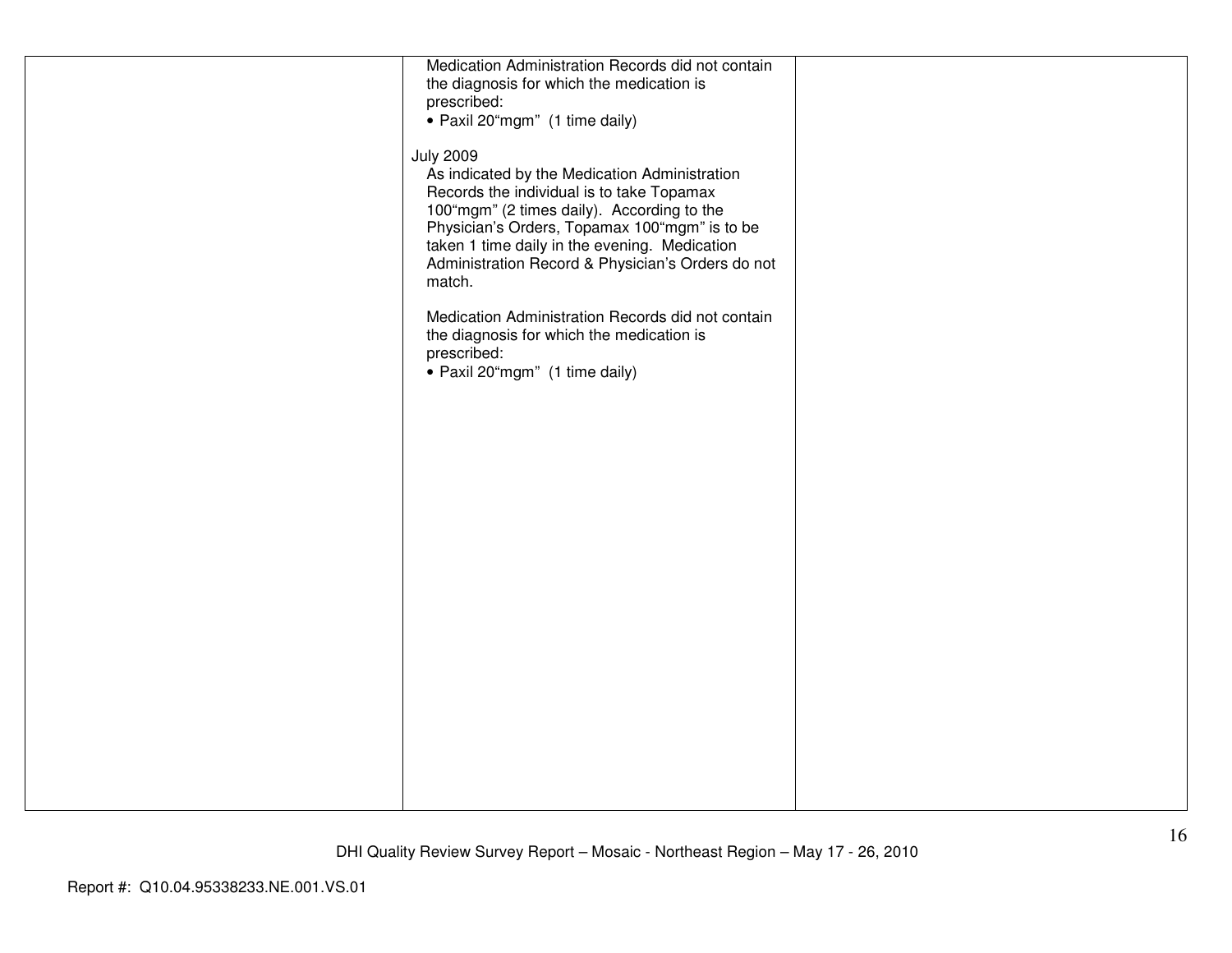| | | |
|---|---|---|
| | Medication Administration Records did not contain the diagnosis for which the medication is prescribed:<br>• Paxil 20"mgm" (1 time daily)<br><br>July 2009<br>As indicated by the Medication Administration Records the individual is to take Topamax 100"mgm" (2 times daily). According to the Physician's Orders, Topamax 100"mgm" is to be taken 1 time daily in the evening. Medication Administration Record & Physician's Orders do not match.<br><br>Medication Administration Records did not contain the diagnosis for which the medication is prescribed:<br>• Paxil 20"mgm" (1 time daily) | |

DHI Quality Review Survey Report – Mosaic - Northeast Region – May 17 - 26, 2010

Report #: Q10.04.95338233.NE.001.VS.01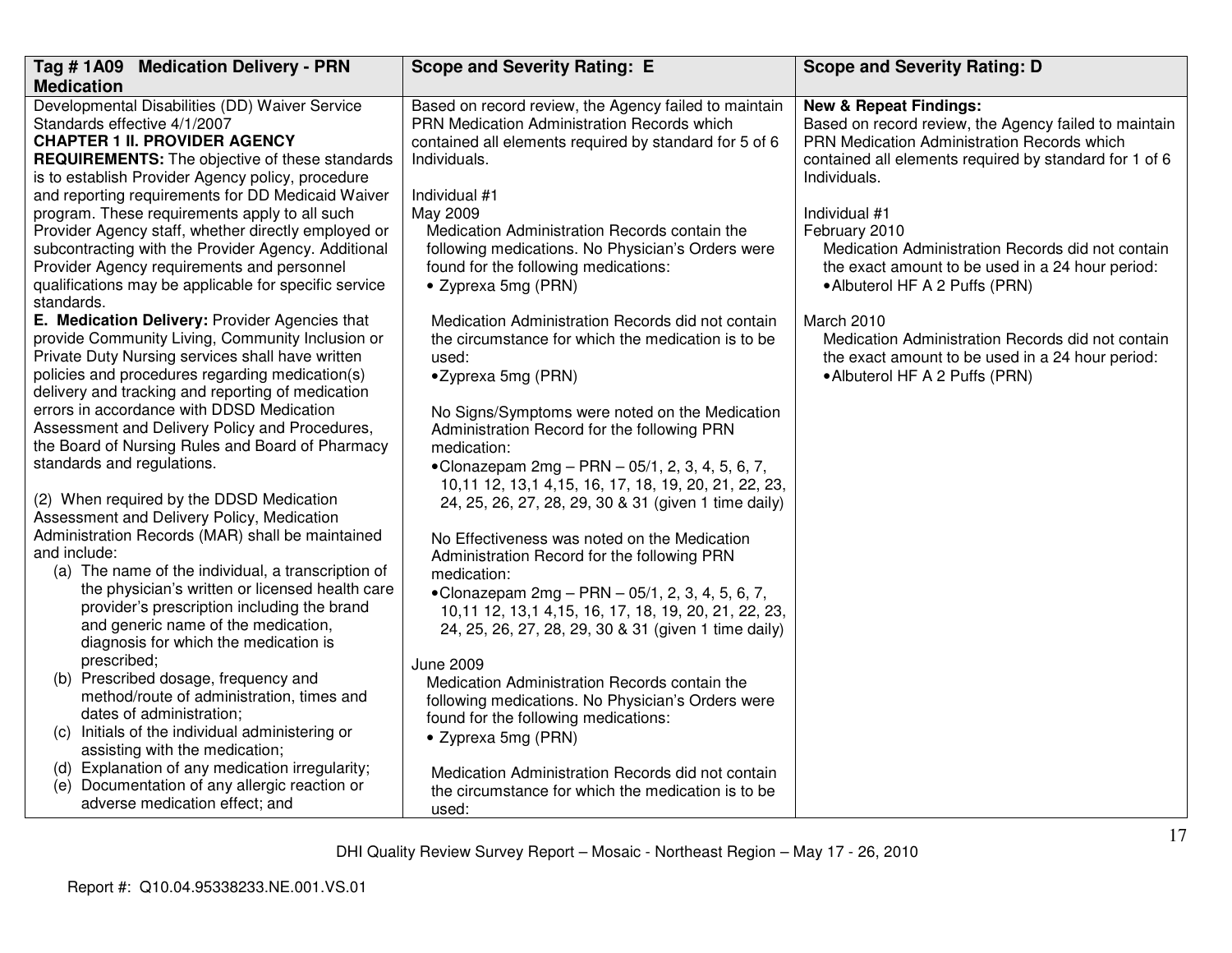| Tag # 1A09 Medication Delivery - PRN Medication | Scope and Severity Rating: E | Scope and Severity Rating: D |
|---|---|---|
| Developmental Disabilities (DD) Waiver Service Standards effective 4/1/2007<br>**CHAPTER 1 II. PROVIDER AGENCY REQUIREMENTS:** The objective of these standards is to establish Provider Agency policy, procedure and reporting requirements for DD Medicaid Waiver program. These requirements apply to all such Provider Agency staff, whether directly employed or subcontracting with the Provider Agency. Additional Provider Agency requirements and personnel qualifications may be applicable for specific service standards.<br>**E. Medication Delivery:** Provider Agencies that provide Community Living, Community Inclusion or Private Duty Nursing services shall have written policies and procedures regarding medication(s) delivery and tracking and reporting of medication errors in accordance with DDSD Medication Assessment and Delivery Policy and Procedures, the Board of Nursing Rules and Board of Pharmacy standards and regulations.<br><br>(2) When required by the DDSD Medication Assessment and Delivery Policy, Medication Administration Records (MAR) shall be maintained and include:<br>(a) The name of the individual, a transcription of the physician's written or licensed health care provider's prescription including the brand and generic name of the medication, diagnosis for which the medication is prescribed;<br>(b) Prescribed dosage, frequency and method/route of administration, times and dates of administration;<br>(c) Initials of the individual administering or assisting with the medication;<br>(d) Explanation of any medication irregularity;<br>(e) Documentation of any allergic reaction or adverse medication effect; and | Based on record review, the Agency failed to maintain PRN Medication Administration Records which contained all elements required by standard for 5 of 6 Individuals.<br><br>Individual #1<br>May 2009<br>Medication Administration Records contain the following medications. No Physician's Orders were found for the following medications:<br>• Zyprexa 5mg (PRN)<br><br>Medication Administration Records did not contain the circumstance for which the medication is to be used:<br>• Zyprexa 5mg (PRN)<br><br>No Signs/Symptoms were noted on the Medication Administration Record for the following PRN medication:<br>• Clonazepam 2mg – PRN – 05/1, 2, 3, 4, 5, 6, 7, 10,11 12, 13,1 4,15, 16, 17, 18, 19, 20, 21, 22, 23, 24, 25, 26, 27, 28, 29, 30 & 31 (given 1 time daily)<br><br>No Effectiveness was noted on the Medication Administration Record for the following PRN medication:<br>• Clonazepam 2mg – PRN – 05/1, 2, 3, 4, 5, 6, 7, 10,11 12, 13,1 4,15, 16, 17, 18, 19, 20, 21, 22, 23, 24, 25, 26, 27, 28, 29, 30 & 31 (given 1 time daily)<br><br>June 2009<br>Medication Administration Records contain the following medications. No Physician's Orders were found for the following medications:<br>• Zyprexa 5mg (PRN)<br><br>Medication Administration Records did not contain the circumstance for which the medication is to be used: | **New & Repeat Findings:**<br>Based on record review, the Agency failed to maintain PRN Medication Administration Records which contained all elements required by standard for 1 of 6 Individuals.<br><br>Individual #1<br>February 2010<br>Medication Administration Records did not contain the exact amount to be used in a 24 hour period:<br>• Albuterol HF A 2 Puffs (PRN)<br><br>March 2010<br>Medication Administration Records did not contain the exact amount to be used in a 24 hour period:<br>• Albuterol HF A 2 Puffs (PRN) |

DHI Quality Review Survey Report – Mosaic - Northeast Region – May 17 - 26, 2010

Report #: Q10.04.95338233.NE.001.VS.01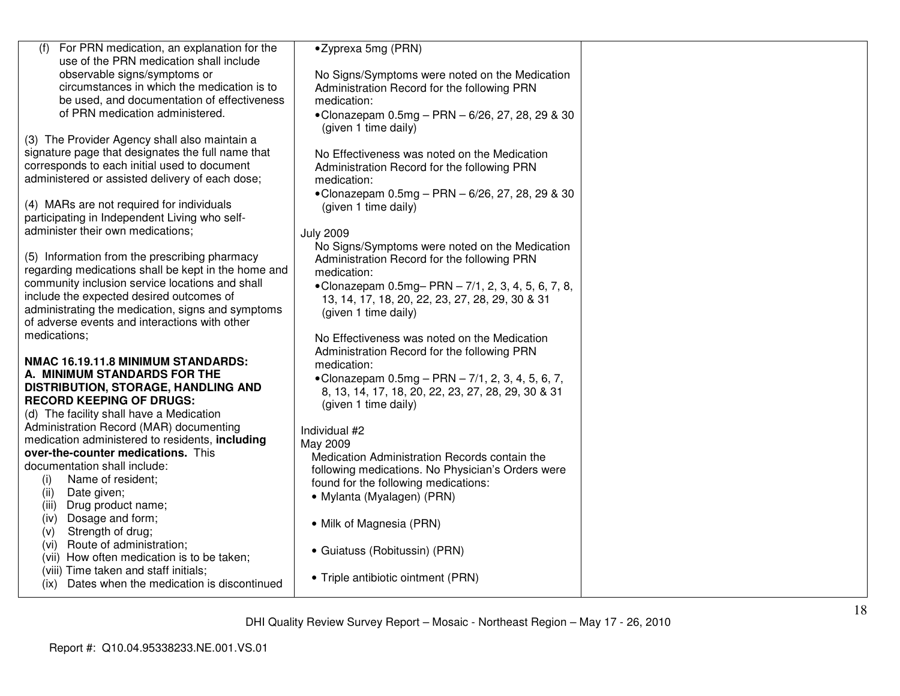| | | |
|---|---|---|
| (f) For PRN medication, an explanation for the use of the PRN medication shall include observable signs/symptoms or circumstances in which the medication is to be used, and documentation of effectiveness of PRN medication administered.<br><br>(3) The Provider Agency shall also maintain a signature page that designates the full name that corresponds to each initial used to document administered or assisted delivery of each dose;<br><br>(4) MARs are not required for individuals participating in Independent Living who self-administer their own medications;<br><br>(5) Information from the prescribing pharmacy regarding medications shall be kept in the home and community inclusion service locations and shall include the expected desired outcomes of administrating the medication, signs and symptoms of adverse events and interactions with other medications;<br><br>**NMAC 16.19.11.8 MINIMUM STANDARDS: A. MINIMUM STANDARDS FOR THE DISTRIBUTION, STORAGE, HANDLING AND RECORD KEEPING OF DRUGS:**<br>(d) The facility shall have a Medication Administration Record (MAR) documenting medication administered to residents, **including over-the-counter medications.** This documentation shall include:<br>(i) Name of resident;<br>(ii) Date given;<br>(iii) Drug product name;<br>(iv) Dosage and form;<br>(v) Strength of drug;<br>(vi) Route of administration;<br>(vii) How often medication is to be taken;<br>(viii) Time taken and staff initials;<br>(ix) Dates when the medication is discontinued | • Zyprexa 5mg (PRN)<br><br>No Signs/Symptoms were noted on the Medication Administration Record for the following PRN medication:<br>• Clonazepam 0.5mg – PRN – 6/26, 27, 28, 29 & 30 (given 1 time daily)<br><br>No Effectiveness was noted on the Medication Administration Record for the following PRN medication:<br>• Clonazepam 0.5mg – PRN – 6/26, 27, 28, 29 & 30 (given 1 time daily)<br><br>July 2009<br>No Signs/Symptoms were noted on the Medication Administration Record for the following PRN medication:<br>• Clonazepam 0.5mg– PRN – 7/1, 2, 3, 4, 5, 6, 7, 8, 13, 14, 17, 18, 20, 22, 23, 27, 28, 29, 30 & 31 (given 1 time daily)<br><br>No Effectiveness was noted on the Medication Administration Record for the following PRN medication:<br>• Clonazepam 0.5mg – PRN – 7/1, 2, 3, 4, 5, 6, 7, 8, 13, 14, 17, 18, 20, 22, 23, 27, 28, 29, 30 & 31 (given 1 time daily)<br><br>Individual #2<br>May 2009<br>Medication Administration Records contain the following medications. No Physician's Orders were found for the following medications:<br>• Mylanta (Myalagen) (PRN)<br><br>• Milk of Magnesia (PRN)<br><br>• Guiatuss (Robitussin) (PRN)<br><br>• Triple antibiotic ointment (PRN) | |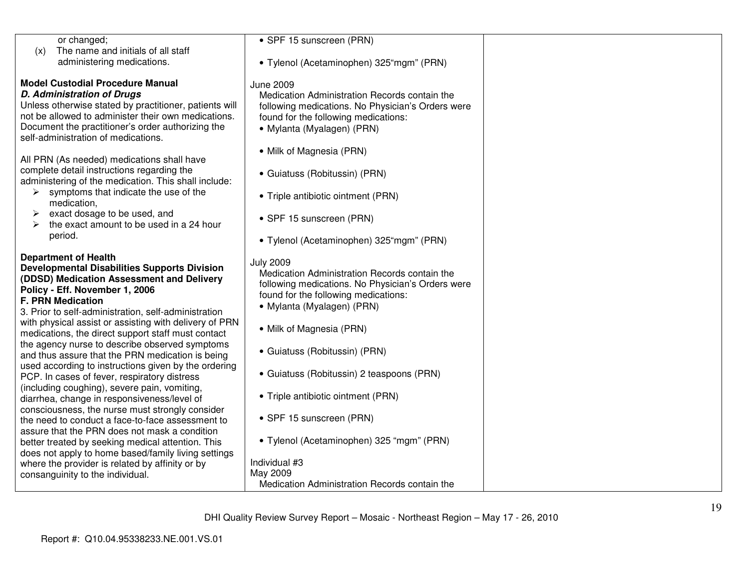| | | |
|---|---|---|
| or changed;<br>(x) The name and initials of all staff administering medications.<br><br>**Model Custodial Procedure Manual**<br>***D. Administration of Drugs***<br>Unless otherwise stated by practitioner, patients will not be allowed to administer their own medications. Document the practitioner's order authorizing the self-administration of medications.<br><br>All PRN (As needed) medications shall have complete detail instructions regarding the administering of the medication. This shall include:<br>➢ symptoms that indicate the use of the medication,<br>➢ exact dosage to be used, and<br>➢ the exact amount to be used in a 24 hour period.<br><br>**Department of Health**<br>**Developmental Disabilities Supports Division (DDSD) Medication Assessment and Delivery Policy - Eff. November 1, 2006**<br>**F. PRN Medication**<br>3. Prior to self-administration, self-administration with physical assist or assisting with delivery of PRN medications, the direct support staff must contact the agency nurse to describe observed symptoms and thus assure that the PRN medication is being used according to instructions given by the ordering PCP. In cases of fever, respiratory distress (including coughing), severe pain, vomiting, diarrhea, change in responsiveness/level of consciousness, the nurse must strongly consider the need to conduct a face-to-face assessment to assure that the PRN does not mask a condition better treated by seeking medical attention. This does not apply to home based/family living settings where the provider is related by affinity or by consanguinity to the individual. | • SPF 15 sunscreen (PRN)<br><br>• Tylenol (Acetaminophen) 325"mgm" (PRN)<br><br>June 2009<br>Medication Administration Records contain the following medications. No Physician's Orders were found for the following medications:<br>• Mylanta (Myalagen) (PRN)<br><br>• Milk of Magnesia (PRN)<br><br>• Guiatuss (Robitussin) (PRN)<br><br>• Triple antibiotic ointment (PRN)<br><br>• SPF 15 sunscreen (PRN)<br><br>• Tylenol (Acetaminophen) 325"mgm" (PRN)<br><br>July 2009<br>Medication Administration Records contain the following medications. No Physician's Orders were found for the following medications:<br>• Mylanta (Myalagen) (PRN)<br><br>• Milk of Magnesia (PRN)<br><br>• Guiatuss (Robitussin) (PRN)<br><br>• Guiatuss (Robitussin) 2 teaspoons (PRN)<br><br>• Triple antibiotic ointment (PRN)<br><br>• SPF 15 sunscreen (PRN)<br><br>• Tylenol (Acetaminophen) 325 "mgm" (PRN)<br><br>Individual #3<br>May 2009<br>Medication Administration Records contain the | |

DHI Quality Review Survey Report – Mosaic - Northeast Region – May 17 - 26, 2010

Report #: Q10.04.95338233.NE.001.VS.01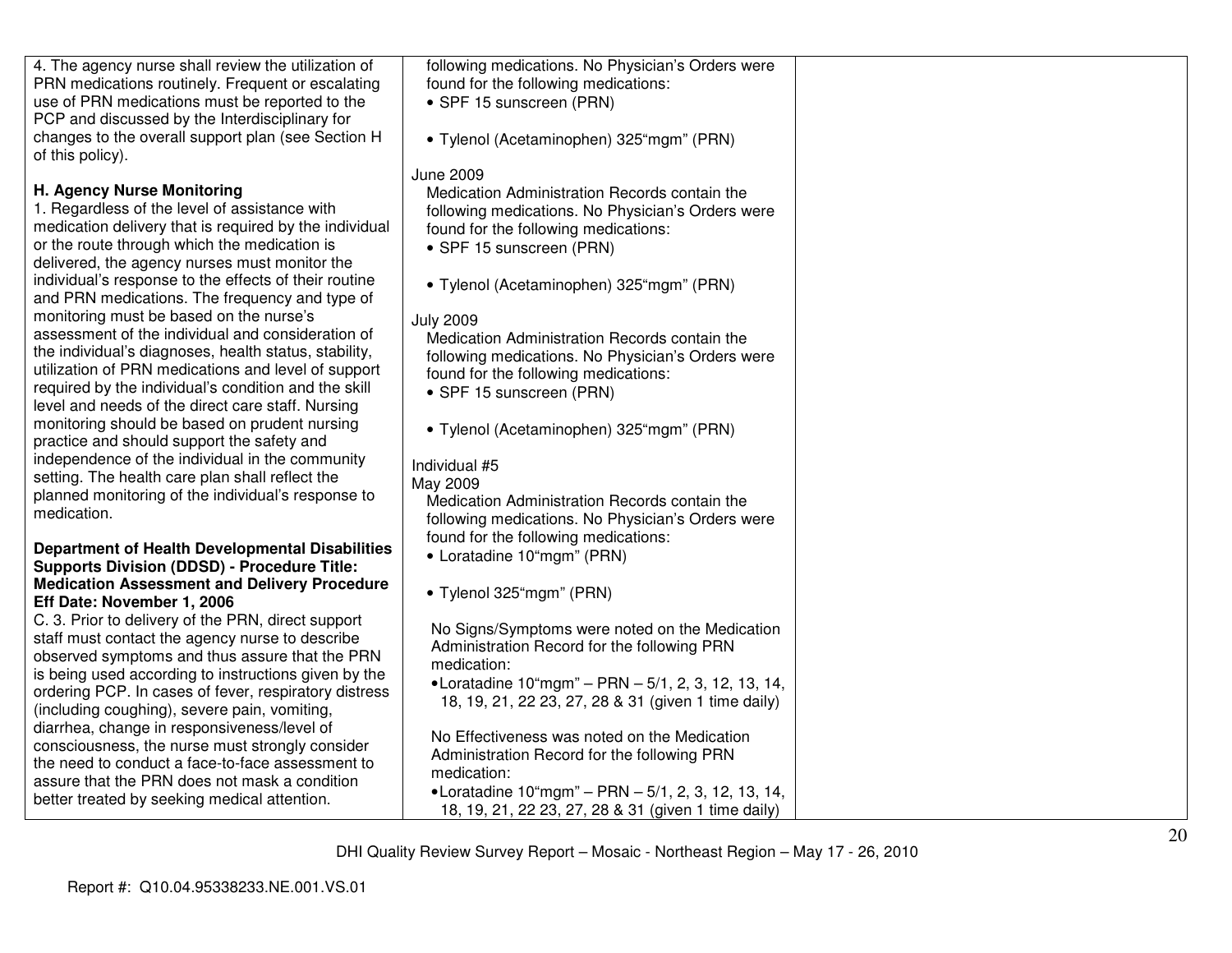| | | |
|---|---|---|
| 4. The agency nurse shall review the utilization of PRN medications routinely. Frequent or escalating use of PRN medications must be reported to the PCP and discussed by the Interdisciplinary for changes to the overall support plan (see Section H of this policy).<br><br>**H. Agency Nurse Monitoring**<br>1. Regardless of the level of assistance with medication delivery that is required by the individual or the route through which the medication is delivered, the agency nurses must monitor the individual's response to the effects of their routine and PRN medications. The frequency and type of monitoring must be based on the nurse's assessment of the individual and consideration of the individual's diagnoses, health status, stability, utilization of PRN medications and level of support required by the individual's condition and the skill level and needs of the direct care staff. Nursing monitoring should be based on prudent nursing practice and should support the safety and independence of the individual in the community setting. The health care plan shall reflect the planned monitoring of the individual's response to medication.<br><br>**Department of Health Developmental Disabilities Supports Division (DDSD) - Procedure Title: Medication Assessment and Delivery Procedure Eff Date: November 1, 2006**<br>C. 3. Prior to delivery of the PRN, direct support staff must contact the agency nurse to describe observed symptoms and thus assure that the PRN is being used according to instructions given by the ordering PCP. In cases of fever, respiratory distress (including coughing), severe pain, vomiting, diarrhea, change in responsiveness/level of consciousness, the nurse must strongly consider the need to conduct a face-to-face assessment to assure that the PRN does not mask a condition better treated by seeking medical attention. | following medications. No Physician's Orders were found for the following medications:<br>• SPF 15 sunscreen (PRN)<br><br>• Tylenol (Acetaminophen) 325"mgm" (PRN)<br><br>June 2009<br>Medication Administration Records contain the following medications. No Physician's Orders were found for the following medications:<br>• SPF 15 sunscreen (PRN)<br><br>• Tylenol (Acetaminophen) 325"mgm" (PRN)<br><br>July 2009<br>Medication Administration Records contain the following medications. No Physician's Orders were found for the following medications:<br>• SPF 15 sunscreen (PRN)<br><br>• Tylenol (Acetaminophen) 325"mgm" (PRN)<br><br>Individual #5<br>May 2009<br>Medication Administration Records contain the following medications. No Physician's Orders were found for the following medications:<br>• Loratadine 10"mgm" (PRN)<br><br>• Tylenol 325"mgm" (PRN)<br><br>No Signs/Symptoms were noted on the Medication Administration Record for the following PRN medication:<br>• Loratadine 10"mgm" – PRN – 5/1, 2, 3, 12, 13, 14, 18, 19, 21, 22 23, 27, 28 & 31 (given 1 time daily)<br><br>No Effectiveness was noted on the Medication Administration Record for the following PRN medication:<br>• Loratadine 10"mgm" – PRN – 5/1, 2, 3, 12, 13, 14, 18, 19, 21, 22 23, 27, 28 & 31 (given 1 time daily) | |

DHI Quality Review Survey Report – Mosaic - Northeast Region – May 17 - 26, 2010

Report #: Q10.04.95338233.NE.001.VS.01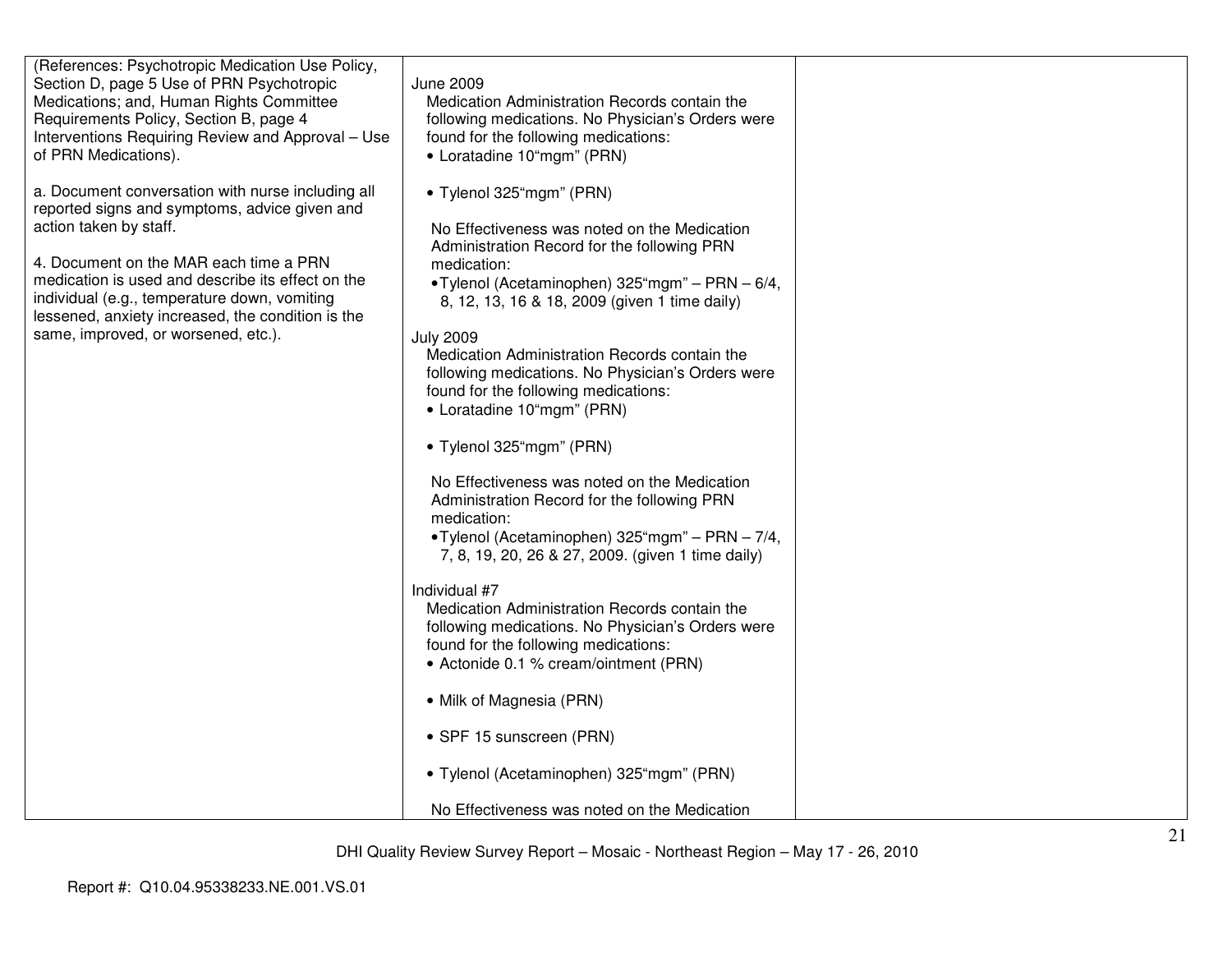| | | |
|---|---|---|
| (References: Psychotropic Medication Use Policy, Section D, page 5 Use of PRN Psychotropic Medications; and, Human Rights Committee Requirements Policy, Section B, page 4 Interventions Requiring Review and Approval – Use of PRN Medications).<br><br>a. Document conversation with nurse including all reported signs and symptoms, advice given and action taken by staff.<br><br>4. Document on the MAR each time a PRN medication is used and describe its effect on the individual (e.g., temperature down, vomiting lessened, anxiety increased, the condition is the same, improved, or worsened, etc.). | June 2009<br>Medication Administration Records contain the following medications. No Physician's Orders were found for the following medications:<br>• Loratadine 10"mgm" (PRN)<br><br>• Tylenol 325"mgm" (PRN)<br><br>No Effectiveness was noted on the Medication Administration Record for the following PRN medication:<br>• Tylenol (Acetaminophen) 325"mgm" – PRN – 6/4, 8, 12, 13, 16 & 18, 2009 (given 1 time daily)<br><br>July 2009<br>Medication Administration Records contain the following medications. No Physician's Orders were found for the following medications:<br>• Loratadine 10"mgm" (PRN)<br><br>• Tylenol 325"mgm" (PRN)<br><br>No Effectiveness was noted on the Medication Administration Record for the following PRN medication:<br>• Tylenol (Acetaminophen) 325"mgm" – PRN – 7/4, 7, 8, 19, 20, 26 & 27, 2009. (given 1 time daily)<br><br>Individual #7<br>Medication Administration Records contain the following medications. No Physician's Orders were found for the following medications:<br>• Actonide 0.1 % cream/ointment (PRN)<br><br>• Milk of Magnesia (PRN)<br><br>• SPF 15 sunscreen (PRN)<br><br>• Tylenol (Acetaminophen) 325"mgm" (PRN)<br><br>No Effectiveness was noted on the Medication | |

DHI Quality Review Survey Report – Mosaic - Northeast Region – May 17 - 26, 2010

Report #: Q10.04.95338233.NE.001.VS.01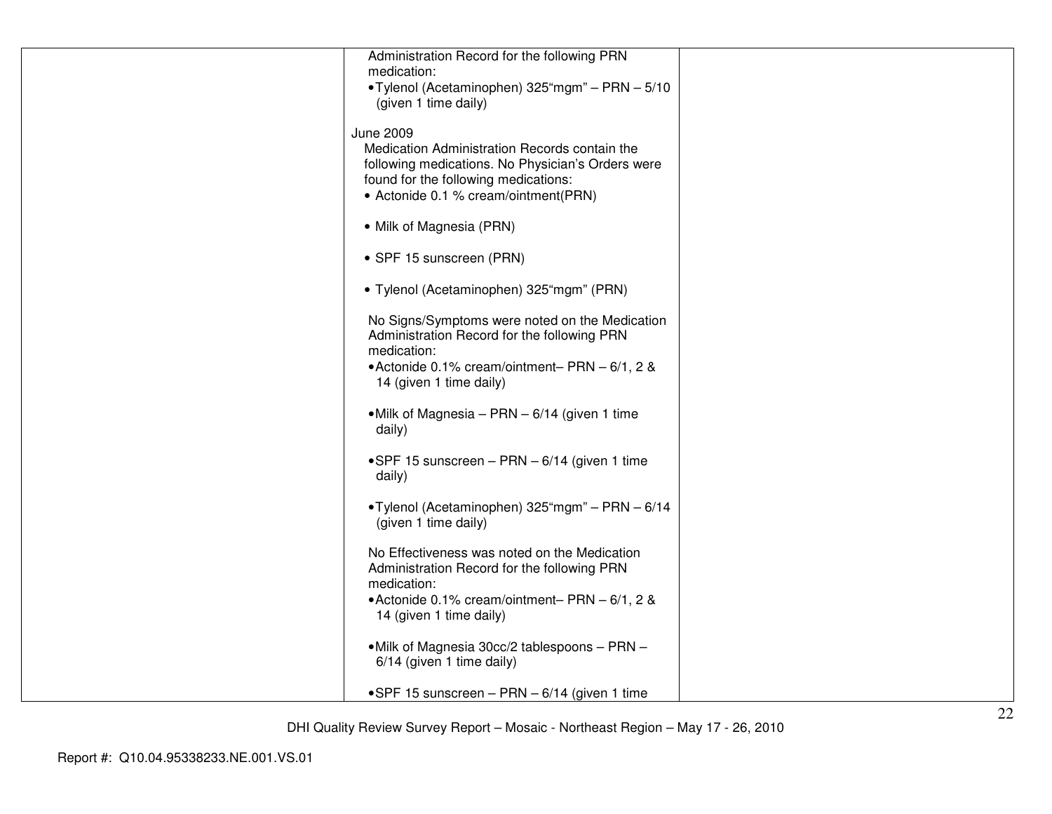| | | |
|---|---|---|
| | Administration Record for the following PRN medication:<br>•Tylenol (Acetaminophen) 325"mgm" – PRN – 5/10 (given 1 time daily)<br><br>June 2009<br>Medication Administration Records contain the following medications. No Physician's Orders were found for the following medications:<br>• Actonide 0.1 % cream/ointment(PRN)<br><br>• Milk of Magnesia (PRN)<br><br>• SPF 15 sunscreen (PRN)<br><br>• Tylenol (Acetaminophen) 325"mgm" (PRN)<br><br>No Signs/Symptoms were noted on the Medication Administration Record for the following PRN medication:<br>•Actonide 0.1% cream/ointment– PRN – 6/1, 2 & 14 (given 1 time daily)<br><br>•Milk of Magnesia – PRN – 6/14 (given 1 time daily)<br><br>•SPF 15 sunscreen – PRN – 6/14 (given 1 time daily)<br><br>•Tylenol (Acetaminophen) 325"mgm" – PRN – 6/14 (given 1 time daily)<br><br>No Effectiveness was noted on the Medication Administration Record for the following PRN medication:<br>•Actonide 0.1% cream/ointment– PRN – 6/1, 2 & 14 (given 1 time daily)<br><br>•Milk of Magnesia 30cc/2 tablespoons – PRN – 6/14 (given 1 time daily)<br><br>•SPF 15 sunscreen – PRN – 6/14 (given 1 time | |

DHI Quality Review Survey Report – Mosaic - Northeast Region – May 17 - 26, 2010

Report #: Q10.04.95338233.NE.001.VS.01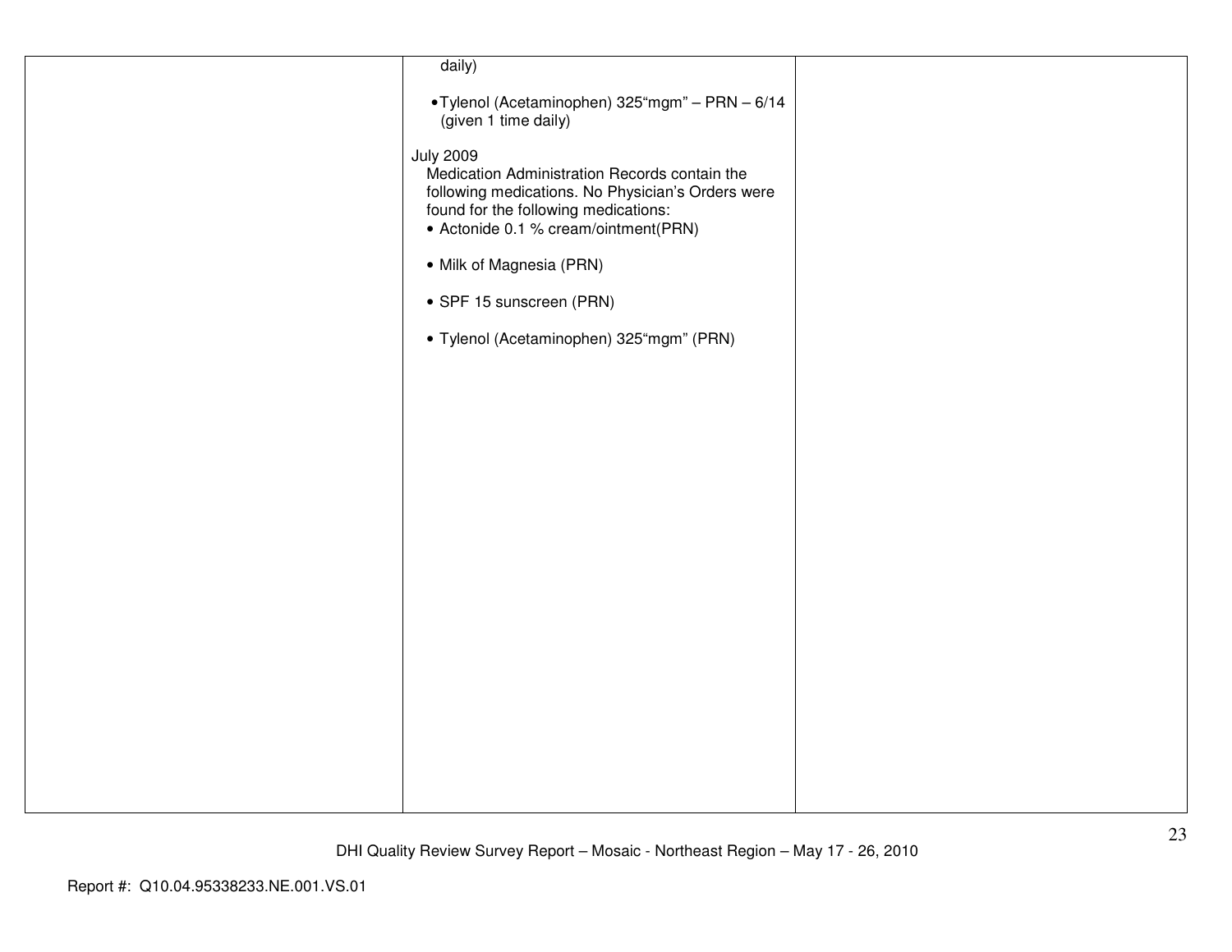| | | |
|---|---|---|
| | daily)<br><br>• Tylenol (Acetaminophen) 325"mgm" – PRN – 6/14 (given 1 time daily)<br><br>July 2009<br>Medication Administration Records contain the following medications. No Physician's Orders were found for the following medications:<br>• Actonide 0.1 % cream/ointment(PRN)<br><br>• Milk of Magnesia (PRN)<br><br>• SPF 15 sunscreen (PRN)<br><br>• Tylenol (Acetaminophen) 325"mgm" (PRN) | |

DHI Quality Review Survey Report – Mosaic - Northeast Region – May 17 - 26, 2010

Report #: Q10.04.95338233.NE.001.VS.01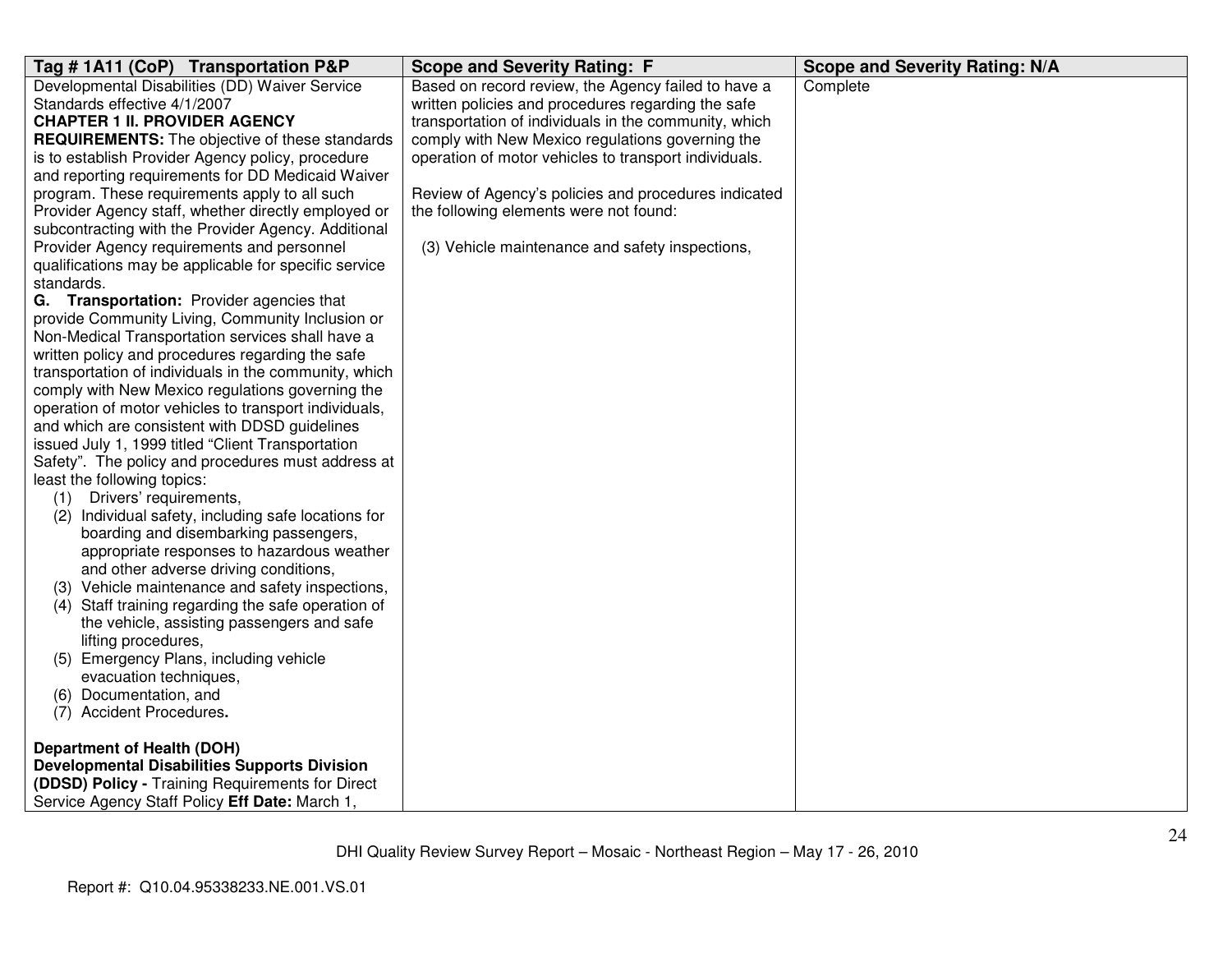| Tag # 1A11 (CoP) Transportation P&P | Scope and Severity Rating: F | Scope and Severity Rating: N/A |
|---|---|---|
| Developmental Disabilities (DD) Waiver Service Standards effective 4/1/2007<br>**CHAPTER 1 II. PROVIDER AGENCY REQUIREMENTS:** The objective of these standards is to establish Provider Agency policy, procedure and reporting requirements for DD Medicaid Waiver program. These requirements apply to all such Provider Agency staff, whether directly employed or subcontracting with the Provider Agency. Additional Provider Agency requirements and personnel qualifications may be applicable for specific service standards.<br>**G. Transportation:** Provider agencies that provide Community Living, Community Inclusion or Non-Medical Transportation services shall have a written policy and procedures regarding the safe transportation of individuals in the community, which comply with New Mexico regulations governing the operation of motor vehicles to transport individuals, and which are consistent with DDSD guidelines issued July 1, 1999 titled "Client Transportation Safety". The policy and procedures must address at least the following topics:<br>(1) Drivers' requirements,<br>(2) Individual safety, including safe locations for boarding and disembarking passengers, appropriate responses to hazardous weather and other adverse driving conditions,<br>(3) Vehicle maintenance and safety inspections,<br>(4) Staff training regarding the safe operation of the vehicle, assisting passengers and safe lifting procedures,<br>(5) Emergency Plans, including vehicle evacuation techniques,<br>(6) Documentation, and<br>(7) Accident Procedures**.**<br><br>**Department of Health (DOH) Developmental Disabilities Supports Division (DDSD) Policy -** Training Requirements for Direct Service Agency Staff Policy **Eff Date:** March 1, | Based on record review, the Agency failed to have a written policies and procedures regarding the safe transportation of individuals in the community, which comply with New Mexico regulations governing the operation of motor vehicles to transport individuals.<br><br>Review of Agency's policies and procedures indicated the following elements were not found:<br><br>(3) Vehicle maintenance and safety inspections, | Complete |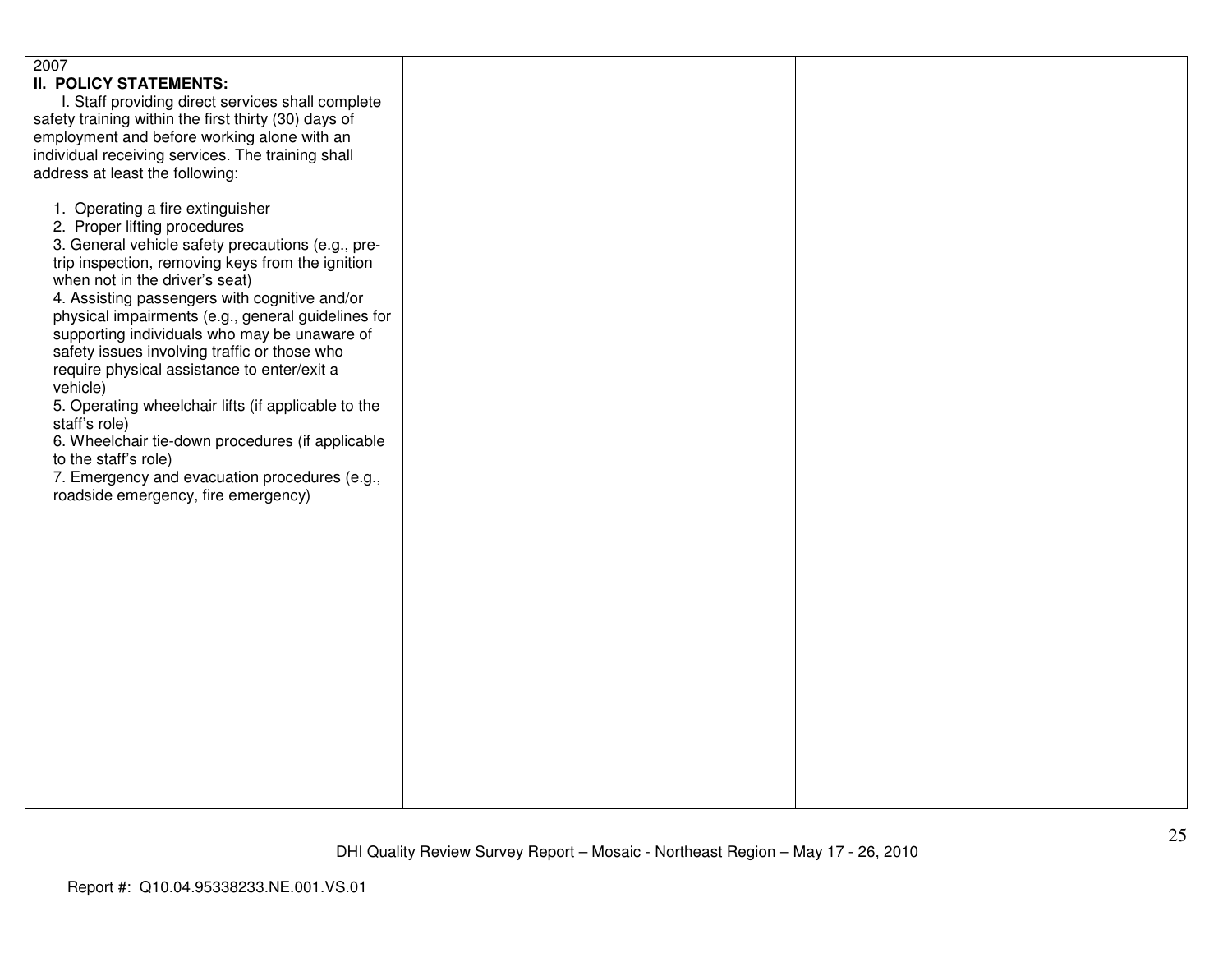| 2007<br>**II. POLICY STATEMENTS:**<br>I. Staff providing direct services shall complete safety training within the first thirty (30) days of employment and before working alone with an individual receiving services. The training shall address at least the following:<br><br>1. Operating a fire extinguisher<br>2. Proper lifting procedures<br>3. General vehicle safety precautions (e.g., pre-trip inspection, removing keys from the ignition when not in the driver's seat)<br>4. Assisting passengers with cognitive and/or physical impairments (e.g., general guidelines for supporting individuals who may be unaware of safety issues involving traffic or those who require physical assistance to enter/exit a vehicle)<br>5. Operating wheelchair lifts (if applicable to the staff's role)<br>6. Wheelchair tie-down procedures (if applicable to the staff's role)<br>7. Emergency and evacuation procedures (e.g., roadside emergency, fire emergency) | | |
|---|---|---|

DHI Quality Review Survey Report – Mosaic - Northeast Region – May 17 - 26, 2010

Report #: Q10.04.95338233.NE.001.VS.01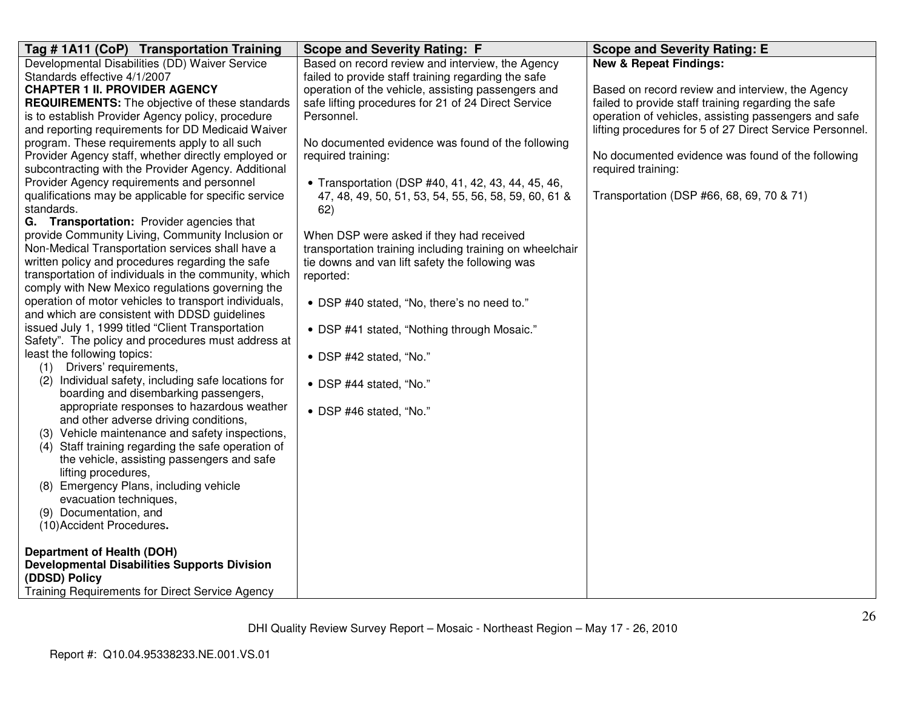| Tag # 1A11 (CoP) Transportation Training | Scope and Severity Rating: F | Scope and Severity Rating: E |
| --- | --- | --- |
| Developmental Disabilities (DD) Waiver Service Standards effective 4/1/2007<br>**CHAPTER 1 II. PROVIDER AGENCY REQUIREMENTS:** The objective of these standards is to establish Provider Agency policy, procedure and reporting requirements for DD Medicaid Waiver program. These requirements apply to all such Provider Agency staff, whether directly employed or subcontracting with the Provider Agency. Additional Provider Agency requirements and personnel qualifications may be applicable for specific service standards.<br>**G. Transportation:** Provider agencies that provide Community Living, Community Inclusion or Non-Medical Transportation services shall have a written policy and procedures regarding the safe transportation of individuals in the community, which comply with New Mexico regulations governing the operation of motor vehicles to transport individuals, and which are consistent with DDSD guidelines issued July 1, 1999 titled "Client Transportation Safety". The policy and procedures must address at least the following topics:<br>(1) Drivers' requirements,<br>(2) Individual safety, including safe locations for boarding and disembarking passengers, appropriate responses to hazardous weather and other adverse driving conditions,<br>(3) Vehicle maintenance and safety inspections,<br>(4) Staff training regarding the safe operation of the vehicle, assisting passengers and safe lifting procedures,<br>(8) Emergency Plans, including vehicle evacuation techniques,<br>(9) Documentation, and<br>(10) Accident Procedures.<br><br>**Department of Health (DOH) Developmental Disabilities Supports Division (DDSD) Policy**<br>Training Requirements for Direct Service Agency | Based on record review and interview, the Agency failed to provide staff training regarding the safe operation of the vehicle, assisting passengers and safe lifting procedures for 21 of 24 Direct Service Personnel.<br><br>No documented evidence was found of the following required training:<br><br>• Transportation (DSP #40, 41, 42, 43, 44, 45, 46, 47, 48, 49, 50, 51, 53, 54, 55, 56, 58, 59, 60, 61 & 62)<br><br>When DSP were asked if they had received transportation training including training on wheelchair tie downs and van lift safety the following was reported:<br><br>• DSP #40 stated, "No, there's no need to."<br><br>• DSP #41 stated, "Nothing through Mosaic."<br><br>• DSP #42 stated, "No."<br><br>• DSP #44 stated, "No."<br><br>• DSP #46 stated, "No." | **New & Repeat Findings:**<br><br>Based on record review and interview, the Agency failed to provide staff training regarding the safe operation of vehicles, assisting passengers and safe lifting procedures for 5 of 27 Direct Service Personnel.<br><br>No documented evidence was found of the following required training:<br><br>Transportation (DSP #66, 68, 69, 70 & 71) |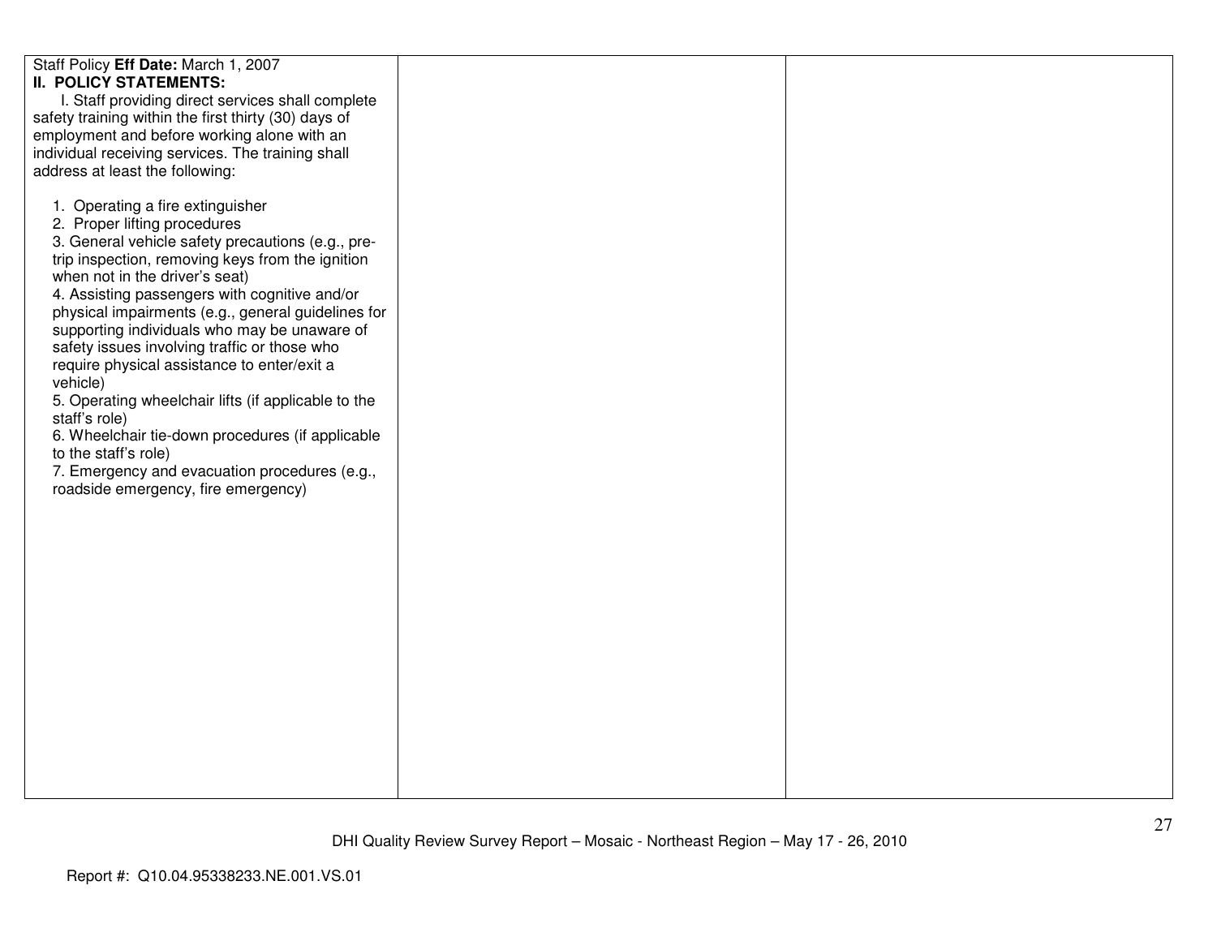| | | |
|---|---|---|
| Staff Policy **Eff Date:** March 1, 2007<br>**II. POLICY STATEMENTS:**<br>I. Staff providing direct services shall complete safety training within the first thirty (30) days of employment and before working alone with an individual receiving services. The training shall address at least the following:<br><br>1. Operating a fire extinguisher<br>2. Proper lifting procedures<br>3. General vehicle safety precautions (e.g., pre-trip inspection, removing keys from the ignition when not in the driver's seat)<br>4. Assisting passengers with cognitive and/or physical impairments (e.g., general guidelines for supporting individuals who may be unaware of safety issues involving traffic or those who require physical assistance to enter/exit a vehicle)<br>5. Operating wheelchair lifts (if applicable to the staff's role)<br>6. Wheelchair tie-down procedures (if applicable to the staff's role)<br>7. Emergency and evacuation procedures (e.g., roadside emergency, fire emergency) | | |

DHI Quality Review Survey Report – Mosaic - Northeast Region – May 17 - 26, 2010

Report #: Q10.04.95338233.NE.001.VS.01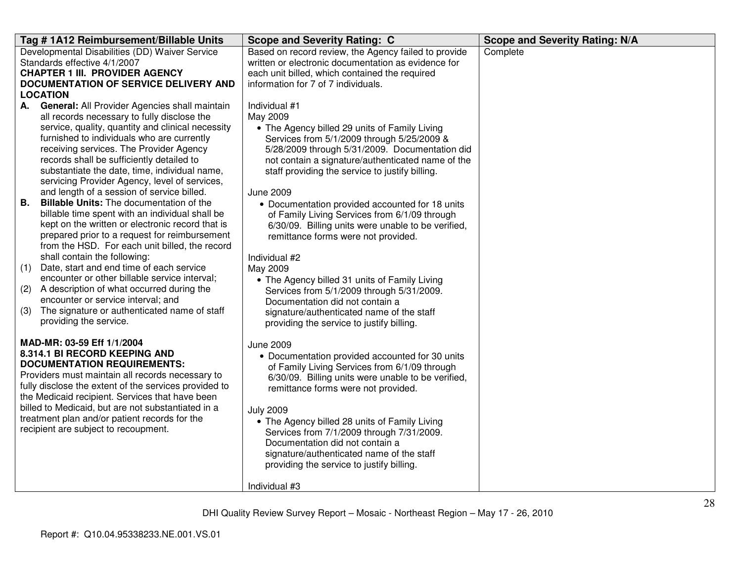| Tag # 1A12 Reimbursement/Billable Units | Scope and Severity Rating: C | Scope and Severity Rating: N/A |
|---|---|---|
| Developmental Disabilities (DD) Waiver Service Standards effective 4/1/2007<br>**CHAPTER 1 III. PROVIDER AGENCY DOCUMENTATION OF SERVICE DELIVERY AND LOCATION**<br>**A. General:** All Provider Agencies shall maintain all records necessary to fully disclose the service, quality, quantity and clinical necessity furnished to individuals who are currently receiving services. The Provider Agency records shall be sufficiently detailed to substantiate the date, time, individual name, servicing Provider Agency, level of services, and length of a session of service billed.<br>**B. Billable Units:** The documentation of the billable time spent with an individual shall be kept on the written or electronic record that is prepared prior to a request for reimbursement from the HSD. For each unit billed, the record shall contain the following:<br>(1) Date, start and end time of each service encounter or other billable service interval;<br>(2) A description of what occurred during the encounter or service interval; and<br>(3) The signature or authenticated name of staff providing the service.<br><br>**MAD-MR: 03-59 Eff 1/1/2004**<br>**8.314.1 BI RECORD KEEPING AND DOCUMENTATION REQUIREMENTS:**<br>Providers must maintain all records necessary to fully disclose the extent of the services provided to the Medicaid recipient. Services that have been billed to Medicaid, but are not substantiated in a treatment plan and/or patient records for the recipient are subject to recoupment. | Based on record review, the Agency failed to provide written or electronic documentation as evidence for each unit billed, which contained the required information for 7 of 7 individuals.<br><br>Individual #1<br>May 2009<br>• The Agency billed 29 units of Family Living Services from 5/1/2009 through 5/25/2009 & 5/28/2009 through 5/31/2009. Documentation did not contain a signature/authenticated name of the staff providing the service to justify billing.<br><br>June 2009<br>• Documentation provided accounted for 18 units of Family Living Services from 6/1/09 through 6/30/09. Billing units were unable to be verified, remittance forms were not provided.<br><br>Individual #2<br>May 2009<br>• The Agency billed 31 units of Family Living Services from 5/1/2009 through 5/31/2009. Documentation did not contain a signature/authenticated name of the staff providing the service to justify billing.<br><br>June 2009<br>• Documentation provided accounted for 30 units of Family Living Services from 6/1/09 through 6/30/09. Billing units were unable to be verified, remittance forms were not provided.<br><br>July 2009<br>• The Agency billed 28 units of Family Living Services from 7/1/2009 through 7/31/2009. Documentation did not contain a signature/authenticated name of the staff providing the service to justify billing.<br><br>Individual #3 | Complete |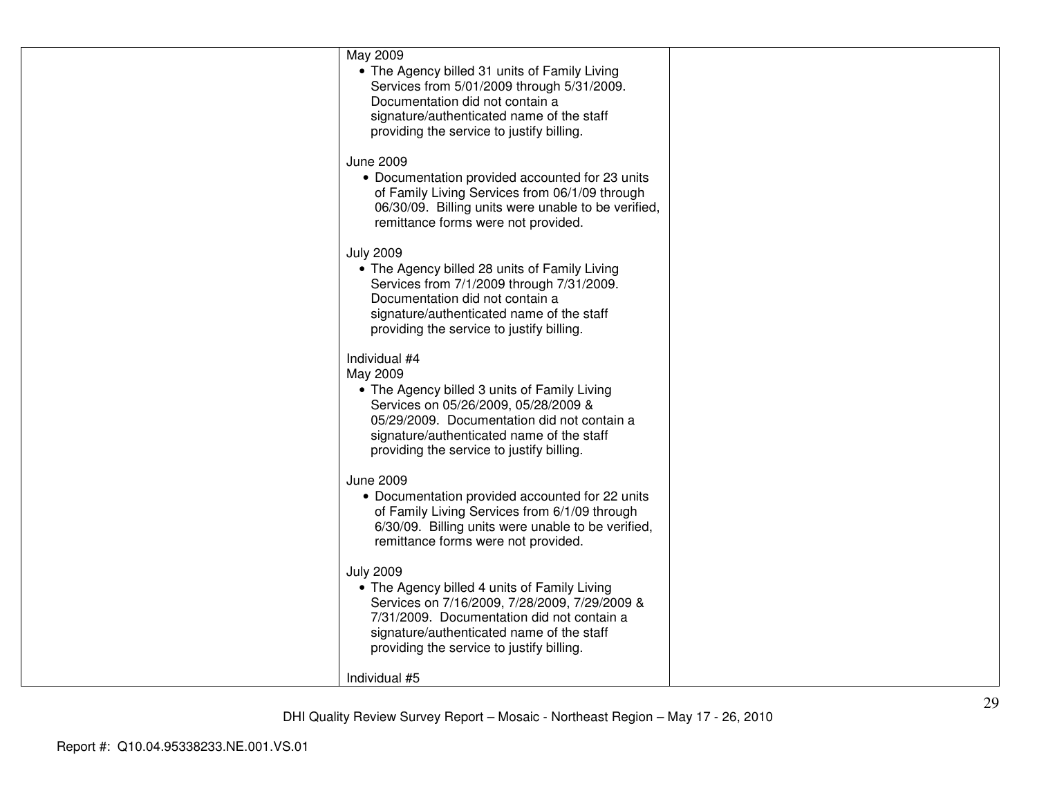| | | |
|---|---|---|
| | May 2009<br>• The Agency billed 31 units of Family Living Services from 5/01/2009 through 5/31/2009. Documentation did not contain a signature/authenticated name of the staff providing the service to justify billing.<br><br>June 2009<br>• Documentation provided accounted for 23 units of Family Living Services from 06/1/09 through 06/30/09. Billing units were unable to be verified, remittance forms were not provided.<br><br>July 2009<br>• The Agency billed 28 units of Family Living Services from 7/1/2009 through 7/31/2009. Documentation did not contain a signature/authenticated name of the staff providing the service to justify billing.<br><br>Individual #4<br>May 2009<br>• The Agency billed 3 units of Family Living Services on 05/26/2009, 05/28/2009 & 05/29/2009. Documentation did not contain a signature/authenticated name of the staff providing the service to justify billing.<br><br>June 2009<br>• Documentation provided accounted for 22 units of Family Living Services from 6/1/09 through 6/30/09. Billing units were unable to be verified, remittance forms were not provided.<br><br>July 2009<br>• The Agency billed 4 units of Family Living Services on 7/16/2009, 7/28/2009, 7/29/2009 & 7/31/2009. Documentation did not contain a signature/authenticated name of the staff providing the service to justify billing.<br><br>Individual #5 | |

DHI Quality Review Survey Report – Mosaic - Northeast Region – May 17 - 26, 2010

Report #: Q10.04.95338233.NE.001.VS.01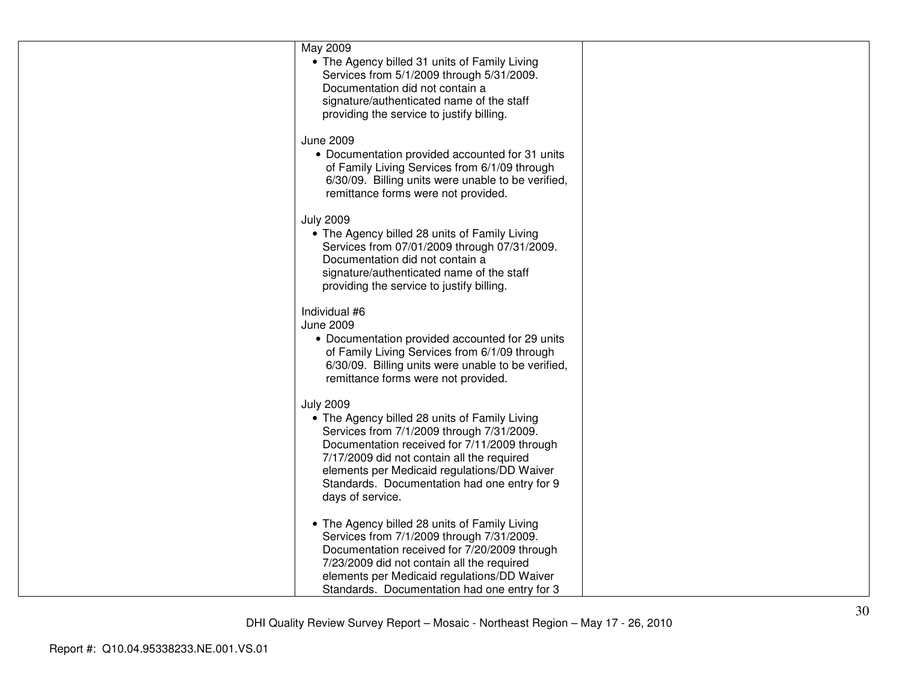| | | |
|---|---|---|
| | May 2009<br>• The Agency billed 31 units of Family Living Services from 5/1/2009 through 5/31/2009. Documentation did not contain a signature/authenticated name of the staff providing the service to justify billing.<br><br>June 2009<br>• Documentation provided accounted for 31 units of Family Living Services from 6/1/09 through 6/30/09. Billing units were unable to be verified, remittance forms were not provided.<br><br>July 2009<br>• The Agency billed 28 units of Family Living Services from 07/01/2009 through 07/31/2009. Documentation did not contain a signature/authenticated name of the staff providing the service to justify billing.<br><br>Individual #6<br>June 2009<br>• Documentation provided accounted for 29 units of Family Living Services from 6/1/09 through 6/30/09. Billing units were unable to be verified, remittance forms were not provided.<br><br>July 2009<br>• The Agency billed 28 units of Family Living Services from 7/1/2009 through 7/31/2009. Documentation received for 7/11/2009 through 7/17/2009 did not contain all the required elements per Medicaid regulations/DD Waiver Standards. Documentation had one entry for 9 days of service.<br><br>• The Agency billed 28 units of Family Living Services from 7/1/2009 through 7/31/2009. Documentation received for 7/20/2009 through 7/23/2009 did not contain all the required elements per Medicaid regulations/DD Waiver Standards. Documentation had one entry for 3 | |

DHI Quality Review Survey Report – Mosaic - Northeast Region – May 17 - 26, 2010

Report #: Q10.04.95338233.NE.001.VS.01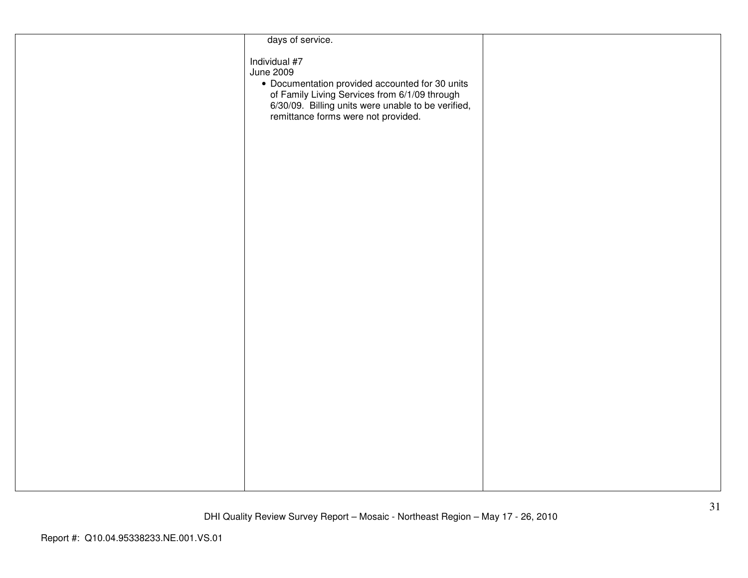| | | |
|---|---|---|
| | days of service.<br><br>Individual #7<br>June 2009<br>• Documentation provided accounted for 30 units of Family Living Services from 6/1/09 through 6/30/09. Billing units were unable to be verified, remittance forms were not provided. | |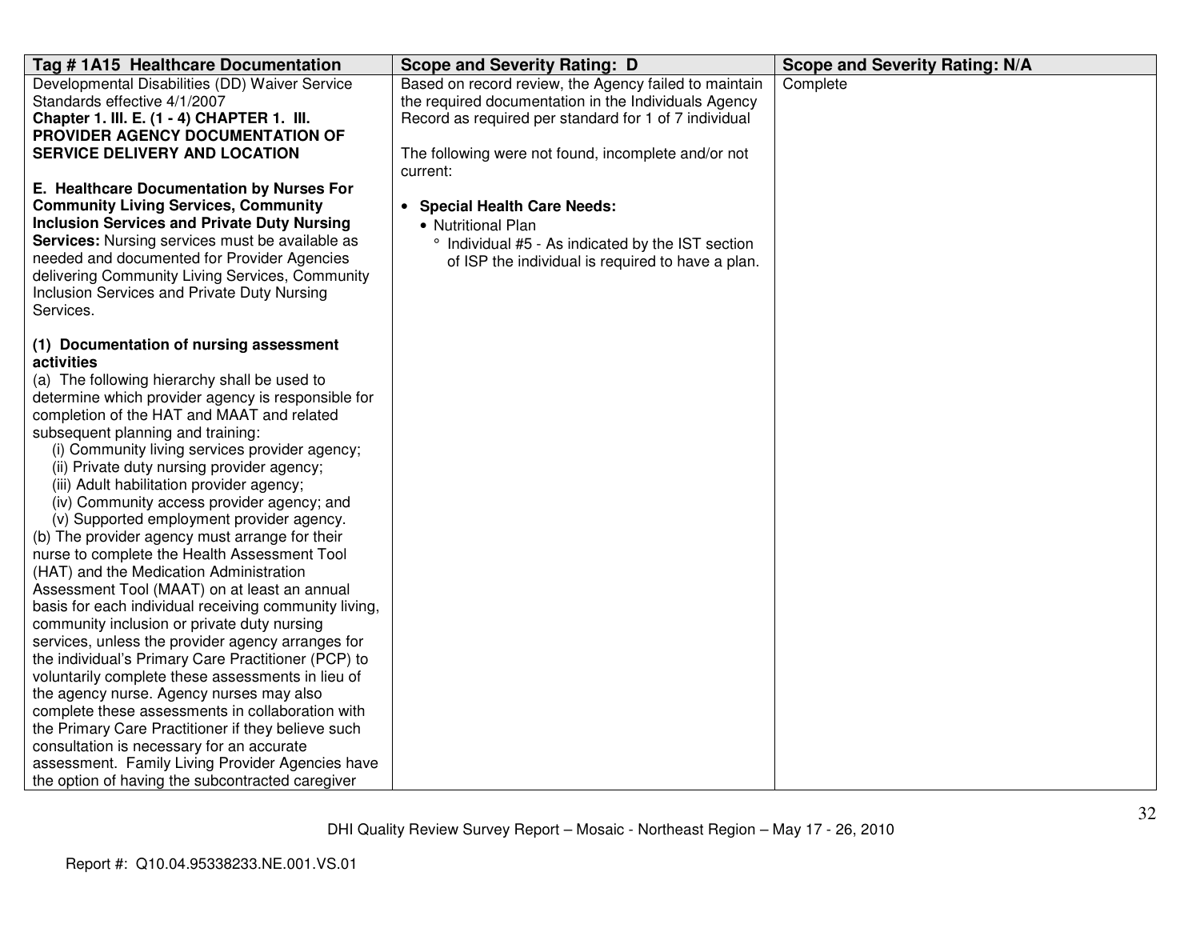| Tag # 1A15 Healthcare Documentation | Scope and Severity Rating: D | Scope and Severity Rating: N/A |
|---|---|---|
| Developmental Disabilities (DD) Waiver Service Standards effective 4/1/2007<br>**Chapter 1. III. E. (1 - 4) CHAPTER 1. III. PROVIDER AGENCY DOCUMENTATION OF SERVICE DELIVERY AND LOCATION**<br><br>**E. Healthcare Documentation by Nurses For Community Living Services, Community Inclusion Services and Private Duty Nursing Services:** Nursing services must be available as needed and documented for Provider Agencies delivering Community Living Services, Community Inclusion Services and Private Duty Nursing Services.<br><br>**(1) Documentation of nursing assessment activities**<br>(a) The following hierarchy shall be used to determine which provider agency is responsible for completion of the HAT and MAAT and related subsequent planning and training:<br>(i) Community living services provider agency;<br>(ii) Private duty nursing provider agency;<br>(iii) Adult habilitation provider agency;<br>(iv) Community access provider agency; and<br>(v) Supported employment provider agency.<br>(b) The provider agency must arrange for their nurse to complete the Health Assessment Tool (HAT) and the Medication Administration Assessment Tool (MAAT) on at least an annual basis for each individual receiving community living, community inclusion or private duty nursing services, unless the provider agency arranges for the individual's Primary Care Practitioner (PCP) to voluntarily complete these assessments in lieu of the agency nurse. Agency nurses may also complete these assessments in collaboration with the Primary Care Practitioner if they believe such consultation is necessary for an accurate assessment. Family Living Provider Agencies have the option of having the subcontracted caregiver | Based on record review, the Agency failed to maintain the required documentation in the Individuals Agency Record as required per standard for 1 of 7 individual<br><br>The following were not found, incomplete and/or not current:<br><br>• **Special Health Care Needs:**<br>• Nutritional Plan<br>° Individual #5 - As indicated by the IST section of ISP the individual is required to have a plan. | Complete |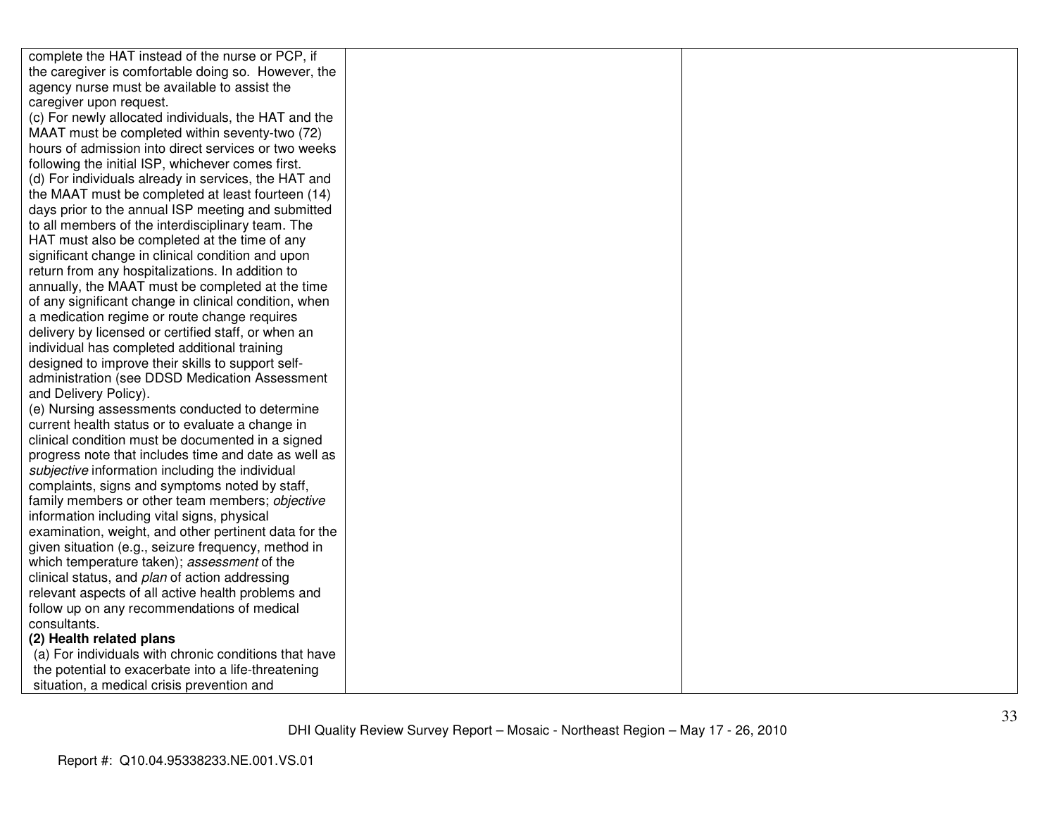| | | |
|---|---|---|
| complete the HAT instead of the nurse or PCP, if the caregiver is comfortable doing so. However, the agency nurse must be available to assist the caregiver upon request.<br>(c) For newly allocated individuals, the HAT and the MAAT must be completed within seventy-two (72) hours of admission into direct services or two weeks following the initial ISP, whichever comes first.<br>(d) For individuals already in services, the HAT and the MAAT must be completed at least fourteen (14) days prior to the annual ISP meeting and submitted to all members of the interdisciplinary team. The HAT must also be completed at the time of any significant change in clinical condition and upon return from any hospitalizations. In addition to annually, the MAAT must be completed at the time of any significant change in clinical condition, when a medication regime or route change requires delivery by licensed or certified staff, or when an individual has completed additional training designed to improve their skills to support self-administration (see DDSD Medication Assessment and Delivery Policy).<br>(e) Nursing assessments conducted to determine current health status or to evaluate a change in clinical condition must be documented in a signed progress note that includes time and date as well as *subjective* information including the individual complaints, signs and symptoms noted by staff, family members or other team members; *objective* information including vital signs, physical examination, weight, and other pertinent data for the given situation (e.g., seizure frequency, method in which temperature taken); *assessment* of the clinical status, and *plan* of action addressing relevant aspects of all active health problems and follow up on any recommendations of medical consultants.<br>**(2) Health related plans**<br>(a) For individuals with chronic conditions that have the potential to exacerbate into a life-threatening situation, a medical crisis prevention and | | |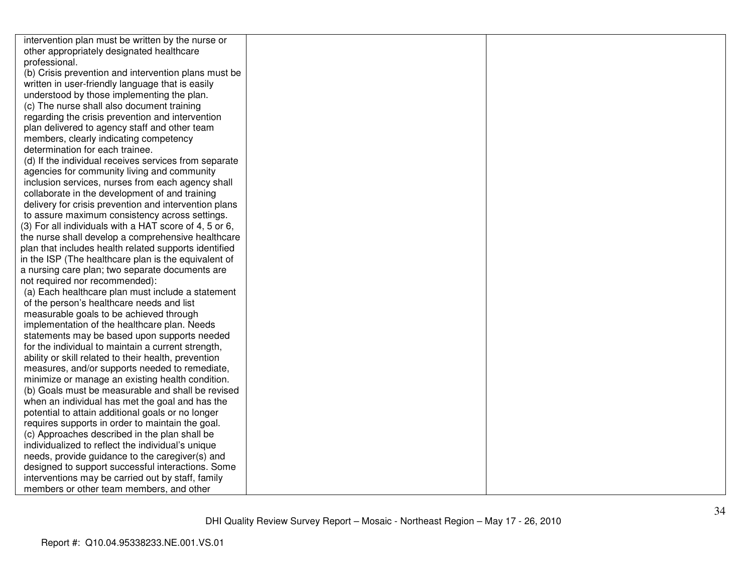| | | |
|---|---|---|
| intervention plan must be written by the nurse or other appropriately designated healthcare professional.<br>(b) Crisis prevention and intervention plans must be written in user-friendly language that is easily understood by those implementing the plan.<br>(c) The nurse shall also document training regarding the crisis prevention and intervention plan delivered to agency staff and other team members, clearly indicating competency determination for each trainee.<br>(d) If the individual receives services from separate agencies for community living and community inclusion services, nurses from each agency shall collaborate in the development of and training delivery for crisis prevention and intervention plans to assure maximum consistency across settings.<br>(3) For all individuals with a HAT score of 4, 5 or 6, the nurse shall develop a comprehensive healthcare plan that includes health related supports identified in the ISP (The healthcare plan is the equivalent of a nursing care plan; two separate documents are not required nor recommended):<br>(a) Each healthcare plan must include a statement of the person's healthcare needs and list measurable goals to be achieved through implementation of the healthcare plan. Needs statements may be based upon supports needed for the individual to maintain a current strength, ability or skill related to their health, prevention measures, and/or supports needed to remediate, minimize or manage an existing health condition.<br>(b) Goals must be measurable and shall be revised when an individual has met the goal and has the potential to attain additional goals or no longer requires supports in order to maintain the goal.<br>(c) Approaches described in the plan shall be individualized to reflect the individual's unique needs, provide guidance to the caregiver(s) and designed to support successful interactions. Some interventions may be carried out by staff, family members or other team members, and other | | |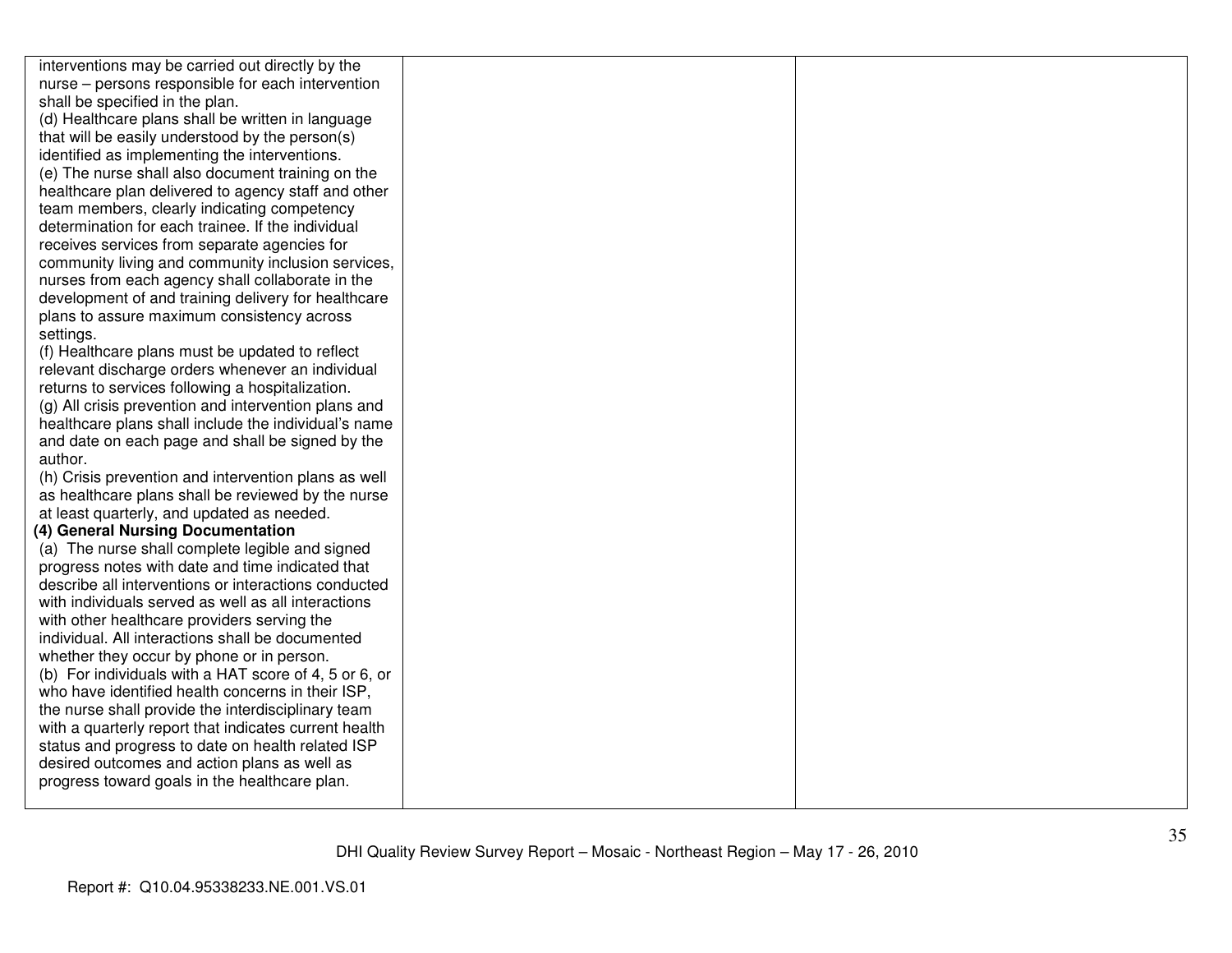| | | |
|---|---|---|
| interventions may be carried out directly by the nurse – persons responsible for each intervention shall be specified in the plan.<br>(d) Healthcare plans shall be written in language that will be easily understood by the person(s) identified as implementing the interventions.<br>(e) The nurse shall also document training on the healthcare plan delivered to agency staff and other team members, clearly indicating competency determination for each trainee. If the individual receives services from separate agencies for community living and community inclusion services, nurses from each agency shall collaborate in the development of and training delivery for healthcare plans to assure maximum consistency across settings.<br>(f) Healthcare plans must be updated to reflect relevant discharge orders whenever an individual returns to services following a hospitalization.<br>(g) All crisis prevention and intervention plans and healthcare plans shall include the individual's name and date on each page and shall be signed by the author.<br>(h) Crisis prevention and intervention plans as well as healthcare plans shall be reviewed by the nurse at least quarterly, and updated as needed.<br>**(4) General Nursing Documentation**<br>(a) The nurse shall complete legible and signed progress notes with date and time indicated that describe all interventions or interactions conducted with individuals served as well as all interactions with other healthcare providers serving the individual. All interactions shall be documented whether they occur by phone or in person.<br>(b) For individuals with a HAT score of 4, 5 or 6, or who have identified health concerns in their ISP, the nurse shall provide the interdisciplinary team with a quarterly report that indicates current health status and progress to date on health related ISP desired outcomes and action plans as well as progress toward goals in the healthcare plan. | | |

DHI Quality Review Survey Report – Mosaic - Northeast Region – May 17 - 26, 2010

Report #: Q10.04.95338233.NE.001.VS.01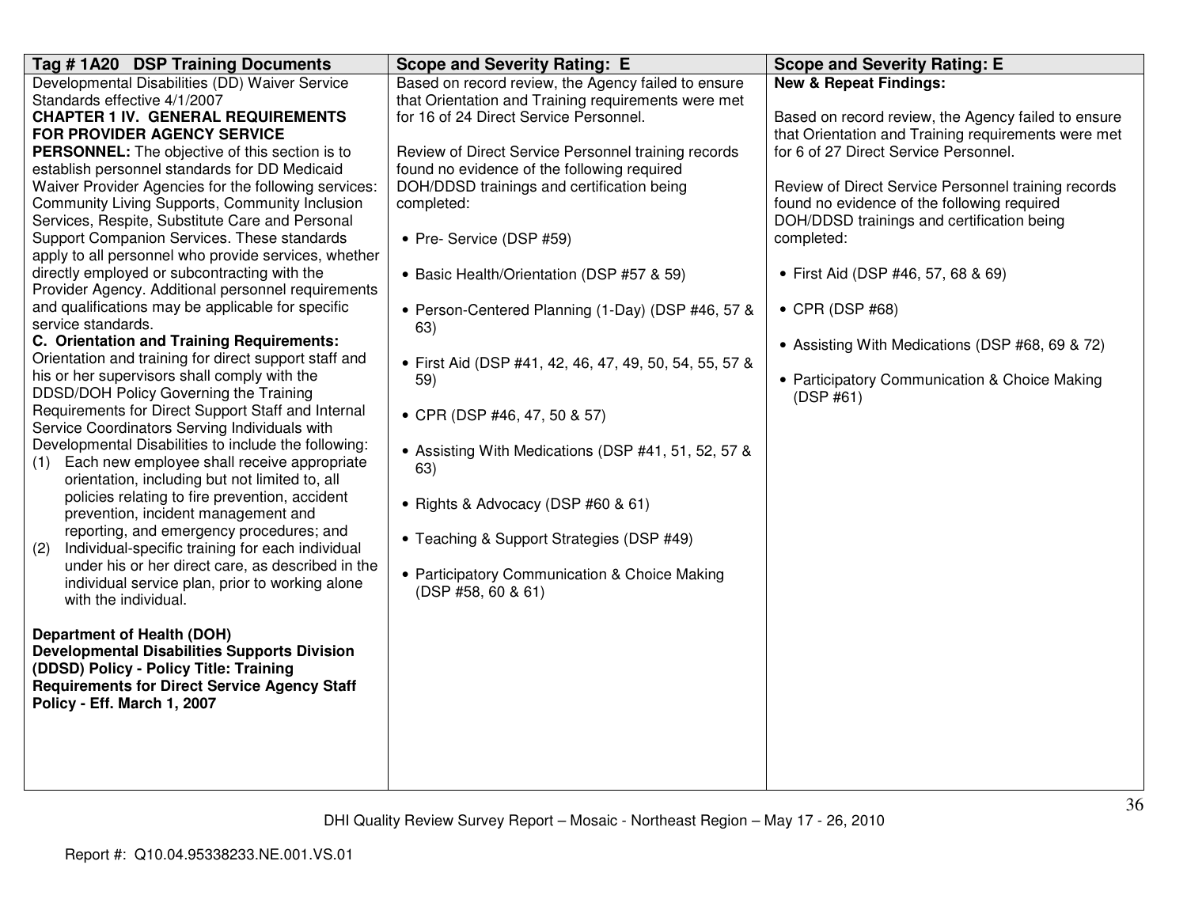| Tag # 1A20 DSP Training Documents | Scope and Severity Rating: E | Scope and Severity Rating: E |
|---|---|---|
| Developmental Disabilities (DD) Waiver Service Standards effective 4/1/2007<br>**CHAPTER 1 IV. GENERAL REQUIREMENTS FOR PROVIDER AGENCY SERVICE PERSONNEL:** The objective of this section is to establish personnel standards for DD Medicaid Waiver Provider Agencies for the following services: Community Living Supports, Community Inclusion Services, Respite, Substitute Care and Personal Support Companion Services. These standards apply to all personnel who provide services, whether directly employed or subcontracting with the Provider Agency. Additional personnel requirements and qualifications may be applicable for specific service standards.<br>**C. Orientation and Training Requirements:** Orientation and training for direct support staff and his or her supervisors shall comply with the DDSD/DOH Policy Governing the Training Requirements for Direct Support Staff and Internal Service Coordinators Serving Individuals with Developmental Disabilities to include the following:<br>(1) Each new employee shall receive appropriate orientation, including but not limited to, all policies relating to fire prevention, accident prevention, incident management and reporting, and emergency procedures; and<br>(2) Individual-specific training for each individual under his or her direct care, as described in the individual service plan, prior to working alone with the individual.<br><br>**Department of Health (DOH) Developmental Disabilities Supports Division (DDSD) Policy - Policy Title: Training Requirements for Direct Service Agency Staff Policy - Eff. March 1, 2007** | Based on record review, the Agency failed to ensure that Orientation and Training requirements were met for 16 of 24 Direct Service Personnel.<br><br>Review of Direct Service Personnel training records found no evidence of the following required DOH/DDSD trainings and certification being completed:<br><br>• Pre- Service (DSP #59)<br>• Basic Health/Orientation (DSP #57 & 59)<br>• Person-Centered Planning (1-Day) (DSP #46, 57 & 63)<br>• First Aid (DSP #41, 42, 46, 47, 49, 50, 54, 55, 57 & 59)<br>• CPR (DSP #46, 47, 50 & 57)<br>• Assisting With Medications (DSP #41, 51, 52, 57 & 63)<br>• Rights & Advocacy (DSP #60 & 61)<br>• Teaching & Support Strategies (DSP #49)<br>• Participatory Communication & Choice Making (DSP #58, 60 & 61) | **New & Repeat Findings:**<br><br>Based on record review, the Agency failed to ensure that Orientation and Training requirements were met for 6 of 27 Direct Service Personnel.<br><br>Review of Direct Service Personnel training records found no evidence of the following required DOH/DDSD trainings and certification being completed:<br><br>• First Aid (DSP #46, 57, 68 & 69)<br>• CPR (DSP #68)<br>• Assisting With Medications (DSP #68, 69 & 72)<br>• Participatory Communication & Choice Making (DSP #61) |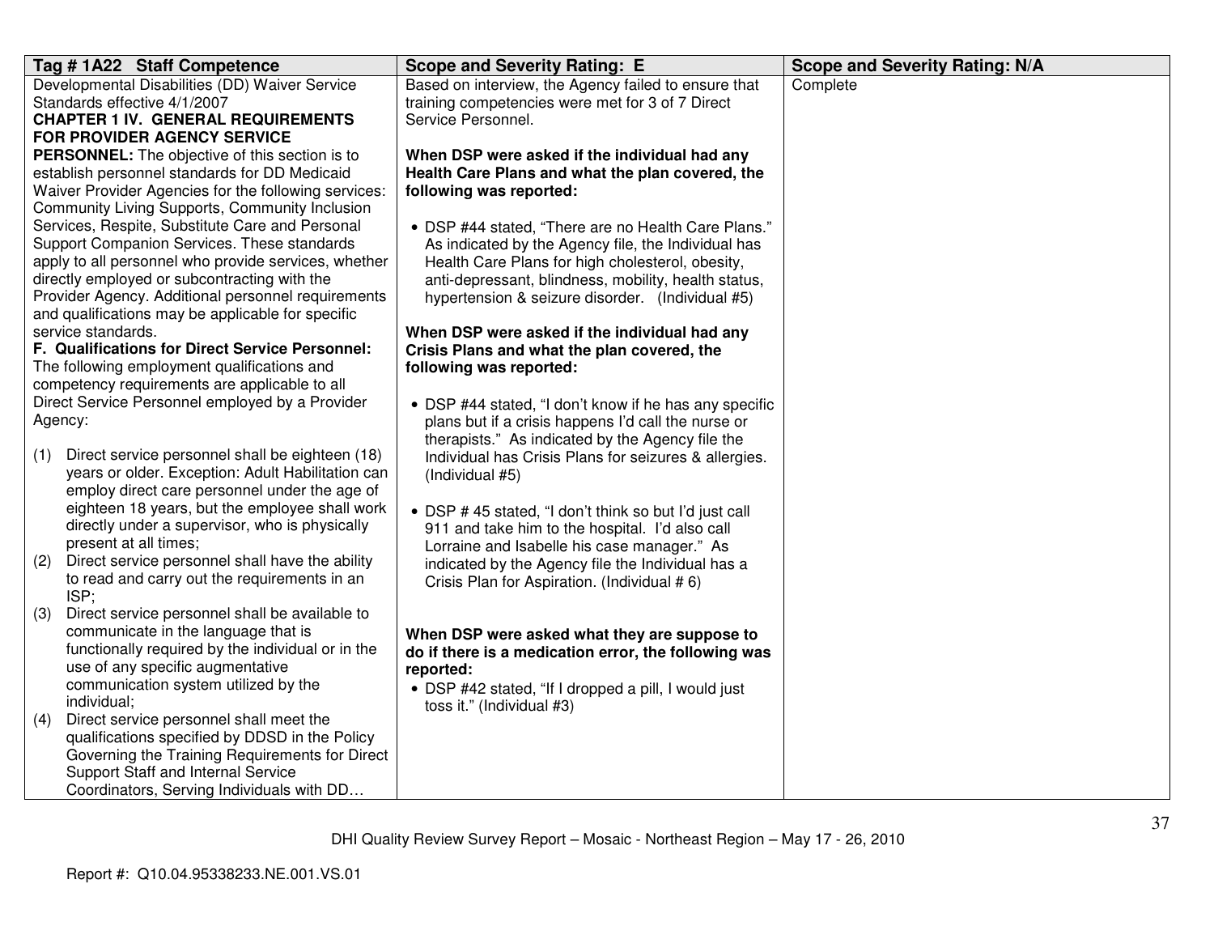| Tag # 1A22 Staff Competence | Scope and Severity Rating: E | Scope and Severity Rating: N/A |
|---|---|---|
| Developmental Disabilities (DD) Waiver Service Standards effective 4/1/2007<br>**CHAPTER 1 IV. GENERAL REQUIREMENTS FOR PROVIDER AGENCY SERVICE PERSONNEL:** The objective of this section is to establish personnel standards for DD Medicaid Waiver Provider Agencies for the following services: Community Living Supports, Community Inclusion Services, Respite, Substitute Care and Personal Support Companion Services. These standards apply to all personnel who provide services, whether directly employed or subcontracting with the Provider Agency. Additional personnel requirements and qualifications may be applicable for specific service standards.<br>**F. Qualifications for Direct Service Personnel:** The following employment qualifications and competency requirements are applicable to all Direct Service Personnel employed by a Provider Agency:<br><br>(1) Direct service personnel shall be eighteen (18) years or older. Exception: Adult Habilitation can employ direct care personnel under the age of eighteen 18 years, but the employee shall work directly under a supervisor, who is physically present at all times;<br>(2) Direct service personnel shall have the ability to read and carry out the requirements in an ISP;<br>(3) Direct service personnel shall be available to communicate in the language that is functionally required by the individual or in the use of any specific augmentative communication system utilized by the individual;<br>(4) Direct service personnel shall meet the qualifications specified by DDSD in the Policy Governing the Training Requirements for Direct Support Staff and Internal Service Coordinators, Serving Individuals with DD… | Based on interview, the Agency failed to ensure that training competencies were met for 3 of 7 Direct Service Personnel.<br><br>**When DSP were asked if the individual had any Health Care Plans and what the plan covered, the following was reported:**<br><br>• DSP #44 stated, "There are no Health Care Plans." As indicated by the Agency file, the Individual has Health Care Plans for high cholesterol, obesity, anti-depressant, blindness, mobility, health status, hypertension & seizure disorder. (Individual #5)<br><br>**When DSP were asked if the individual had any Crisis Plans and what the plan covered, the following was reported:**<br><br>• DSP #44 stated, "I don't know if he has any specific plans but if a crisis happens I'd call the nurse or therapists." As indicated by the Agency file the Individual has Crisis Plans for seizures & allergies. (Individual #5)<br><br>• DSP # 45 stated, "I don't think so but I'd just call 911 and take him to the hospital. I'd also call Lorraine and Isabelle his case manager." As indicated by the Agency file the Individual has a Crisis Plan for Aspiration. (Individual # 6)<br><br>**When DSP were asked what they are suppose to do if there is a medication error, the following was reported:**<br>• DSP #42 stated, "If I dropped a pill, I would just toss it." (Individual #3) | Complete |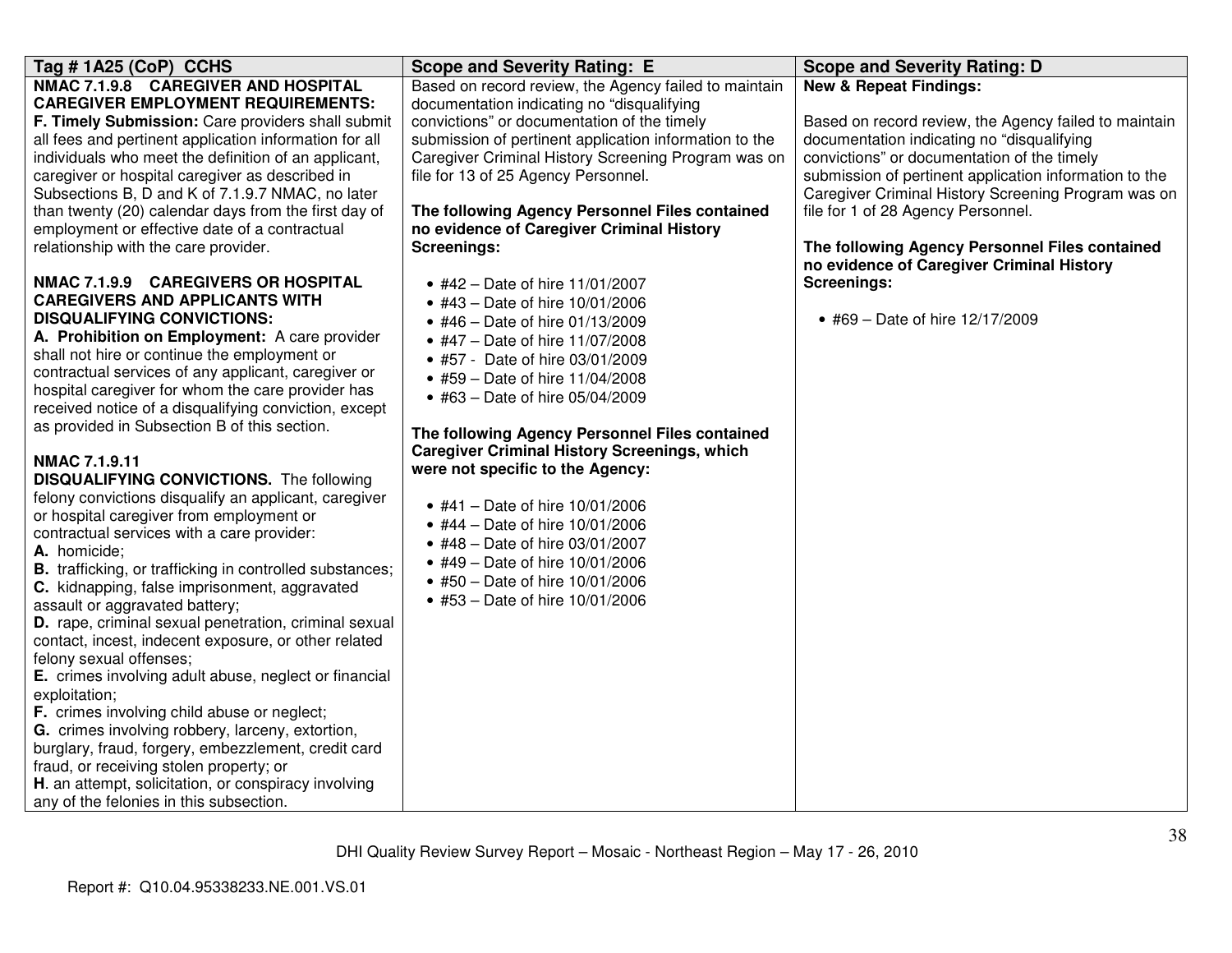| Tag # 1A25 (CoP) CCHS | Scope and Severity Rating: E | Scope and Severity Rating: D |
|---|---|---|
| **NMAC 7.1.9.8 CAREGIVER AND HOSPITAL CAREGIVER EMPLOYMENT REQUIREMENTS:**<br>**F. Timely Submission:** Care providers shall submit all fees and pertinent application information for all individuals who meet the definition of an applicant, caregiver or hospital caregiver as described in Subsections B, D and K of 7.1.9.7 NMAC, no later than twenty (20) calendar days from the first day of employment or effective date of a contractual relationship with the care provider.<br><br>**NMAC 7.1.9.9 CAREGIVERS OR HOSPITAL CAREGIVERS AND APPLICANTS WITH DISQUALIFYING CONVICTIONS:**<br>**A. Prohibition on Employment:** A care provider shall not hire or continue the employment or contractual services of any applicant, caregiver or hospital caregiver for whom the care provider has received notice of a disqualifying conviction, except as provided in Subsection B of this section.<br><br>**NMAC 7.1.9.11**<br>**DISQUALIFYING CONVICTIONS.** The following felony convictions disqualify an applicant, caregiver or hospital caregiver from employment or contractual services with a care provider:<br>**A.** homicide;<br>**B.** trafficking, or trafficking in controlled substances;<br>**C.** kidnapping, false imprisonment, aggravated assault or aggravated battery;<br>**D.** rape, criminal sexual penetration, criminal sexual contact, incest, indecent exposure, or other related felony sexual offenses;<br>**E.** crimes involving adult abuse, neglect or financial exploitation;<br>**F.** crimes involving child abuse or neglect;<br>**G.** crimes involving robbery, larceny, extortion, burglary, fraud, forgery, embezzlement, credit card fraud, or receiving stolen property; or<br>**H**. an attempt, solicitation, or conspiracy involving any of the felonies in this subsection. | Based on record review, the Agency failed to maintain documentation indicating no "disqualifying convictions" or documentation of the timely submission of pertinent application information to the Caregiver Criminal History Screening Program was on file for 13 of 25 Agency Personnel.<br><br>**The following Agency Personnel Files contained no evidence of Caregiver Criminal History Screenings:**<br><br>• #42 – Date of hire 11/01/2007<br>• #43 – Date of hire 10/01/2006<br>• #46 – Date of hire 01/13/2009<br>• #47 – Date of hire 11/07/2008<br>• #57 - Date of hire 03/01/2009<br>• #59 – Date of hire 11/04/2008<br>• #63 – Date of hire 05/04/2009<br><br>**The following Agency Personnel Files contained Caregiver Criminal History Screenings, which were not specific to the Agency:**<br><br>• #41 – Date of hire 10/01/2006<br>• #44 – Date of hire 10/01/2006<br>• #48 – Date of hire 03/01/2007<br>• #49 – Date of hire 10/01/2006<br>• #50 – Date of hire 10/01/2006<br>• #53 – Date of hire 10/01/2006 | **New & Repeat Findings:**<br><br>Based on record review, the Agency failed to maintain documentation indicating no "disqualifying convictions" or documentation of the timely submission of pertinent application information to the Caregiver Criminal History Screening Program was on file for 1 of 28 Agency Personnel.<br><br>**The following Agency Personnel Files contained no evidence of Caregiver Criminal History Screenings:**<br><br>• #69 – Date of hire 12/17/2009 |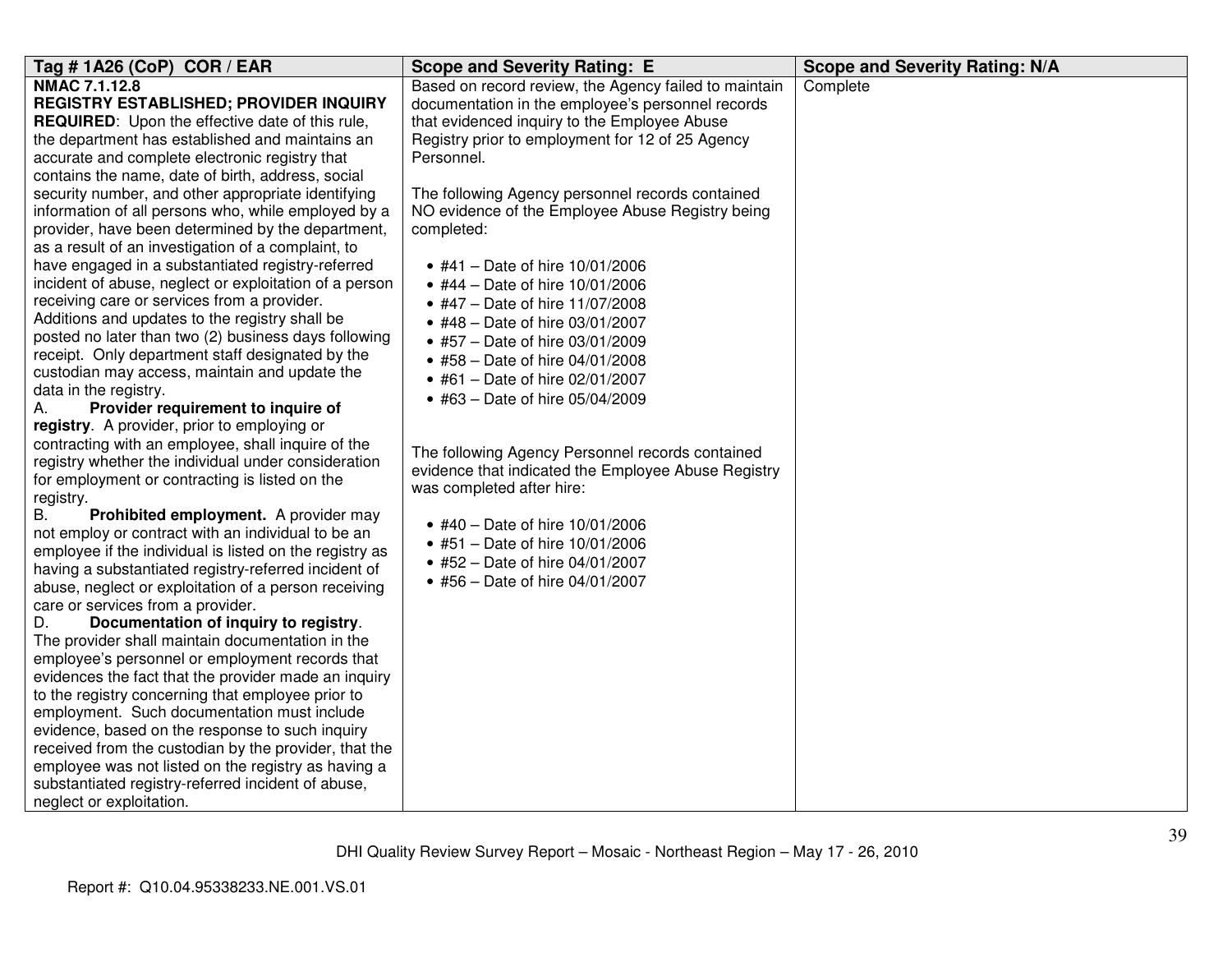| Tag # 1A26 (CoP) COR / EAR | Scope and Severity Rating: E | Scope and Severity Rating: N/A |
| --- | --- | --- |
| **NMAC 7.1.12.8**<br>**REGISTRY ESTABLISHED; PROVIDER INQUIRY REQUIRED**: Upon the effective date of this rule, the department has established and maintains an accurate and complete electronic registry that contains the name, date of birth, address, social security number, and other appropriate identifying information of all persons who, while employed by a provider, have been determined by the department, as a result of an investigation of a complaint, to have engaged in a substantiated registry-referred incident of abuse, neglect or exploitation of a person receiving care or services from a provider. Additions and updates to the registry shall be posted no later than two (2) business days following receipt. Only department staff designated by the custodian may access, maintain and update the data in the registry.<br>A. **Provider requirement to inquire of registry**. A provider, prior to employing or contracting with an employee, shall inquire of the registry whether the individual under consideration for employment or contracting is listed on the registry.<br>B. **Prohibited employment.** A provider may not employ or contract with an individual to be an employee if the individual is listed on the registry as having a substantiated registry-referred incident of abuse, neglect or exploitation of a person receiving care or services from a provider.<br>D. **Documentation of inquiry to registry**. The provider shall maintain documentation in the employee's personnel or employment records that evidences the fact that the provider made an inquiry to the registry concerning that employee prior to employment. Such documentation must include evidence, based on the response to such inquiry received from the custodian by the provider, that the employee was not listed on the registry as having a substantiated registry-referred incident of abuse, neglect or exploitation. | Based on record review, the Agency failed to maintain documentation in the employee's personnel records that evidenced inquiry to the Employee Abuse Registry prior to employment for 12 of 25 Agency Personnel.<br><br>The following Agency personnel records contained NO evidence of the Employee Abuse Registry being completed:<br><br>• #41 – Date of hire 10/01/2006<br>• #44 – Date of hire 10/01/2006<br>• #47 – Date of hire 11/07/2008<br>• #48 – Date of hire 03/01/2007<br>• #57 – Date of hire 03/01/2009<br>• #58 – Date of hire 04/01/2008<br>• #61 – Date of hire 02/01/2007<br>• #63 – Date of hire 05/04/2009<br><br>The following Agency Personnel records contained evidence that indicated the Employee Abuse Registry was completed after hire:<br><br>• #40 – Date of hire 10/01/2006<br>• #51 – Date of hire 10/01/2006<br>• #52 – Date of hire 04/01/2007<br>• #56 – Date of hire 04/01/2007 | Complete |

DHI Quality Review Survey Report – Mosaic - Northeast Region – May 17 - 26, 2010

Report #: Q10.04.95338233.NE.001.VS.01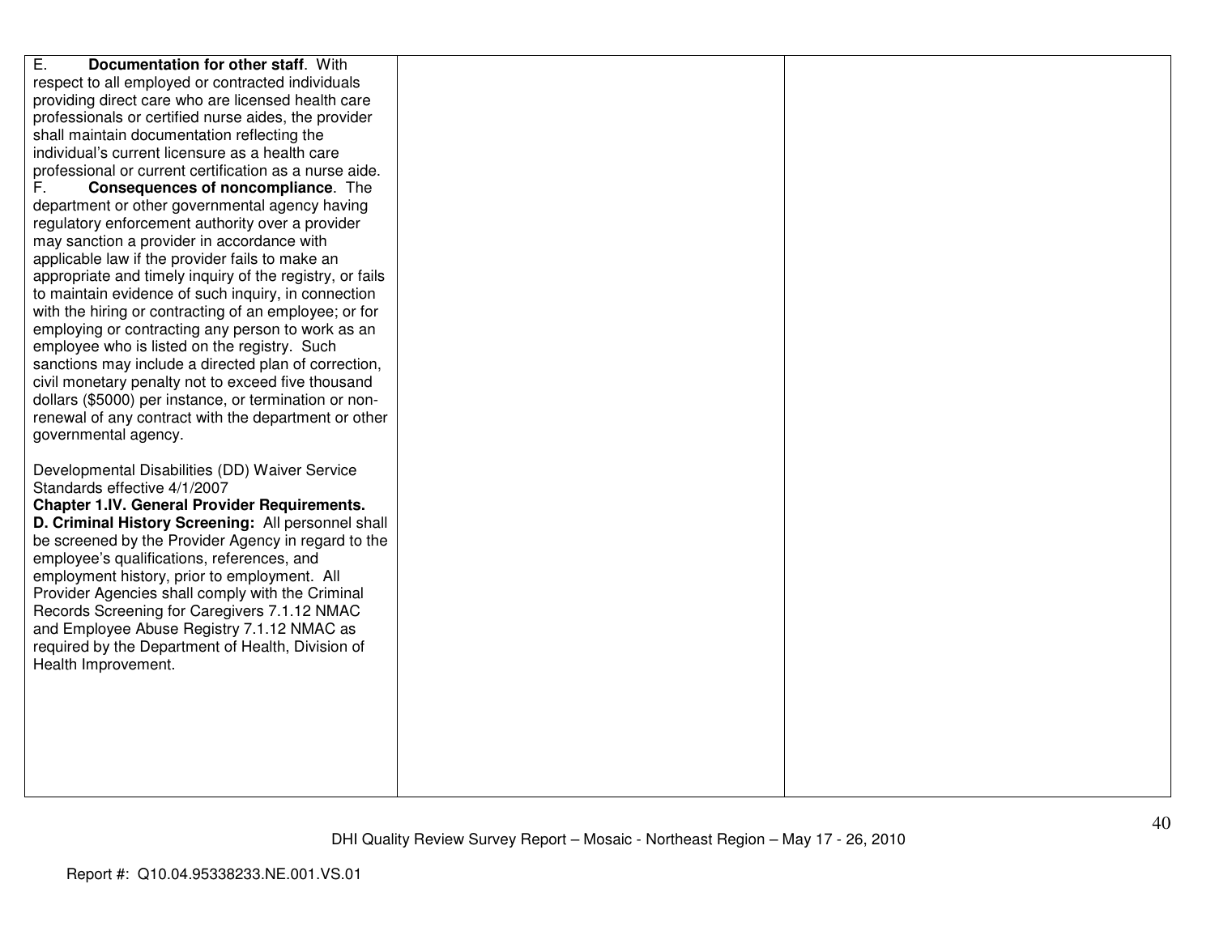| | | |
|---|---|---|
| E. **Documentation for other staff**. With respect to all employed or contracted individuals providing direct care who are licensed health care professionals or certified nurse aides, the provider shall maintain documentation reflecting the individual's current licensure as a health care professional or current certification as a nurse aide.<br>F. **Consequences of noncompliance**. The department or other governmental agency having regulatory enforcement authority over a provider may sanction a provider in accordance with applicable law if the provider fails to make an appropriate and timely inquiry of the registry, or fails to maintain evidence of such inquiry, in connection with the hiring or contracting of an employee; or for employing or contracting any person to work as an employee who is listed on the registry. Such sanctions may include a directed plan of correction, civil monetary penalty not to exceed five thousand dollars ($5000) per instance, or termination or non-renewal of any contract with the department or other governmental agency.<br><br>Developmental Disabilities (DD) Waiver Service Standards effective 4/1/2007<br>**Chapter 1.IV. General Provider Requirements.**<br>**D. Criminal History Screening:** All personnel shall be screened by the Provider Agency in regard to the employee's qualifications, references, and employment history, prior to employment. All Provider Agencies shall comply with the Criminal Records Screening for Caregivers 7.1.12 NMAC and Employee Abuse Registry 7.1.12 NMAC as required by the Department of Health, Division of Health Improvement. | | |

DHI Quality Review Survey Report – Mosaic - Northeast Region – May 17 - 26, 2010

Report #: Q10.04.95338233.NE.001.VS.01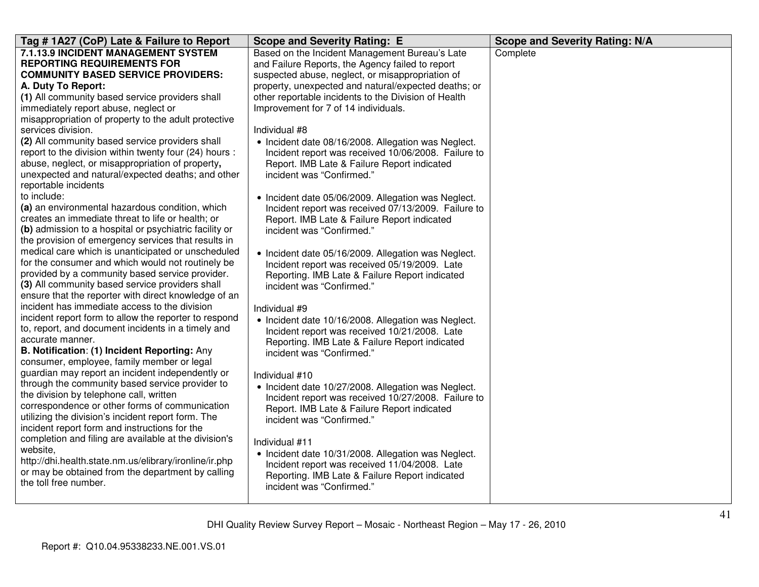| Tag # 1A27 (CoP) Late & Failure to Report | Scope and Severity Rating: E | Scope and Severity Rating: N/A |
|---|---|---|
| **7.1.13.9 INCIDENT MANAGEMENT SYSTEM REPORTING REQUIREMENTS FOR COMMUNITY BASED SERVICE PROVIDERS:**<br>**A. Duty To Report:**<br>**(1)** All community based service providers shall immediately report abuse, neglect or misappropriation of property to the adult protective services division.<br>**(2)** All community based service providers shall report to the division within twenty four (24) hours : abuse, neglect, or misappropriation of property**,** unexpected and natural/expected deaths; and other reportable incidents to include:<br>**(a)** an environmental hazardous condition, which creates an immediate threat to life or health; or<br>**(b)** admission to a hospital or psychiatric facility or the provision of emergency services that results in medical care which is unanticipated or unscheduled for the consumer and which would not routinely be provided by a community based service provider.<br>**(3)** All community based service providers shall ensure that the reporter with direct knowledge of an incident has immediate access to the division incident report form to allow the reporter to respond to, report, and document incidents in a timely and accurate manner.<br>**B. Notification**: **(1) Incident Reporting:** Any consumer, employee, family member or legal guardian may report an incident independently or through the community based service provider to the division by telephone call, written correspondence or other forms of communication utilizing the division's incident report form. The incident report form and instructions for the completion and filing are available at the division's website, http://dhi.health.state.nm.us/elibrary/ironline/ir.php or may be obtained from the department by calling the toll free number. | Based on the Incident Management Bureau's Late and Failure Reports, the Agency failed to report suspected abuse, neglect, or misappropriation of property, unexpected and natural/expected deaths; or other reportable incidents to the Division of Health Improvement for 7 of 14 individuals.<br><br>Individual #8<br>• Incident date 08/16/2008. Allegation was Neglect. Incident report was received 10/06/2008. Failure to Report. IMB Late & Failure Report indicated incident was "Confirmed."<br><br>• Incident date 05/06/2009. Allegation was Neglect. Incident report was received 07/13/2009. Failure to Report. IMB Late & Failure Report indicated incident was "Confirmed."<br><br>• Incident date 05/16/2009. Allegation was Neglect. Incident report was received 05/19/2009. Late Reporting. IMB Late & Failure Report indicated incident was "Confirmed."<br><br>Individual #9<br>• Incident date 10/16/2008. Allegation was Neglect. Incident report was received 10/21/2008. Late Reporting. IMB Late & Failure Report indicated incident was "Confirmed."<br><br>Individual #10<br>• Incident date 10/27/2008. Allegation was Neglect. Incident report was received 10/27/2008. Failure to Report. IMB Late & Failure Report indicated incident was "Confirmed."<br><br>Individual #11<br>• Incident date 10/31/2008. Allegation was Neglect. Incident report was received 11/04/2008. Late Reporting. IMB Late & Failure Report indicated incident was "Confirmed." | Complete |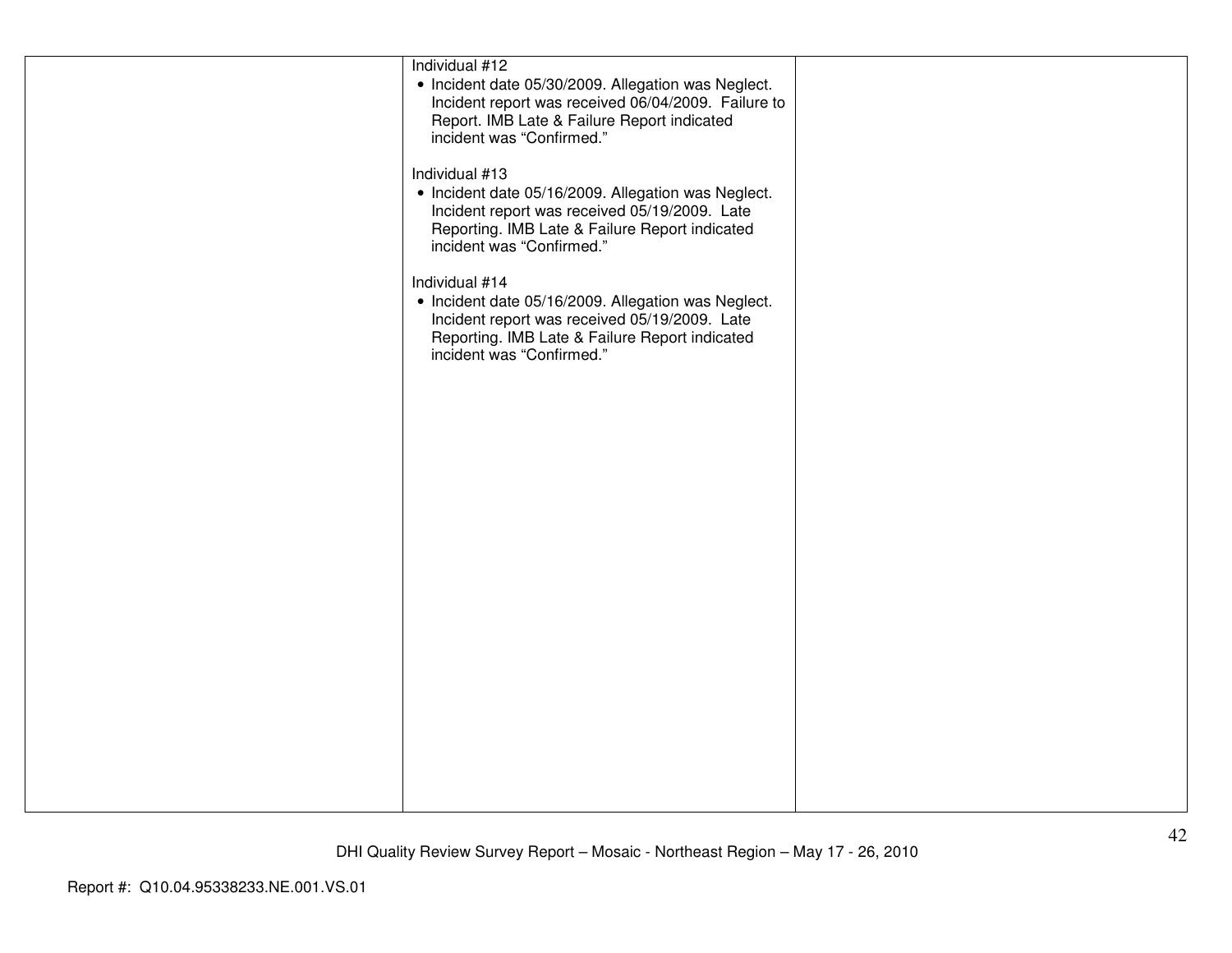| | | |
|---|---|---|
| | Individual #12<br>• Incident date 05/30/2009. Allegation was Neglect. Incident report was received 06/04/2009. Failure to Report. IMB Late & Failure Report indicated incident was "Confirmed."<br><br>Individual #13<br>• Incident date 05/16/2009. Allegation was Neglect. Incident report was received 05/19/2009. Late Reporting. IMB Late & Failure Report indicated incident was "Confirmed."<br><br>Individual #14<br>• Incident date 05/16/2009. Allegation was Neglect. Incident report was received 05/19/2009. Late Reporting. IMB Late & Failure Report indicated incident was "Confirmed." | |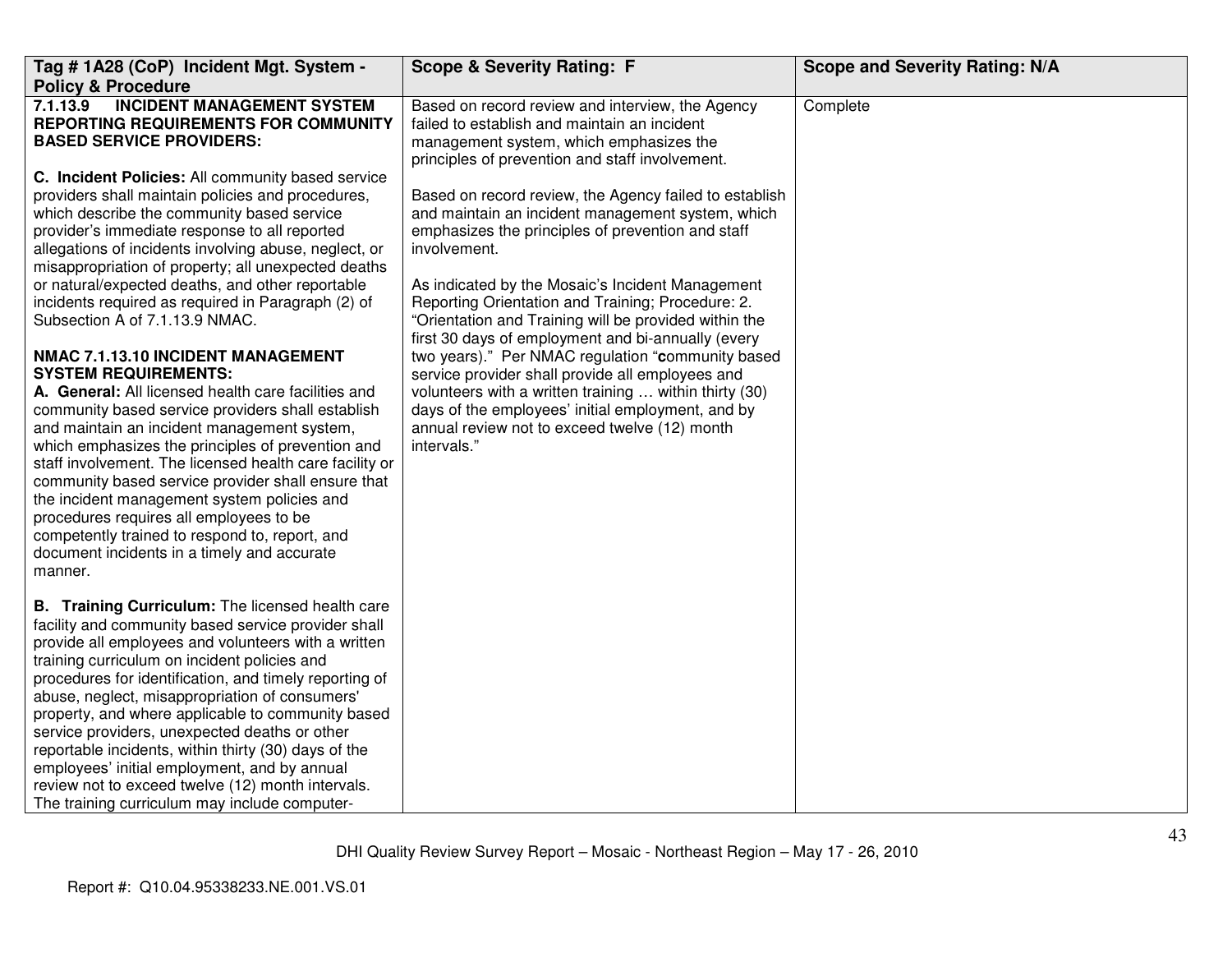| Tag # 1A28 (CoP) Incident Mgt. System - Policy & Procedure | Scope & Severity Rating: F | Scope and Severity Rating: N/A |
|---|---|---|
| **7.1.13.9 INCIDENT MANAGEMENT SYSTEM REPORTING REQUIREMENTS FOR COMMUNITY BASED SERVICE PROVIDERS:**<br><br>**C. Incident Policies:** All community based service providers shall maintain policies and procedures, which describe the community based service provider's immediate response to all reported allegations of incidents involving abuse, neglect, or misappropriation of property; all unexpected deaths or natural/expected deaths, and other reportable incidents required as required in Paragraph (2) of Subsection A of 7.1.13.9 NMAC.<br><br>**NMAC 7.1.13.10 INCIDENT MANAGEMENT SYSTEM REQUIREMENTS:**<br>**A. General:** All licensed health care facilities and community based service providers shall establish and maintain an incident management system, which emphasizes the principles of prevention and staff involvement. The licensed health care facility or community based service provider shall ensure that the incident management system policies and procedures requires all employees to be competently trained to respond to, report, and document incidents in a timely and accurate manner.<br><br>**B. Training Curriculum:** The licensed health care facility and community based service provider shall provide all employees and volunteers with a written training curriculum on incident policies and procedures for identification, and timely reporting of abuse, neglect, misappropriation of consumers' property, and where applicable to community based service providers, unexpected deaths or other reportable incidents, within thirty (30) days of the employees' initial employment, and by annual review not to exceed twelve (12) month intervals. The training curriculum may include computer- | Based on record review and interview, the Agency failed to establish and maintain an incident management system, which emphasizes the principles of prevention and staff involvement.<br><br>Based on record review, the Agency failed to establish and maintain an incident management system, which emphasizes the principles of prevention and staff involvement.<br><br>As indicated by the Mosaic's Incident Management Reporting Orientation and Training; Procedure: 2. "Orientation and Training will be provided within the first 30 days of employment and bi-annually (every two years)." Per NMAC regulation "**c**ommunity based service provider shall provide all employees and volunteers with a written training … within thirty (30) days of the employees' initial employment, and by annual review not to exceed twelve (12) month intervals." | Complete |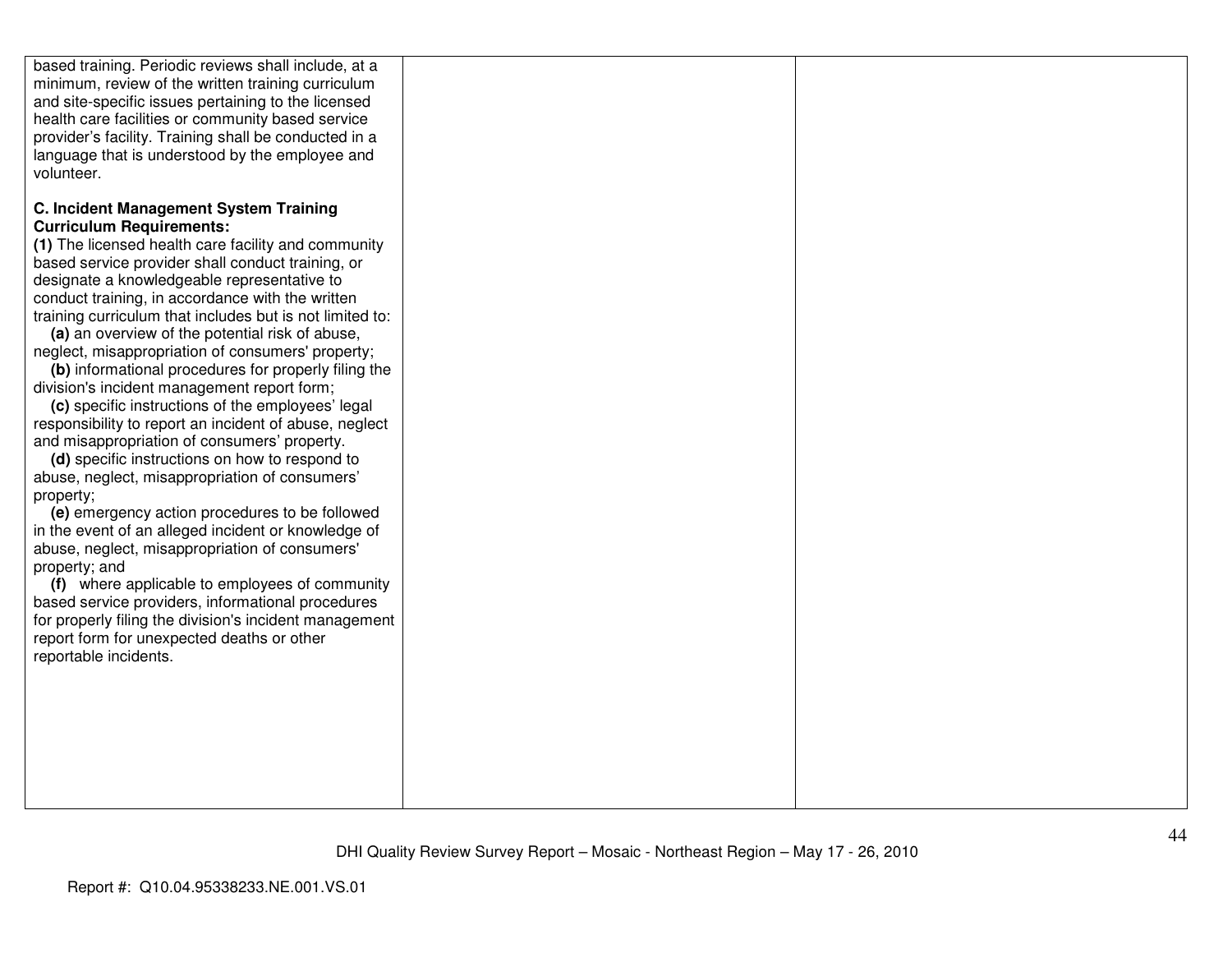| | | |
|---|---|---|
| based training. Periodic reviews shall include, at a minimum, review of the written training curriculum and site-specific issues pertaining to the licensed health care facilities or community based service provider's facility. Training shall be conducted in a language that is understood by the employee and volunteer.<br><br>**C. Incident Management System Training Curriculum Requirements:**<br>**(1)** The licensed health care facility and community based service provider shall conduct training, or designate a knowledgeable representative to conduct training, in accordance with the written training curriculum that includes but is not limited to:<br>**(a)** an overview of the potential risk of abuse, neglect, misappropriation of consumers' property;<br>**(b)** informational procedures for properly filing the division's incident management report form;<br>**(c)** specific instructions of the employees' legal responsibility to report an incident of abuse, neglect and misappropriation of consumers' property.<br>**(d)** specific instructions on how to respond to abuse, neglect, misappropriation of consumers' property;<br>**(e)** emergency action procedures to be followed in the event of an alleged incident or knowledge of abuse, neglect, misappropriation of consumers' property; and<br>**(f)** where applicable to employees of community based service providers, informational procedures for properly filing the division's incident management report form for unexpected deaths or other reportable incidents. | | |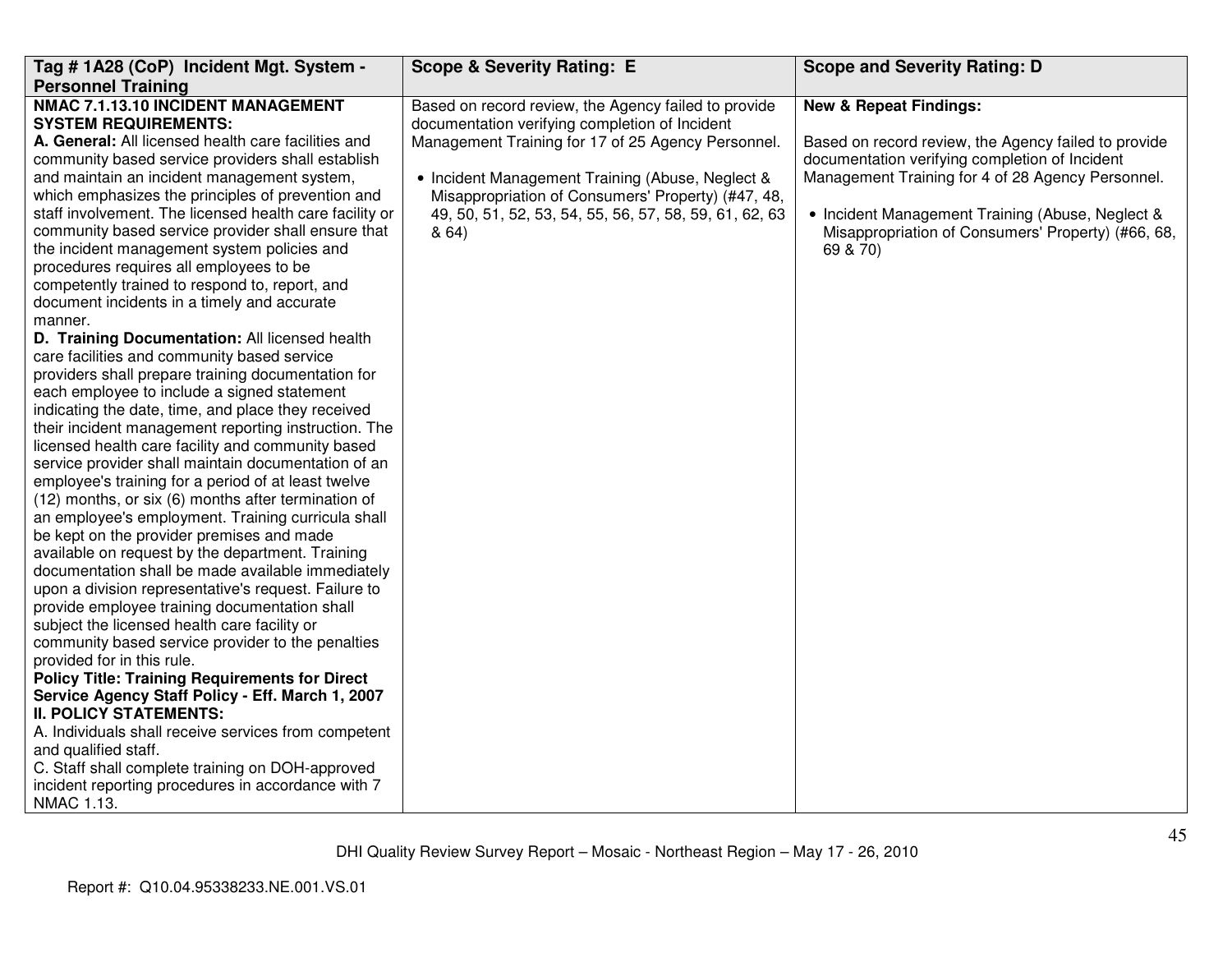| Tag # 1A28 (CoP) Incident Mgt. System - Personnel Training | Scope & Severity Rating: E | Scope and Severity Rating: D |
|---|---|---|
| **NMAC 7.1.13.10 INCIDENT MANAGEMENT SYSTEM REQUIREMENTS:**<br>**A. General:** All licensed health care facilities and community based service providers shall establish and maintain an incident management system, which emphasizes the principles of prevention and staff involvement. The licensed health care facility or community based service provider shall ensure that the incident management system policies and procedures requires all employees to be competently trained to respond to, report, and document incidents in a timely and accurate manner.<br>**D. Training Documentation:** All licensed health care facilities and community based service providers shall prepare training documentation for each employee to include a signed statement indicating the date, time, and place they received their incident management reporting instruction. The licensed health care facility and community based service provider shall maintain documentation of an employee's training for a period of at least twelve (12) months, or six (6) months after termination of an employee's employment. Training curricula shall be kept on the provider premises and made available on request by the department. Training documentation shall be made available immediately upon a division representative's request. Failure to provide employee training documentation shall subject the licensed health care facility or community based service provider to the penalties provided for in this rule.<br>**Policy Title: Training Requirements for Direct Service Agency Staff Policy - Eff. March 1, 2007**<br>**II. POLICY STATEMENTS:**<br>A. Individuals shall receive services from competent and qualified staff.<br>C. Staff shall complete training on DOH-approved incident reporting procedures in accordance with 7 NMAC 1.13. | Based on record review, the Agency failed to provide documentation verifying completion of Incident Management Training for 17 of 25 Agency Personnel.<br><br>• Incident Management Training (Abuse, Neglect & Misappropriation of Consumers' Property) (#47, 48, 49, 50, 51, 52, 53, 54, 55, 56, 57, 58, 59, 61, 62, 63 & 64) | **New & Repeat Findings:**<br><br>Based on record review, the Agency failed to provide documentation verifying completion of Incident Management Training for 4 of 28 Agency Personnel.<br><br>• Incident Management Training (Abuse, Neglect & Misappropriation of Consumers' Property) (#66, 68, 69 & 70) |

DHI Quality Review Survey Report – Mosaic - Northeast Region – May 17 - 26, 2010

Report #: Q10.04.95338233.NE.001.VS.01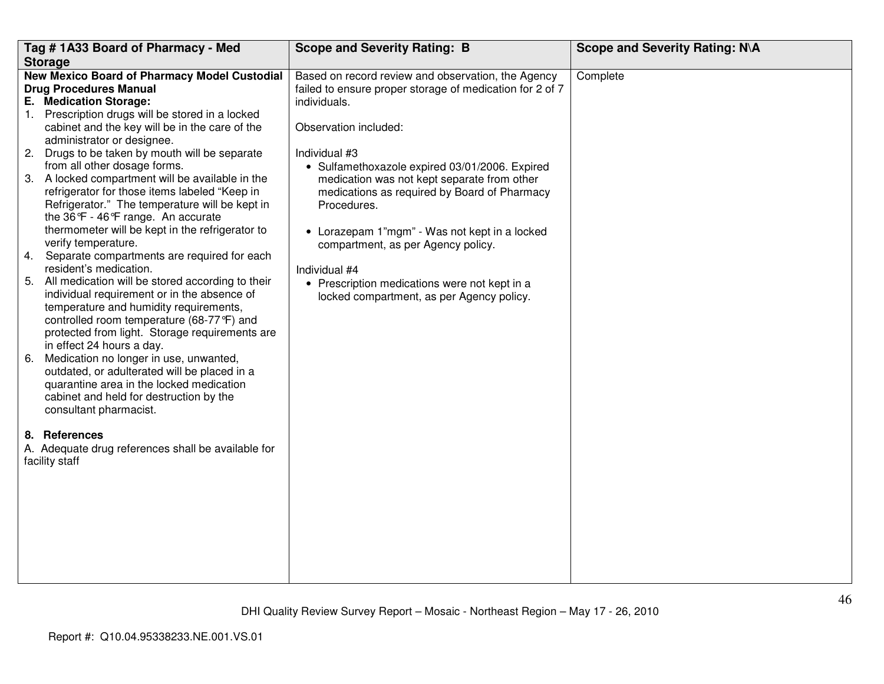| Tag # 1A33 Board of Pharmacy - Med Storage | Scope and Severity Rating: B | Scope and Severity Rating: N\A |
|---|---|---|
| **New Mexico Board of Pharmacy Model Custodial Drug Procedures Manual**<br>**E. Medication Storage:**<br>1. Prescription drugs will be stored in a locked cabinet and the key will be in the care of the administrator or designee.<br>2. Drugs to be taken by mouth will be separate from all other dosage forms.<br>3. A locked compartment will be available in the refrigerator for those items labeled "Keep in Refrigerator." The temperature will be kept in the 36℉ - 46℉ range. An accurate thermometer will be kept in the refrigerator to verify temperature.<br>4. Separate compartments are required for each resident's medication.<br>5. All medication will be stored according to their individual requirement or in the absence of temperature and humidity requirements, controlled room temperature (68-77℉) and protected from light. Storage requirements are in effect 24 hours a day.<br>6. Medication no longer in use, unwanted, outdated, or adulterated will be placed in a quarantine area in the locked medication cabinet and held for destruction by the consultant pharmacist.<br><br>**8. References**<br>A. Adequate drug references shall be available for facility staff | Based on record review and observation, the Agency failed to ensure proper storage of medication for 2 of 7 individuals.<br><br>Observation included:<br><br>Individual #3<br>• Sulfamethoxazole expired 03/01/2006. Expired medication was not kept separate from other medications as required by Board of Pharmacy Procedures.<br><br>• Lorazepam 1"mgm" - Was not kept in a locked compartment, as per Agency policy.<br><br>Individual #4<br>• Prescription medications were not kept in a locked compartment, as per Agency policy. | Complete |

DHI Quality Review Survey Report – Mosaic - Northeast Region – May 17 - 26, 2010

Report #: Q10.04.95338233.NE.001.VS.01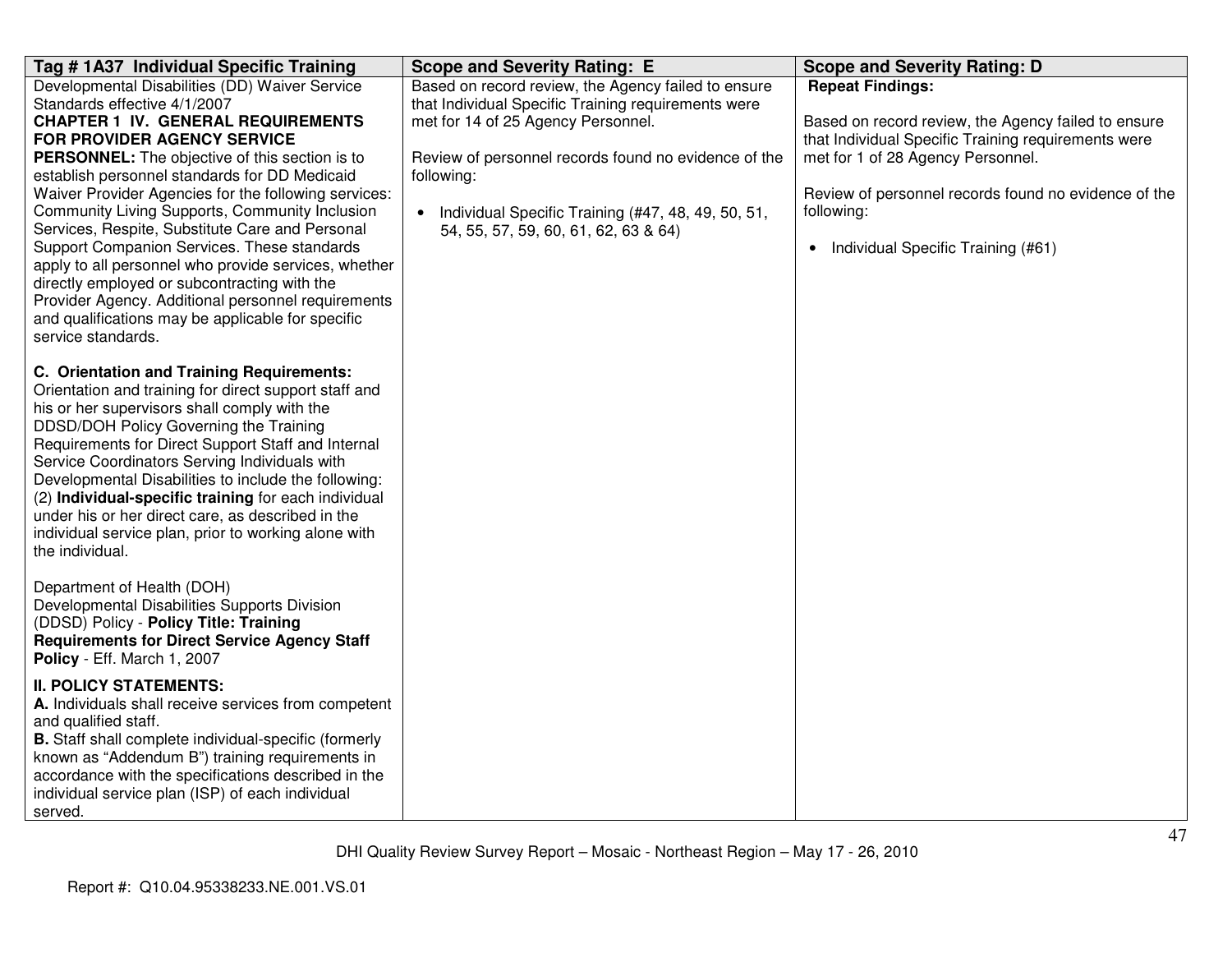| Tag # 1A37 Individual Specific Training | Scope and Severity Rating: E | Scope and Severity Rating: D |
|---|---|---|
| Developmental Disabilities (DD) Waiver Service Standards effective 4/1/2007<br>**CHAPTER 1 IV. GENERAL REQUIREMENTS FOR PROVIDER AGENCY SERVICE PERSONNEL:** The objective of this section is to establish personnel standards for DD Medicaid Waiver Provider Agencies for the following services: Community Living Supports, Community Inclusion Services, Respite, Substitute Care and Personal Support Companion Services. These standards apply to all personnel who provide services, whether directly employed or subcontracting with the Provider Agency. Additional personnel requirements and qualifications may be applicable for specific service standards.<br><br>**C. Orientation and Training Requirements:** Orientation and training for direct support staff and his or her supervisors shall comply with the DDSD/DOH Policy Governing the Training Requirements for Direct Support Staff and Internal Service Coordinators Serving Individuals with Developmental Disabilities to include the following: (2) **Individual-specific training** for each individual under his or her direct care, as described in the individual service plan, prior to working alone with the individual.<br><br>Department of Health (DOH) Developmental Disabilities Supports Division (DDSD) Policy - **Policy Title: Training Requirements for Direct Service Agency Staff Policy** - Eff. March 1, 2007<br><br>**II. POLICY STATEMENTS:**<br>**A.** Individuals shall receive services from competent and qualified staff.<br>**B.** Staff shall complete individual-specific (formerly known as "Addendum B") training requirements in accordance with the specifications described in the individual service plan (ISP) of each individual served. | Based on record review, the Agency failed to ensure that Individual Specific Training requirements were met for 14 of 25 Agency Personnel.<br><br>Review of personnel records found no evidence of the following:<br><br>• Individual Specific Training (#47, 48, 49, 50, 51, 54, 55, 57, 59, 60, 61, 62, 63 & 64) | **Repeat Findings:**<br><br>Based on record review, the Agency failed to ensure that Individual Specific Training requirements were met for 1 of 28 Agency Personnel.<br><br>Review of personnel records found no evidence of the following:<br><br>• Individual Specific Training (#61) |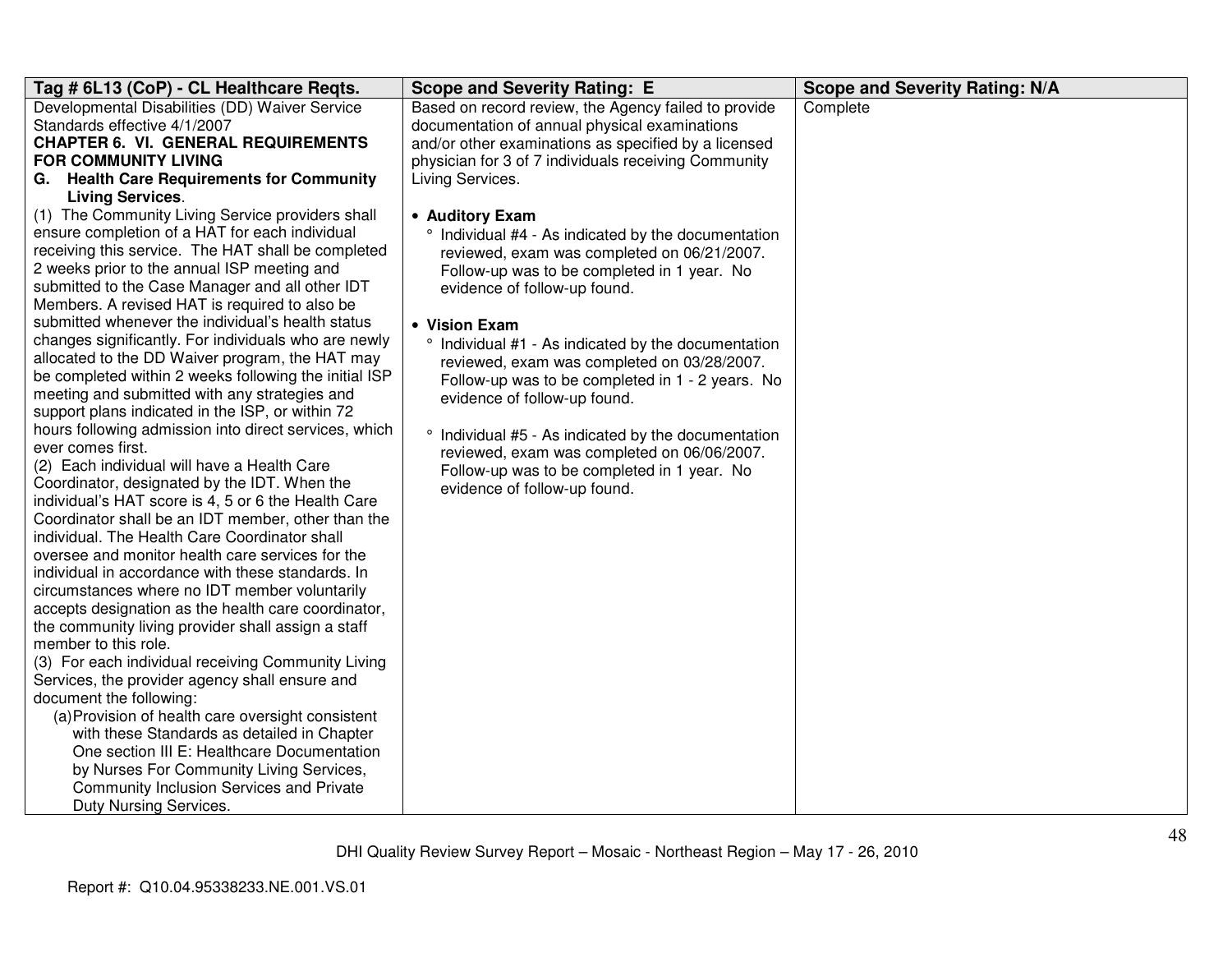| Tag # 6L13 (CoP) - CL Healthcare Reqts. | Scope and Severity Rating: E | Scope and Severity Rating: N/A |
|---|---|---|
| Developmental Disabilities (DD) Waiver Service Standards effective 4/1/2007<br>**CHAPTER 6. VI. GENERAL REQUIREMENTS FOR COMMUNITY LIVING**<br>**G. Health Care Requirements for Community Living Services**.<br>(1) The Community Living Service providers shall ensure completion of a HAT for each individual receiving this service. The HAT shall be completed 2 weeks prior to the annual ISP meeting and submitted to the Case Manager and all other IDT Members. A revised HAT is required to also be submitted whenever the individual's health status changes significantly. For individuals who are newly allocated to the DD Waiver program, the HAT may be completed within 2 weeks following the initial ISP meeting and submitted with any strategies and support plans indicated in the ISP, or within 72 hours following admission into direct services, which ever comes first.<br>(2) Each individual will have a Health Care Coordinator, designated by the IDT. When the individual's HAT score is 4, 5 or 6 the Health Care Coordinator shall be an IDT member, other than the individual. The Health Care Coordinator shall oversee and monitor health care services for the individual in accordance with these standards. In circumstances where no IDT member voluntarily accepts designation as the health care coordinator, the community living provider shall assign a staff member to this role.<br>(3) For each individual receiving Community Living Services, the provider agency shall ensure and document the following:<br>(a) Provision of health care oversight consistent with these Standards as detailed in Chapter One section III E: Healthcare Documentation by Nurses For Community Living Services, Community Inclusion Services and Private Duty Nursing Services. | Based on record review, the Agency failed to provide documentation of annual physical examinations and/or other examinations as specified by a licensed physician for 3 of 7 individuals receiving Community Living Services.<br><br>• **Auditory Exam**<br>° Individual #4 - As indicated by the documentation reviewed, exam was completed on 06/21/2007. Follow-up was to be completed in 1 year. No evidence of follow-up found.<br><br>• **Vision Exam**<br>° Individual #1 - As indicated by the documentation reviewed, exam was completed on 03/28/2007. Follow-up was to be completed in 1 - 2 years. No evidence of follow-up found.<br><br>° Individual #5 - As indicated by the documentation reviewed, exam was completed on 06/06/2007. Follow-up was to be completed in 1 year. No evidence of follow-up found. | Complete |

DHI Quality Review Survey Report – Mosaic - Northeast Region – May 17 - 26, 2010

Report #: Q10.04.95338233.NE.001.VS.01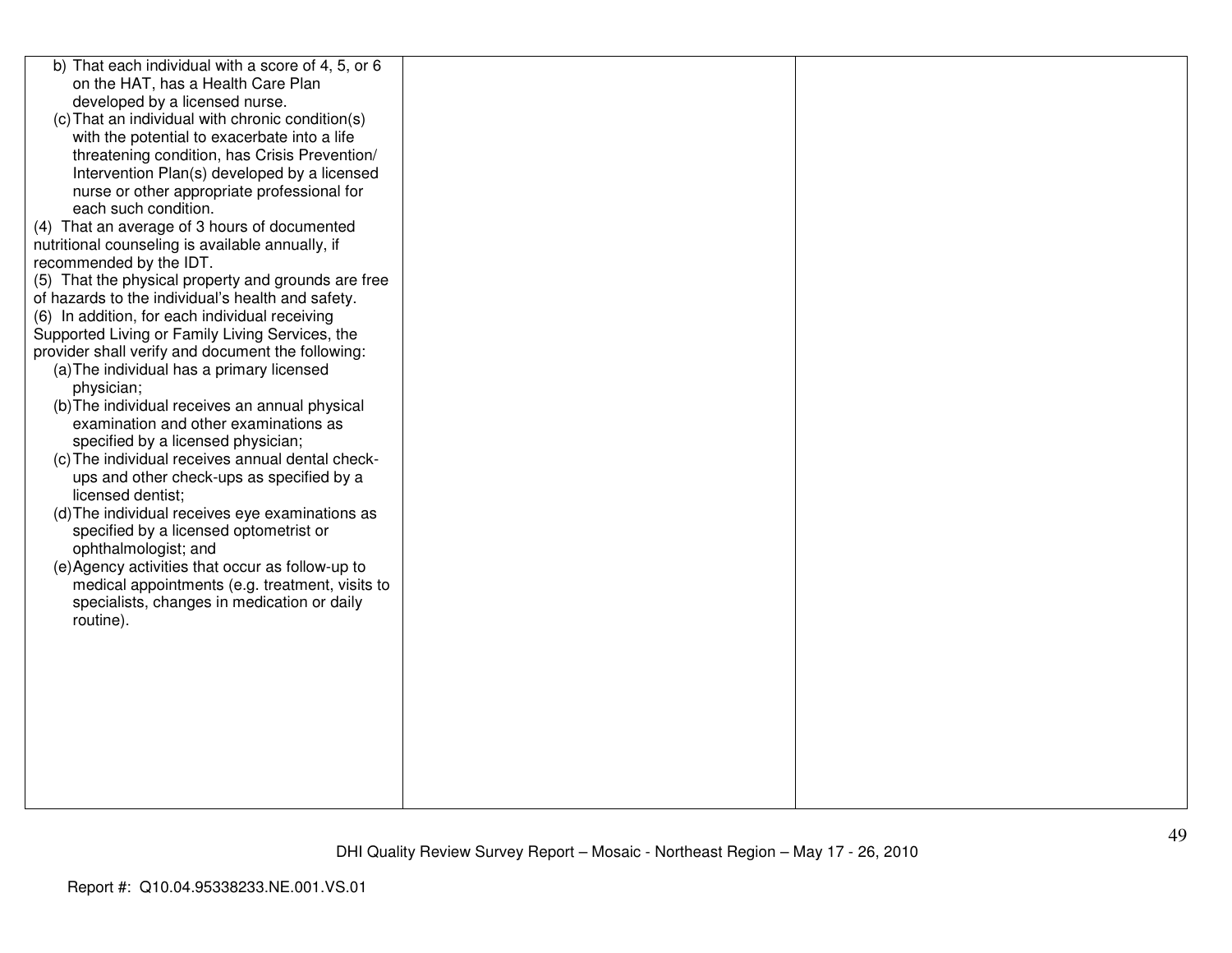| | | |
|---|---|---|
| b) That each individual with a score of 4, 5, or 6 on the HAT, has a Health Care Plan developed by a licensed nurse.<br>(c) That an individual with chronic condition(s) with the potential to exacerbate into a life threatening condition, has Crisis Prevention/ Intervention Plan(s) developed by a licensed nurse or other appropriate professional for each such condition.<br>(4) That an average of 3 hours of documented nutritional counseling is available annually, if recommended by the IDT.<br>(5) That the physical property and grounds are free of hazards to the individual's health and safety.<br>(6) In addition, for each individual receiving Supported Living or Family Living Services, the provider shall verify and document the following:<br>(a) The individual has a primary licensed physician;<br>(b) The individual receives an annual physical examination and other examinations as specified by a licensed physician;<br>(c) The individual receives annual dental check-ups and other check-ups as specified by a licensed dentist;<br>(d) The individual receives eye examinations as specified by a licensed optometrist or ophthalmologist; and<br>(e) Agency activities that occur as follow-up to medical appointments (e.g. treatment, visits to specialists, changes in medication or daily routine). | | |

DHI Quality Review Survey Report – Mosaic - Northeast Region – May 17 - 26, 2010

Report #: Q10.04.95338233.NE.001.VS.01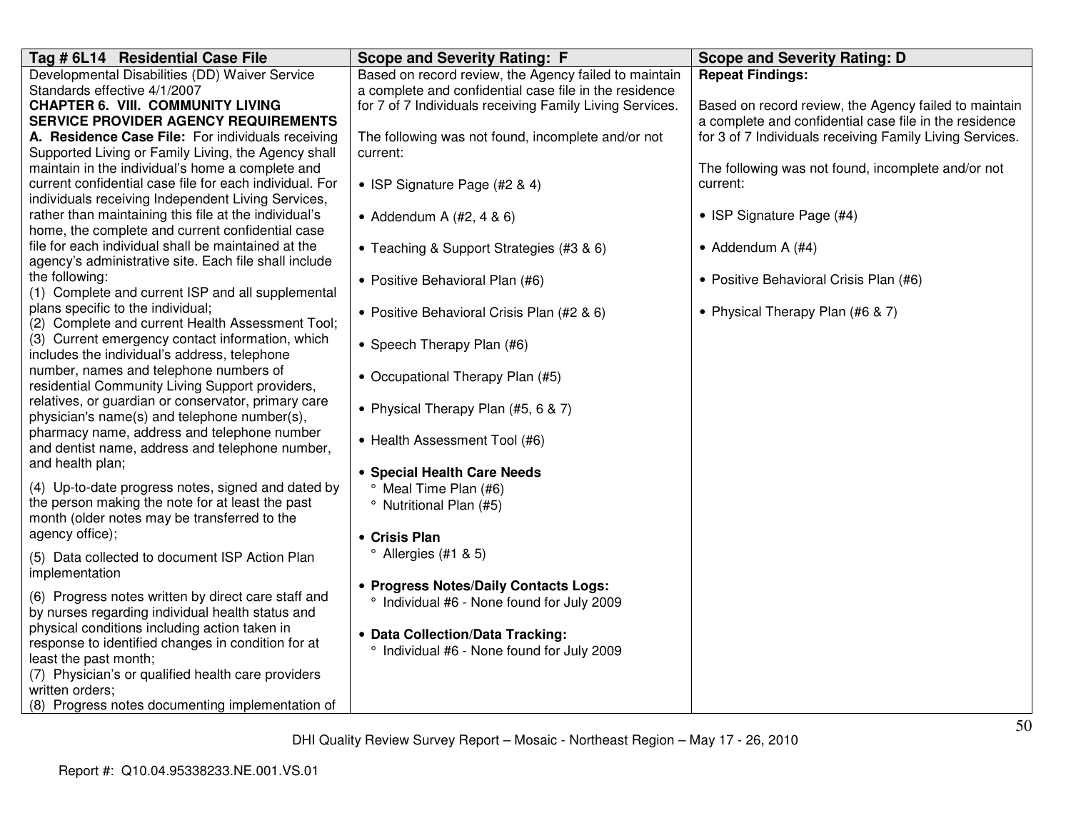| Tag # 6L14 Residential Case File | Scope and Severity Rating: F | Scope and Severity Rating: D |
|---|---|---|
| Developmental Disabilities (DD) Waiver Service Standards effective 4/1/2007<br>**CHAPTER 6. VIII. COMMUNITY LIVING SERVICE PROVIDER AGENCY REQUIREMENTS**<br>**A. Residence Case File:** For individuals receiving Supported Living or Family Living, the Agency shall maintain in the individual's home a complete and current confidential case file for each individual. For individuals receiving Independent Living Services, rather than maintaining this file at the individual's home, the complete and current confidential case file for each individual shall be maintained at the agency's administrative site. Each file shall include the following:<br>(1) Complete and current ISP and all supplemental plans specific to the individual;<br>(2) Complete and current Health Assessment Tool;<br>(3) Current emergency contact information, which includes the individual's address, telephone number, names and telephone numbers of residential Community Living Support providers, relatives, or guardian or conservator, primary care physician's name(s) and telephone number(s), pharmacy name, address and telephone number and dentist name, address and telephone number, and health plan;<br>(4) Up-to-date progress notes, signed and dated by the person making the note for at least the past month (older notes may be transferred to the agency office);<br>(5) Data collected to document ISP Action Plan implementation<br>(6) Progress notes written by direct care staff and by nurses regarding individual health status and physical conditions including action taken in response to identified changes in condition for at least the past month;<br>(7) Physician's or qualified health care providers written orders;<br>(8) Progress notes documenting implementation of | Based on record review, the Agency failed to maintain a complete and confidential case file in the residence for 7 of 7 Individuals receiving Family Living Services.<br><br>The following was not found, incomplete and/or not current:<br><br>• ISP Signature Page (#2 & 4)<br><br>• Addendum A (#2, 4 & 6)<br><br>• Teaching & Support Strategies (#3 & 6)<br><br>• Positive Behavioral Plan (#6)<br><br>• Positive Behavioral Crisis Plan (#2 & 6)<br><br>• Speech Therapy Plan (#6)<br><br>• Occupational Therapy Plan (#5)<br><br>• Physical Therapy Plan (#5, 6 & 7)<br><br>• Health Assessment Tool (#6)<br><br>• **Special Health Care Needs**<br>° Meal Time Plan (#6)<br>° Nutritional Plan (#5)<br><br>• **Crisis Plan**<br>° Allergies (#1 & 5)<br><br>• **Progress Notes/Daily Contacts Logs:**<br>° Individual #6 - None found for July 2009<br><br>• **Data Collection/Data Tracking:**<br>° Individual #6 - None found for July 2009 | **Repeat Findings:**<br><br>Based on record review, the Agency failed to maintain a complete and confidential case file in the residence for 3 of 7 Individuals receiving Family Living Services.<br><br>The following was not found, incomplete and/or not current:<br><br>• ISP Signature Page (#4)<br><br>• Addendum A (#4)<br><br>• Positive Behavioral Crisis Plan (#6)<br><br>• Physical Therapy Plan (#6 & 7) |

DHI Quality Review Survey Report – Mosaic - Northeast Region – May 17 - 26, 2010

Report #: Q10.04.95338233.NE.001.VS.01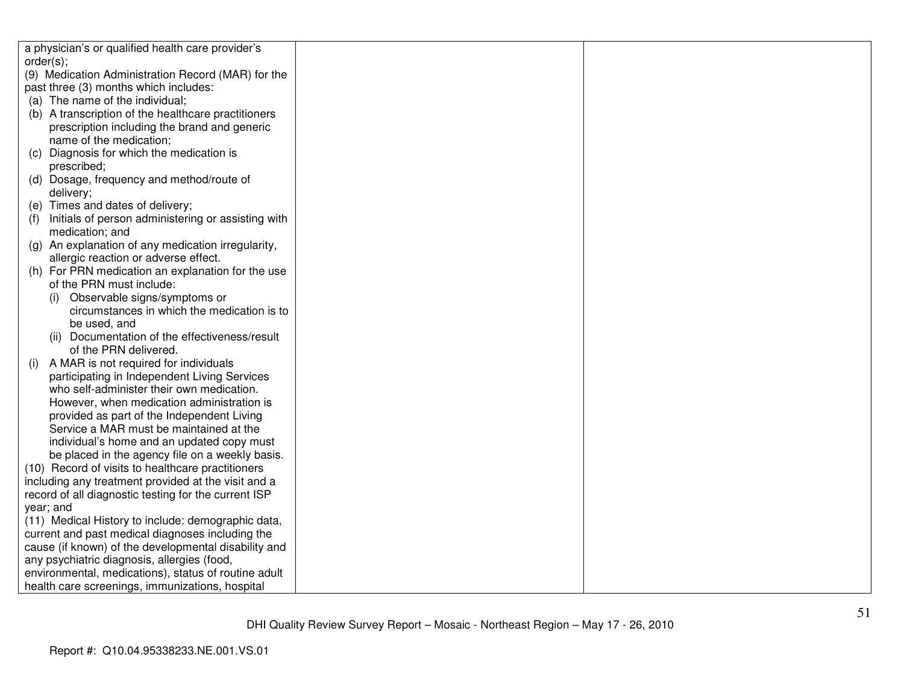| | | |
|---|---|---|
| a physician's or qualified health care provider's order(s);<br>(9) Medication Administration Record (MAR) for the past three (3) months which includes:<br>(a) The name of the individual;<br>(b) A transcription of the healthcare practitioners prescription including the brand and generic name of the medication;<br>(c) Diagnosis for which the medication is prescribed;<br>(d) Dosage, frequency and method/route of delivery;<br>(e) Times and dates of delivery;<br>(f) Initials of person administering or assisting with medication; and<br>(g) An explanation of any medication irregularity, allergic reaction or adverse effect.<br>(h) For PRN medication an explanation for the use of the PRN must include:<br>(i) Observable signs/symptoms or circumstances in which the medication is to be used, and<br>(ii) Documentation of the effectiveness/result of the PRN delivered.<br>(i) A MAR is not required for individuals participating in Independent Living Services who self-administer their own medication. However, when medication administration is provided as part of the Independent Living Service a MAR must be maintained at the individual's home and an updated copy must be placed in the agency file on a weekly basis.<br>(10) Record of visits to healthcare practitioners including any treatment provided at the visit and a record of all diagnostic testing for the current ISP year; and<br>(11) Medical History to include: demographic data, current and past medical diagnoses including the cause (if known) of the developmental disability and any psychiatric diagnosis, allergies (food, environmental, medications), status of routine adult health care screenings, immunizations, hospital | | |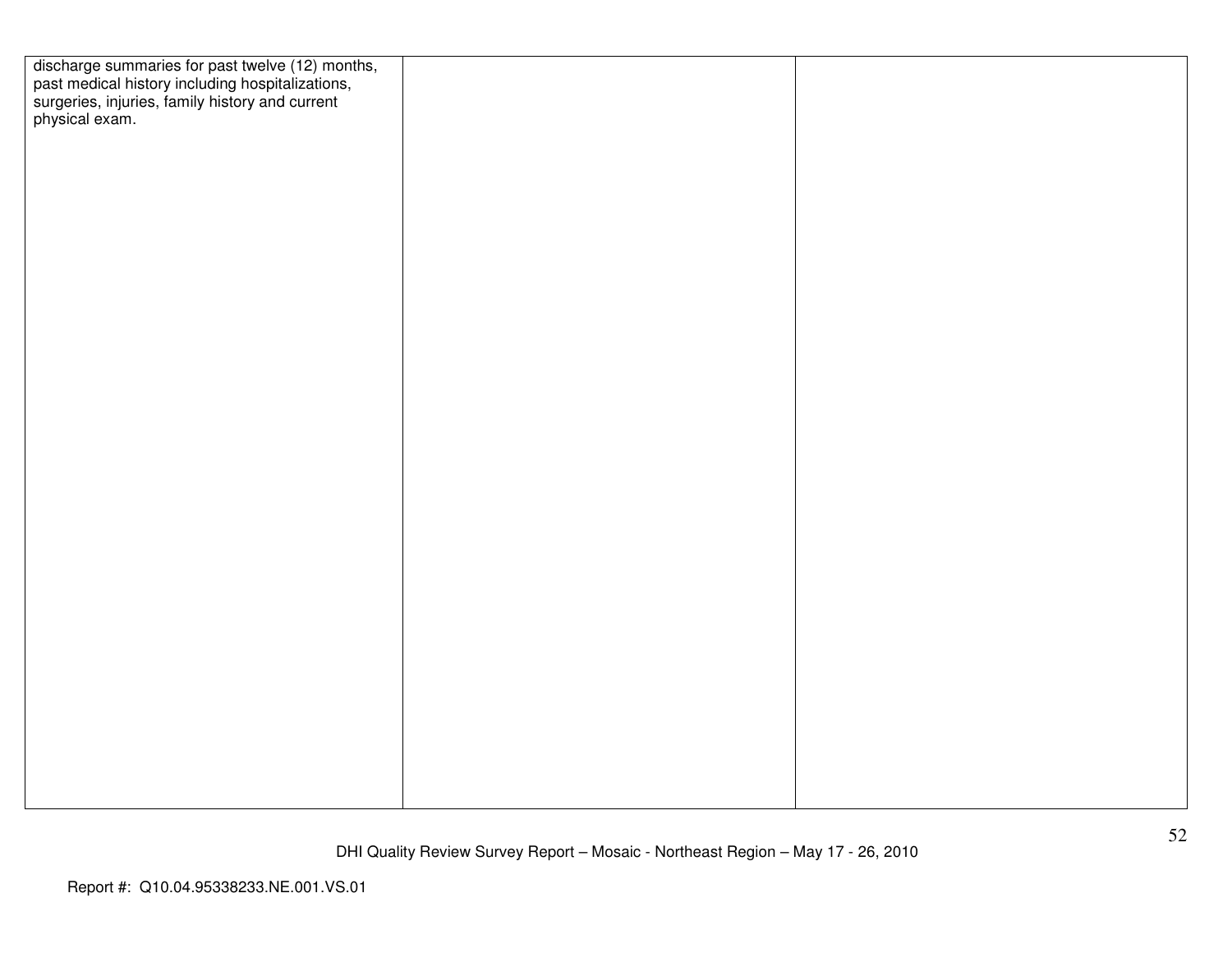| | | |
|---|---|---|
| discharge summaries for past twelve (12) months, past medical history including hospitalizations, surgeries, injuries, family history and current physical exam. | | |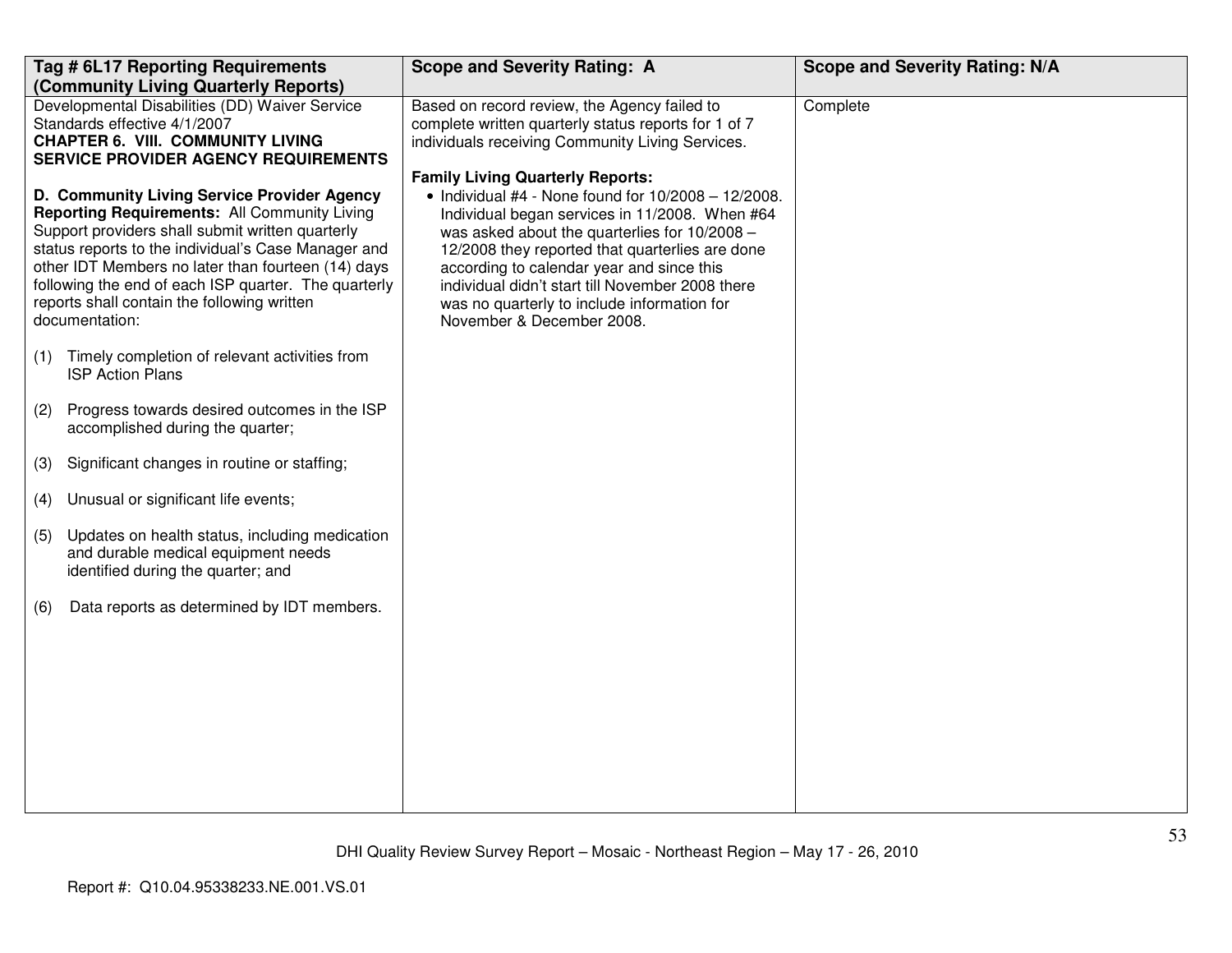| Tag # 6L17 Reporting Requirements (Community Living Quarterly Reports) | Scope and Severity Rating: A | Scope and Severity Rating: N/A |
|---|---|---|
| Developmental Disabilities (DD) Waiver Service Standards effective 4/1/2007<br>**CHAPTER 6. VIII. COMMUNITY LIVING SERVICE PROVIDER AGENCY REQUIREMENTS**<br><br>**D. Community Living Service Provider Agency Reporting Requirements:** All Community Living Support providers shall submit written quarterly status reports to the individual's Case Manager and other IDT Members no later than fourteen (14) days following the end of each ISP quarter. The quarterly reports shall contain the following written documentation:<br><br>(1) Timely completion of relevant activities from ISP Action Plans<br><br>(2) Progress towards desired outcomes in the ISP accomplished during the quarter;<br><br>(3) Significant changes in routine or staffing;<br><br>(4) Unusual or significant life events;<br><br>(5) Updates on health status, including medication and durable medical equipment needs identified during the quarter; and<br><br>(6) Data reports as determined by IDT members. | Based on record review, the Agency failed to complete written quarterly status reports for 1 of 7 individuals receiving Community Living Services.<br><br>**Family Living Quarterly Reports:**<br>• Individual #4 - None found for 10/2008 – 12/2008. Individual began services in 11/2008. When #64 was asked about the quarterlies for 10/2008 – 12/2008 they reported that quarterlies are done according to calendar year and since this individual didn't start till November 2008 there was no quarterly to include information for November & December 2008. | Complete |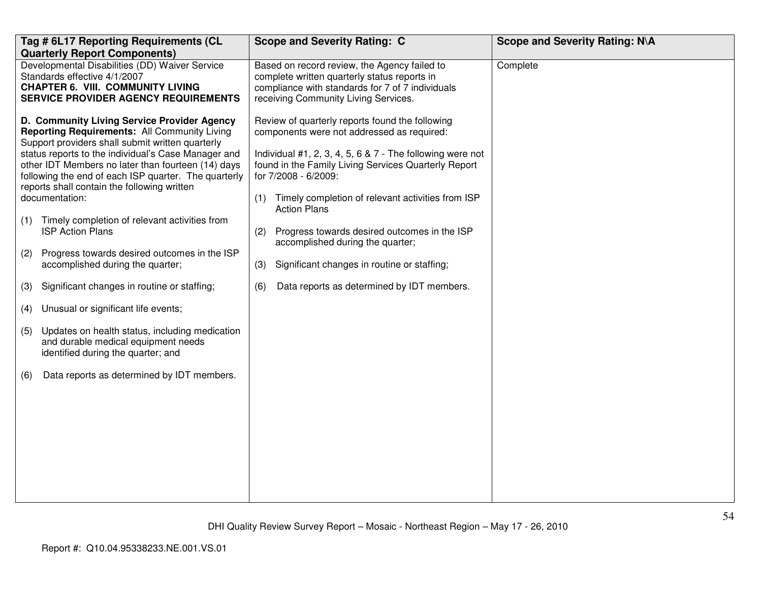| Tag # 6L17 Reporting Requirements (CL Quarterly Report Components) | Scope and Severity Rating: C | Scope and Severity Rating: N\A |
|---|---|---|
| Developmental Disabilities (DD) Waiver Service Standards effective 4/1/2007<br>**CHAPTER 6. VIII. COMMUNITY LIVING SERVICE PROVIDER AGENCY REQUIREMENTS**<br><br>**D. Community Living Service Provider Agency Reporting Requirements:** All Community Living Support providers shall submit written quarterly status reports to the individual's Case Manager and other IDT Members no later than fourteen (14) days following the end of each ISP quarter. The quarterly reports shall contain the following written documentation:<br><br>(1) Timely completion of relevant activities from ISP Action Plans<br><br>(2) Progress towards desired outcomes in the ISP accomplished during the quarter;<br><br>(3) Significant changes in routine or staffing;<br><br>(4) Unusual or significant life events;<br><br>(5) Updates on health status, including medication and durable medical equipment needs identified during the quarter; and<br><br>(6) Data reports as determined by IDT members. | Based on record review, the Agency failed to complete written quarterly status reports in compliance with standards for 7 of 7 individuals receiving Community Living Services.<br><br>Review of quarterly reports found the following components were not addressed as required:<br><br>Individual #1, 2, 3, 4, 5, 6 & 7 - The following were not found in the Family Living Services Quarterly Report for 7/2008 - 6/2009:<br><br>(1) Timely completion of relevant activities from ISP Action Plans<br><br>(2) Progress towards desired outcomes in the ISP accomplished during the quarter;<br><br>(3) Significant changes in routine or staffing;<br><br>(6) Data reports as determined by IDT members. | Complete |

DHI Quality Review Survey Report – Mosaic - Northeast Region – May 17 - 26, 2010

Report #: Q10.04.95338233.NE.001.VS.01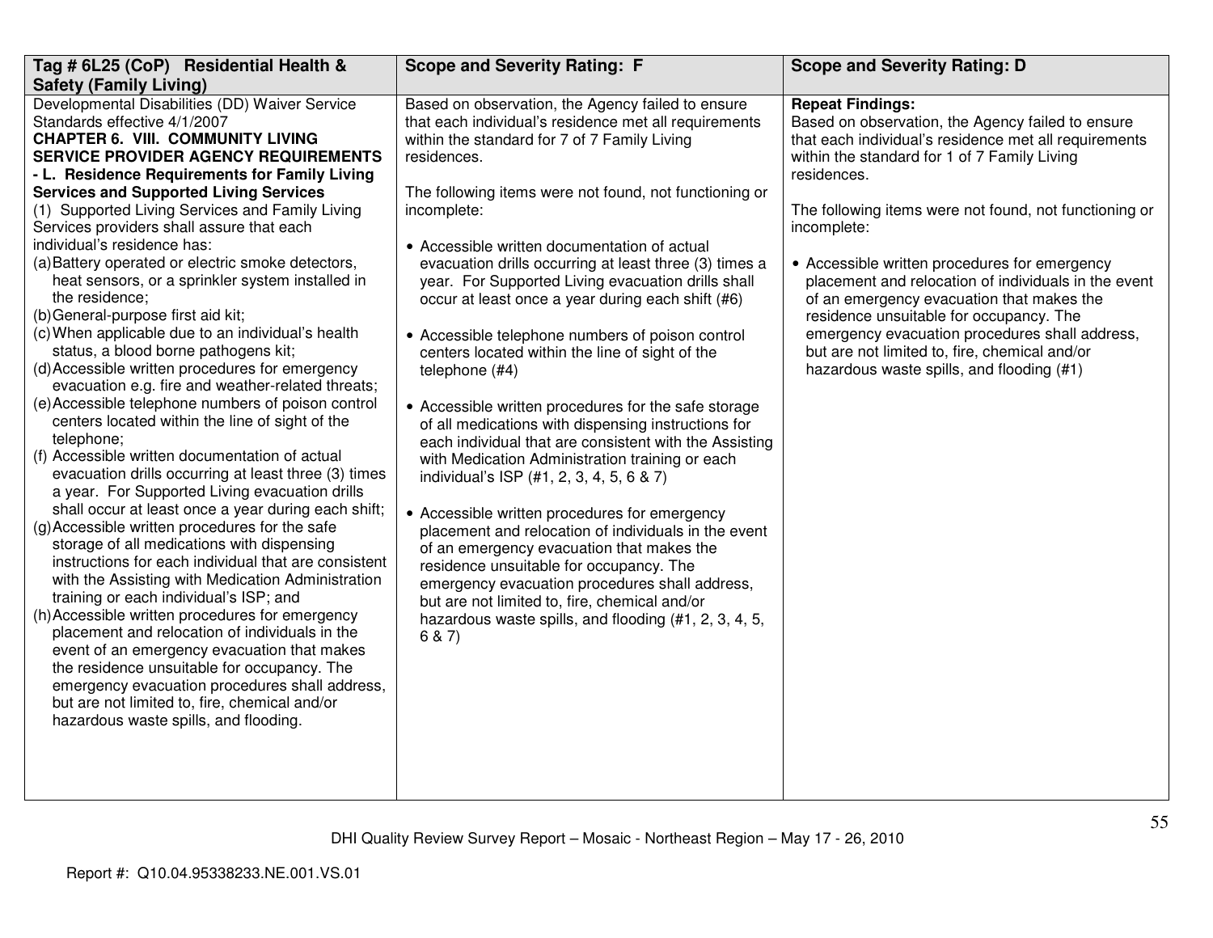| Tag # 6L25 (CoP) Residential Health & Safety (Family Living) | Scope and Severity Rating: F | Scope and Severity Rating: D |
|---|---|---|
| Developmental Disabilities (DD) Waiver Service Standards effective 4/1/2007<br>**CHAPTER 6. VIII. COMMUNITY LIVING SERVICE PROVIDER AGENCY REQUIREMENTS - L. Residence Requirements for Family Living Services and Supported Living Services**<br>(1) Supported Living Services and Family Living Services providers shall assure that each individual's residence has:<br>(a) Battery operated or electric smoke detectors, heat sensors, or a sprinkler system installed in the residence;<br>(b) General-purpose first aid kit;<br>(c) When applicable due to an individual's health status, a blood borne pathogens kit;<br>(d) Accessible written procedures for emergency evacuation e.g. fire and weather-related threats;<br>(e) Accessible telephone numbers of poison control centers located within the line of sight of the telephone;<br>(f) Accessible written documentation of actual evacuation drills occurring at least three (3) times a year. For Supported Living evacuation drills shall occur at least once a year during each shift;<br>(g) Accessible written procedures for the safe storage of all medications with dispensing instructions for each individual that are consistent with the Assisting with Medication Administration training or each individual's ISP; and<br>(h) Accessible written procedures for emergency placement and relocation of individuals in the event of an emergency evacuation that makes the residence unsuitable for occupancy. The emergency evacuation procedures shall address, but are not limited to, fire, chemical and/or hazardous waste spills, and flooding. | Based on observation, the Agency failed to ensure that each individual's residence met all requirements within the standard for 7 of 7 Family Living residences.<br><br>The following items were not found, not functioning or incomplete:<br><br>• Accessible written documentation of actual evacuation drills occurring at least three (3) times a year. For Supported Living evacuation drills shall occur at least once a year during each shift (#6)<br><br>• Accessible telephone numbers of poison control centers located within the line of sight of the telephone (#4)<br><br>• Accessible written procedures for the safe storage of all medications with dispensing instructions for each individual that are consistent with the Assisting with Medication Administration training or each individual's ISP (#1, 2, 3, 4, 5, 6 & 7)<br><br>• Accessible written procedures for emergency placement and relocation of individuals in the event of an emergency evacuation that makes the residence unsuitable for occupancy. The emergency evacuation procedures shall address, but are not limited to, fire, chemical and/or hazardous waste spills, and flooding (#1, 2, 3, 4, 5, 6 & 7) | **Repeat Findings:**<br>Based on observation, the Agency failed to ensure that each individual's residence met all requirements within the standard for 1 of 7 Family Living residences.<br><br>The following items were not found, not functioning or incomplete:<br><br>• Accessible written procedures for emergency placement and relocation of individuals in the event of an emergency evacuation that makes the residence unsuitable for occupancy. The emergency evacuation procedures shall address, but are not limited to, fire, chemical and/or hazardous waste spills, and flooding (#1) |

DHI Quality Review Survey Report – Mosaic - Northeast Region – May 17 - 26, 2010

Report #: Q10.04.95338233.NE.001.VS.01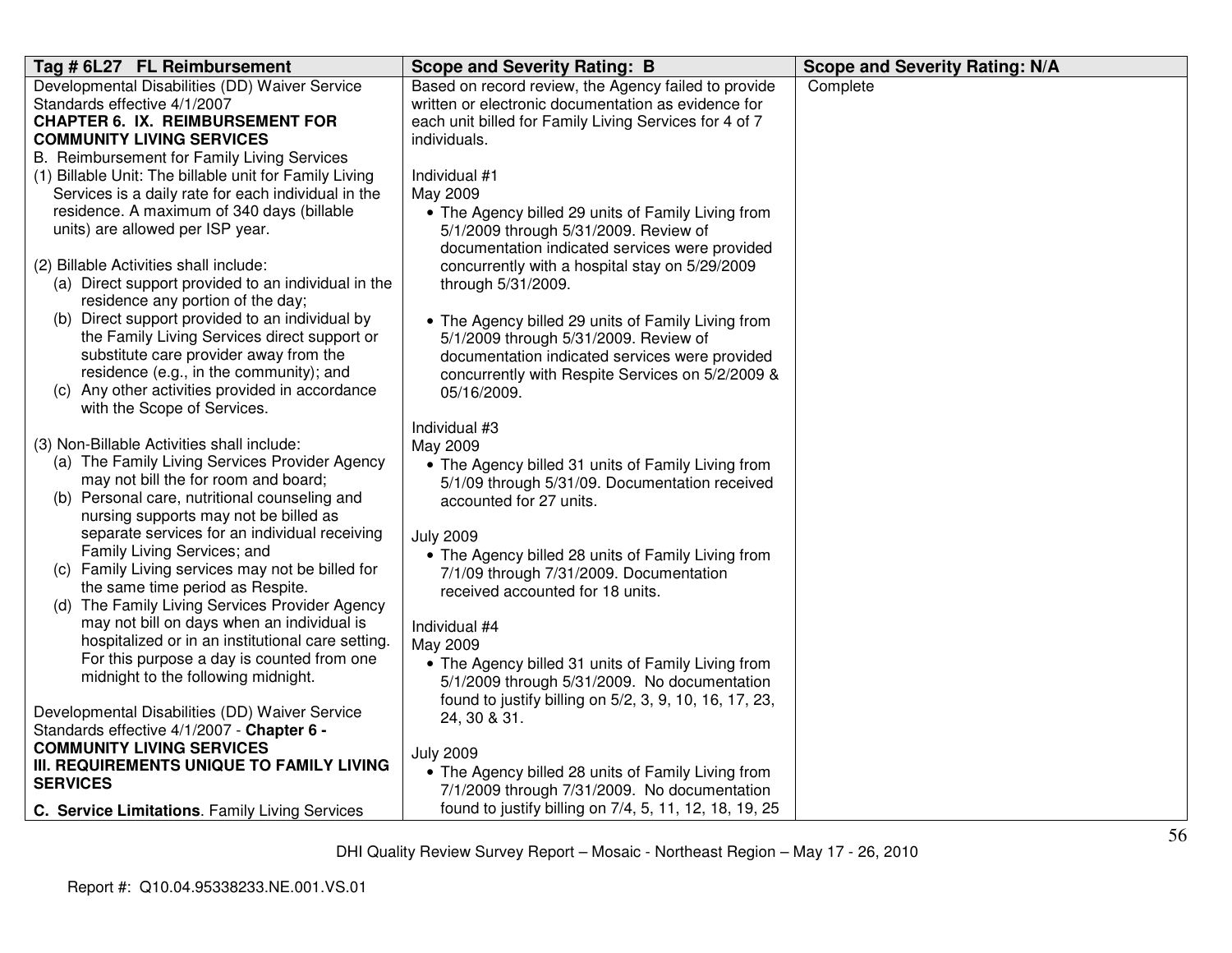| Tag # 6L27 FL Reimbursement | Scope and Severity Rating: B | Scope and Severity Rating: N/A |
|---|---|---|
| Developmental Disabilities (DD) Waiver Service Standards effective 4/1/2007<br>**CHAPTER 6. IX. REIMBURSEMENT FOR COMMUNITY LIVING SERVICES**<br>B. Reimbursement for Family Living Services<br>(1) Billable Unit: The billable unit for Family Living Services is a daily rate for each individual in the residence. A maximum of 340 days (billable units) are allowed per ISP year.<br><br>(2) Billable Activities shall include:<br>(a) Direct support provided to an individual in the residence any portion of the day;<br>(b) Direct support provided to an individual by the Family Living Services direct support or substitute care provider away from the residence (e.g., in the community); and<br>(c) Any other activities provided in accordance with the Scope of Services.<br><br>(3) Non-Billable Activities shall include:<br>(a) The Family Living Services Provider Agency may not bill the for room and board;<br>(b) Personal care, nutritional counseling and nursing supports may not be billed as separate services for an individual receiving Family Living Services; and<br>(c) Family Living services may not be billed for the same time period as Respite.<br>(d) The Family Living Services Provider Agency may not bill on days when an individual is hospitalized or in an institutional care setting. For this purpose a day is counted from one midnight to the following midnight.<br><br>Developmental Disabilities (DD) Waiver Service Standards effective 4/1/2007 - **Chapter 6 - COMMUNITY LIVING SERVICES**<br>**III. REQUIREMENTS UNIQUE TO FAMILY LIVING SERVICES**<br>**C. Service Limitations**. Family Living Services | Based on record review, the Agency failed to provide written or electronic documentation as evidence for each unit billed for Family Living Services for 4 of 7 individuals.<br><br>Individual #1<br>May 2009<br>• The Agency billed 29 units of Family Living from 5/1/2009 through 5/31/2009. Review of documentation indicated services were provided concurrently with a hospital stay on 5/29/2009 through 5/31/2009.<br><br>• The Agency billed 29 units of Family Living from 5/1/2009 through 5/31/2009. Review of documentation indicated services were provided concurrently with Respite Services on 5/2/2009 & 05/16/2009.<br><br>Individual #3<br>May 2009<br>• The Agency billed 31 units of Family Living from 5/1/09 through 5/31/09. Documentation received accounted for 27 units.<br><br>July 2009<br>• The Agency billed 28 units of Family Living from 7/1/09 through 7/31/2009. Documentation received accounted for 18 units.<br><br>Individual #4<br>May 2009<br>• The Agency billed 31 units of Family Living from 5/1/2009 through 5/31/2009. No documentation found to justify billing on 5/2, 3, 9, 10, 16, 17, 23, 24, 30 & 31.<br><br>July 2009<br>• The Agency billed 28 units of Family Living from 7/1/2009 through 7/31/2009. No documentation found to justify billing on 7/4, 5, 11, 12, 18, 19, 25 | Complete |

DHI Quality Review Survey Report – Mosaic - Northeast Region – May 17 - 26, 2010

Report #: Q10.04.95338233.NE.001.VS.01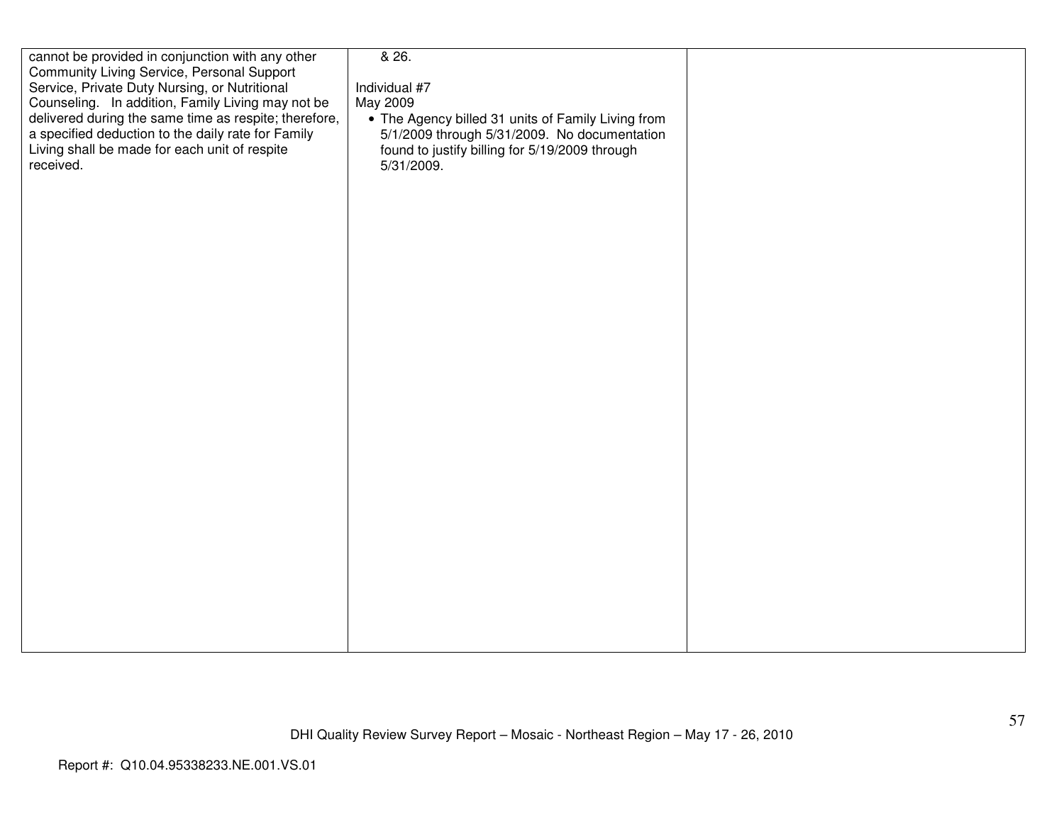| | | |
|---|---|---|
| cannot be provided in conjunction with any other Community Living Service, Personal Support Service, Private Duty Nursing, or Nutritional Counseling. In addition, Family Living may not be delivered during the same time as respite; therefore, a specified deduction to the daily rate for Family Living shall be made for each unit of respite received. | & 26.<br><br>Individual #7<br>May 2009<br>• The Agency billed 31 units of Family Living from 5/1/2009 through 5/31/2009. No documentation found to justify billing for 5/19/2009 through 5/31/2009. | |

DHI Quality Review Survey Report – Mosaic - Northeast Region – May 17 - 26, 2010

Report #: Q10.04.95338233.NE.001.VS.01